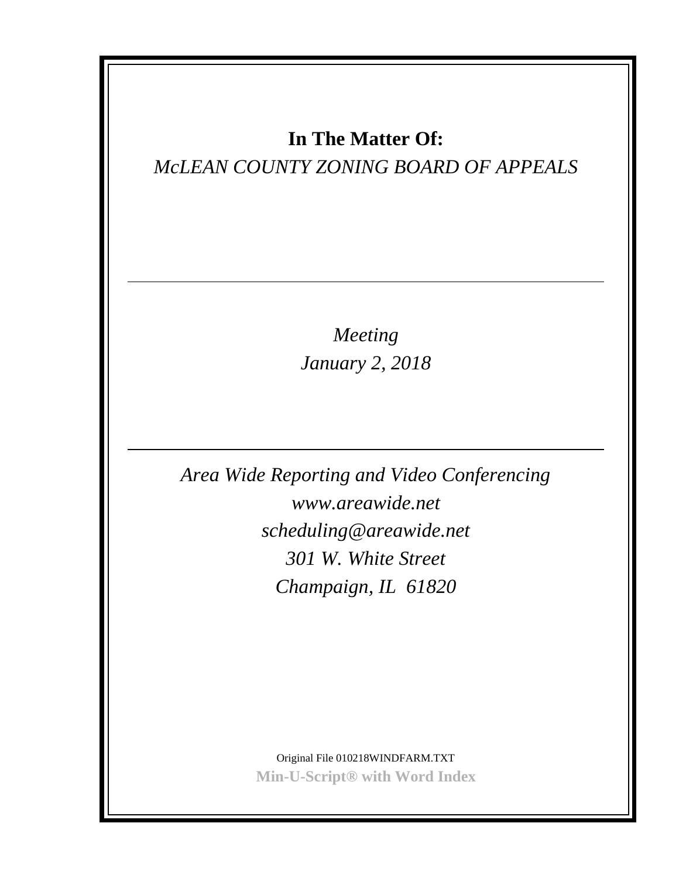**In The Matter Of:**

*McLEAN COUNTY ZONING BOARD OF APPEALS*

---

*Meeting*

*January 2, 2018*

---

*Area Wide Reporting and Video Conferencing*

*www.areawide.net*

*scheduling@areawide.net*

*301 W. White Street*

*Champaign, IL 61820*

Original File 010218WINDFARM.TXT

**Min-U-Script® with Word Index**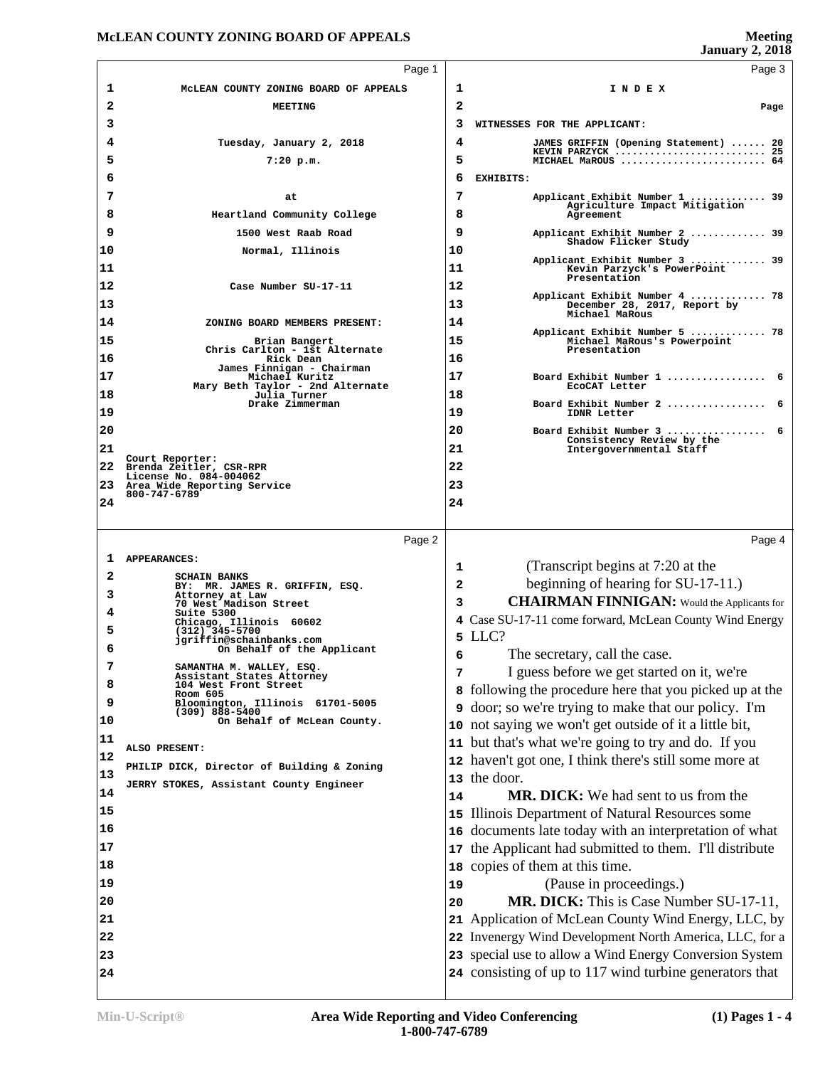McLEAN COUNTY ZONING BOARD OF APPEALS

MEETING

Tuesday, January 2, 2018

7:20 p.m.

at

Heartland Community College

1500 West Raab Road

Normal, Illinois

Case Number SU-17-11

ZONING BOARD MEMBERS PRESENT:

Brian Bangert
Chris Carlton - 1st Alternate
Rick Dean
James Finnigan - Chairman
Michael Kuritz
Mary Beth Taylor - 2nd Alternate
Julia Turner
Drake Zimmerman

Court Reporter:
Brenda Zeitler, CSR-RPR
License No. 084-004062
Area Wide Reporting Service
800-747-6789

APPEARANCES:

SCHAIN BANKS
BY: MR. JAMES R. GRIFFIN, ESQ.
Attorney at Law
70 West Madison Street
Suite 5300
Chicago, Illinois 60602
(312) 345-5700
jgriffin@schainbanks.com
On Behalf of the Applicant

SAMANTHA M. WALLEY, ESQ.
Assistant States Attorney
104 West Front Street
Room 605
Bloomington, Illinois 61701-5005
(309) 888-5400
On Behalf of McLean County.

ALSO PRESENT:

PHILIP DICK, Director of Building & Zoning

JERRY STOKES, Assistant County Engineer

I N D E X

| | Page |
|---|---|
| WITNESSES FOR THE APPLICANT: | |
| JAMES GRIFFIN (Opening Statement) | 20 |
| KEVIN PARZYCK | 25 |
| MICHAEL MaROUS | 64 |
| EXHIBITS: | |
| Applicant Exhibit Number 1 Agriculture Impact Mitigation Agreement | 39 |
| Applicant Exhibit Number 2 Shadow Flicker Study | 39 |
| Applicant Exhibit Number 3 Kevin Parzyck's PowerPoint Presentation | 39 |
| Applicant Exhibit Number 4 December 28, 2017, Report by Michael MaRous | 78 |
| Applicant Exhibit Number 5 Michael MaRous's Powerpoint Presentation | 78 |
| Board Exhibit Number 1 EcoCAT Letter | 6 |
| Board Exhibit Number 2 IDNR Letter | 6 |
| Board Exhibit Number 3 Consistency Review by the Intergovernmental Staff | 6 |

(Transcript begins at 7:20 at the beginning of hearing for SU-17-11.)

**CHAIRMAN FINNIGAN:** Would the Applicants for Case SU-17-11 come forward, McLean County Wind Energy LLC?

The secretary, call the case.

I guess before we get started on it, we're following the procedure here that you picked up at the door; so we're trying to make that our policy. I'm not saying we won't get outside of it a little bit, but that's what we're going to try and do. If you haven't got one, I think there's still some more at the door.

**MR. DICK:** We had sent to us from the Illinois Department of Natural Resources some documents late today with an interpretation of what the Applicant had submitted to them. I'll distribute copies of them at this time.

(Pause in proceedings.)

**MR. DICK:** This is Case Number SU-17-11, Application of McLean County Wind Energy, LLC, by Invenergy Wind Development North America, LLC, for a special use to allow a Wind Energy Conversion System consisting of up to 117 wind turbine generators that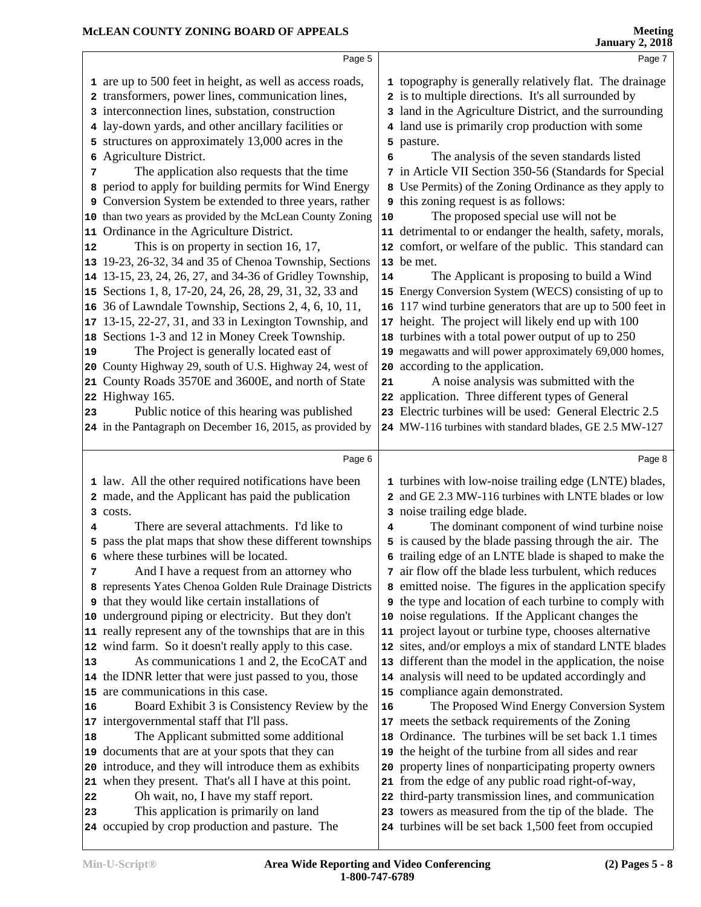are up to 500 feet in height, as well as access roads, transformers, power lines, communication lines, interconnection lines, substation, construction lay-down yards, and other ancillary facilities or structures on approximately 13,000 acres in the Agriculture District.

The application also requests that the time period to apply for building permits for Wind Energy Conversion System be extended to three years, rather than two years as provided by the McLean County Zoning Ordinance in the Agriculture District.

This is on property in section 16, 17, 19-23, 26-32, 34 and 35 of Chenoa Township, Sections 13-15, 23, 24, 26, 27, and 34-36 of Gridley Township, Sections 1, 8, 17-20, 24, 26, 28, 29, 31, 32, 33 and 36 of Lawndale Township, Sections 2, 4, 6, 10, 11, 13-15, 22-27, 31, and 33 in Lexington Township, and Sections 1-3 and 12 in Money Creek Township.

The Project is generally located east of County Highway 29, south of U.S. Highway 24, west of County Roads 3570E and 3600E, and north of State Highway 165.

Public notice of this hearing was published in the Pantagraph on December 16, 2015, as provided by law. All the other required notifications have been made, and the Applicant has paid the publication costs.

There are several attachments. I'd like to pass the plat maps that show these different townships where these turbines will be located.

And I have a request from an attorney who represents Yates Chenoa Golden Rule Drainage Districts that they would like certain installations of underground piping or electricity. But they don't really represent any of the townships that are in this wind farm. So it doesn't really apply to this case.

As communications 1 and 2, the EcoCAT and the IDNR letter that were just passed to you, those are communications in this case.

Board Exhibit 3 is Consistency Review by the intergovernmental staff that I'll pass.

The Applicant submitted some additional documents that are at your spots that they can introduce, and they will introduce them as exhibits when they present. That's all I have at this point.

Oh wait, no, I have my staff report.

This application is primarily on land occupied by crop production and pasture. The topography is generally relatively flat. The drainage is to multiple directions. It's all surrounded by land in the Agriculture District, and the surrounding land use is primarily crop production with some pasture.

The analysis of the seven standards listed in Article VII Section 350-56 (Standards for Special Use Permits) of the Zoning Ordinance as they apply to this zoning request is as follows:

The proposed special use will not be detrimental to or endanger the health, safety, morals, comfort, or welfare of the public. This standard can be met.

The Applicant is proposing to build a Wind Energy Conversion System (WECS) consisting of up to 117 wind turbine generators that are up to 500 feet in height. The project will likely end up with 100 turbines with a total power output of up to 250 megawatts and will power approximately 69,000 homes, according to the application.

A noise analysis was submitted with the application. Three different types of General Electric turbines will be used: General Electric 2.5 MW-116 turbines with standard blades, GE 2.5 MW-127 turbines with low-noise trailing edge (LNTE) blades, and GE 2.3 MW-116 turbines with LNTE blades or low noise trailing edge blade.

The dominant component of wind turbine noise is caused by the blade passing through the air. The trailing edge of an LNTE blade is shaped to make the air flow off the blade less turbulent, which reduces emitted noise. The figures in the application specify the type and location of each turbine to comply with noise regulations. If the Applicant changes the project layout or turbine type, chooses alternative sites, and/or employs a mix of standard LNTE blades different than the model in the application, the noise analysis will need to be updated accordingly and compliance again demonstrated.

The Proposed Wind Energy Conversion System meets the setback requirements of the Zoning Ordinance. The turbines will be set back 1.1 times the height of the turbine from all sides and rear property lines of nonparticipating property owners from the edge of any public road right-of-way, third-party transmission lines, and communication towers as measured from the tip of the blade. The turbines will be set back 1,500 feet from occupied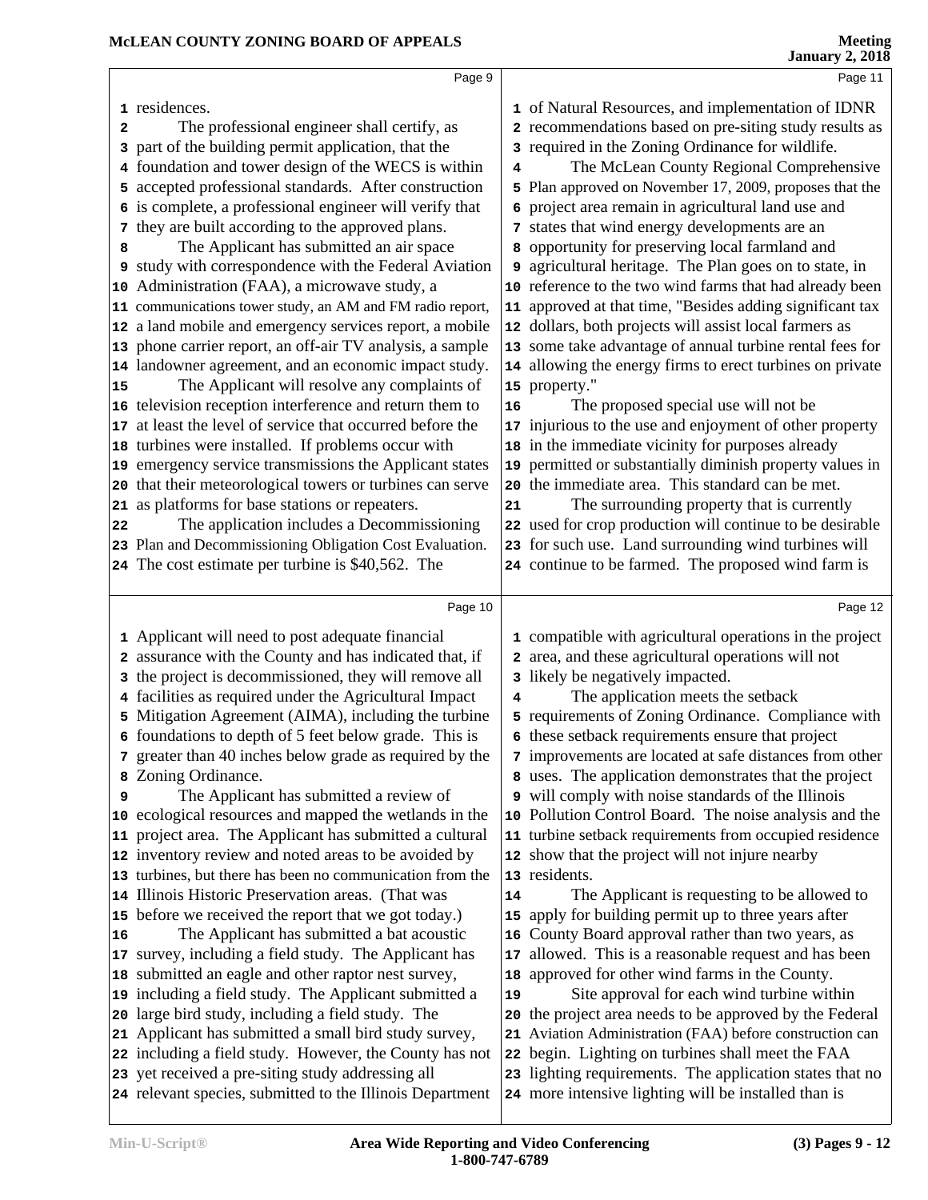residences.

The professional engineer shall certify, as part of the building permit application, that the foundation and tower design of the WECS is within accepted professional standards. After construction is complete, a professional engineer will verify that they are built according to the approved plans.

The Applicant has submitted an air space study with correspondence with the Federal Aviation Administration (FAA), a microwave study, a communications tower study, an AM and FM radio report, a land mobile and emergency services report, a mobile phone carrier report, an off-air TV analysis, a sample landowner agreement, and an economic impact study.

The Applicant will resolve any complaints of television reception interference and return them to at least the level of service that occurred before the turbines were installed. If problems occur with emergency service transmissions the Applicant states that their meteorological towers or turbines can serve as platforms for base stations or repeaters.

The application includes a Decommissioning Plan and Decommissioning Obligation Cost Evaluation. The cost estimate per turbine is $40,562. The Applicant will need to post adequate financial assurance with the County and has indicated that, if the project is decommissioned, they will remove all facilities as required under the Agricultural Impact Mitigation Agreement (AIMA), including the turbine foundations to depth of 5 feet below grade. This is greater than 40 inches below grade as required by the Zoning Ordinance.

The Applicant has submitted a review of ecological resources and mapped the wetlands in the project area. The Applicant has submitted a cultural inventory review and noted areas to be avoided by turbines, but there has been no communication from the Illinois Historic Preservation areas. (That was before we received the report that we got today.)

The Applicant has submitted a bat acoustic survey, including a field study. The Applicant has submitted an eagle and other raptor nest survey, including a field study. The Applicant submitted a large bird study, including a field study. The Applicant has submitted a small bird study survey, including a field study. However, the County has not yet received a pre-siting study addressing all relevant species, submitted to the Illinois Department of Natural Resources, and implementation of IDNR recommendations based on pre-siting study results as required in the Zoning Ordinance for wildlife.

The McLean County Regional Comprehensive Plan approved on November 17, 2009, proposes that the project area remain in agricultural land use and states that wind energy developments are an opportunity for preserving local farmland and agricultural heritage. The Plan goes on to state, in reference to the two wind farms that had already been approved at that time, "Besides adding significant tax dollars, both projects will assist local farmers as some take advantage of annual turbine rental fees for allowing the energy firms to erect turbines on private property."

The proposed special use will not be injurious to the use and enjoyment of other property in the immediate vicinity for purposes already permitted or substantially diminish property values in the immediate area. This standard can be met.

The surrounding property that is currently used for crop production will continue to be desirable for such use. Land surrounding wind turbines will continue to be farmed. The proposed wind farm is compatible with agricultural operations in the project area, and these agricultural operations will not likely be negatively impacted.

The application meets the setback requirements of Zoning Ordinance. Compliance with these setback requirements ensure that project improvements are located at safe distances from other uses. The application demonstrates that the project will comply with noise standards of the Illinois Pollution Control Board. The noise analysis and the turbine setback requirements from occupied residence show that the project will not injure nearby residents.

The Applicant is requesting to be allowed to apply for building permit up to three years after County Board approval rather than two years, as allowed. This is a reasonable request and has been approved for other wind farms in the County.

Site approval for each wind turbine within the project area needs to be approved by the Federal Aviation Administration (FAA) before construction can begin. Lighting on turbines shall meet the FAA lighting requirements. The application states that no more intensive lighting will be installed than is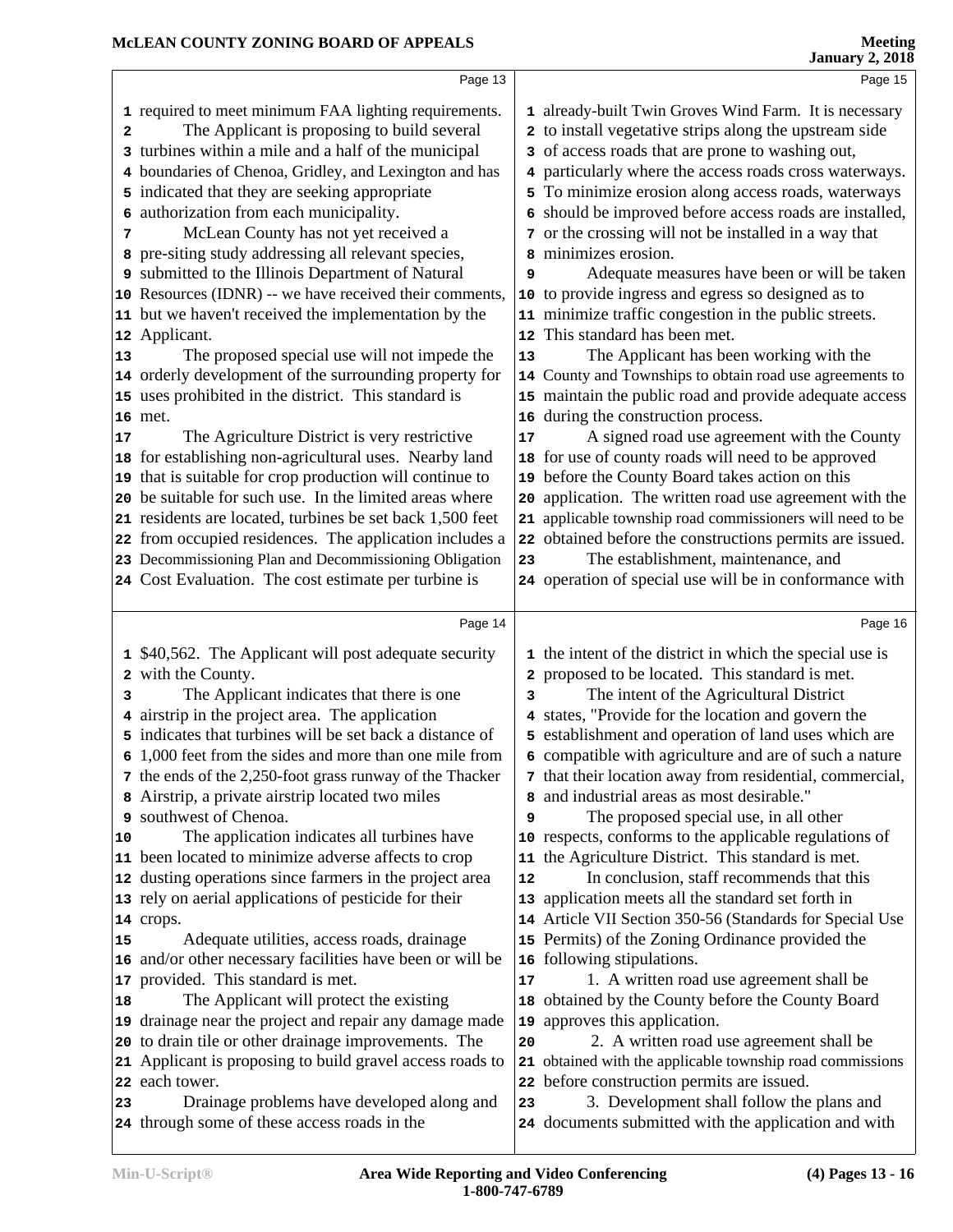required to meet minimum FAA lighting requirements.

The Applicant is proposing to build several turbines within a mile and a half of the municipal boundaries of Chenoa, Gridley, and Lexington and has indicated that they are seeking appropriate authorization from each municipality.

McLean County has not yet received a pre-siting study addressing all relevant species, submitted to the Illinois Department of Natural Resources (IDNR) -- we have received their comments, but we haven't received the implementation by the Applicant.

The proposed special use will not impede the orderly development of the surrounding property for uses prohibited in the district. This standard is met.

The Agriculture District is very restrictive for establishing non-agricultural uses. Nearby land that is suitable for crop production will continue to be suitable for such use. In the limited areas where residents are located, turbines be set back 1,500 feet from occupied residences. The application includes a Decommissioning Plan and Decommissioning Obligation Cost Evaluation. The cost estimate per turbine is $40,562. The Applicant will post adequate security with the County.

The Applicant indicates that there is one airstrip in the project area. The application indicates that turbines will be set back a distance of 1,000 feet from the sides and more than one mile from the ends of the 2,250-foot grass runway of the Thacker Airstrip, a private airstrip located two miles southwest of Chenoa.

The application indicates all turbines have been located to minimize adverse affects to crop dusting operations since farmers in the project area rely on aerial applications of pesticide for their crops.

Adequate utilities, access roads, drainage and/or other necessary facilities have been or will be provided. This standard is met.

The Applicant will protect the existing drainage near the project and repair any damage made to drain tile or other drainage improvements. The Applicant is proposing to build gravel access roads to each tower.

Drainage problems have developed along and through some of these access roads in the already-built Twin Groves Wind Farm. It is necessary to install vegetative strips along the upstream side of access roads that are prone to washing out, particularly where the access roads cross waterways. To minimize erosion along access roads, waterways should be improved before access roads are installed, or the crossing will not be installed in a way that minimizes erosion.

Adequate measures have been or will be taken to provide ingress and egress so designed as to minimize traffic congestion in the public streets. This standard has been met.

The Applicant has been working with the County and Townships to obtain road use agreements to maintain the public road and provide adequate access during the construction process.

A signed road use agreement with the County for use of county roads will need to be approved before the County Board takes action on this application. The written road use agreement with the applicable township road commissioners will need to be obtained before the constructions permits are issued.

The establishment, maintenance, and operation of special use will be in conformance with the intent of the district in which the special use is proposed to be located. This standard is met.

The intent of the Agricultural District states, "Provide for the location and govern the establishment and operation of land uses which are compatible with agriculture and are of such a nature that their location away from residential, commercial, and industrial areas as most desirable."

The proposed special use, in all other respects, conforms to the applicable regulations of the Agriculture District. This standard is met.

In conclusion, staff recommends that this application meets all the standard set forth in Article VII Section 350-56 (Standards for Special Use Permits) of the Zoning Ordinance provided the following stipulations.

1. A written road use agreement shall be obtained by the County before the County Board approves this application.

2. A written road use agreement shall be obtained with the applicable township road commissions before construction permits are issued.

3. Development shall follow the plans and documents submitted with the application and with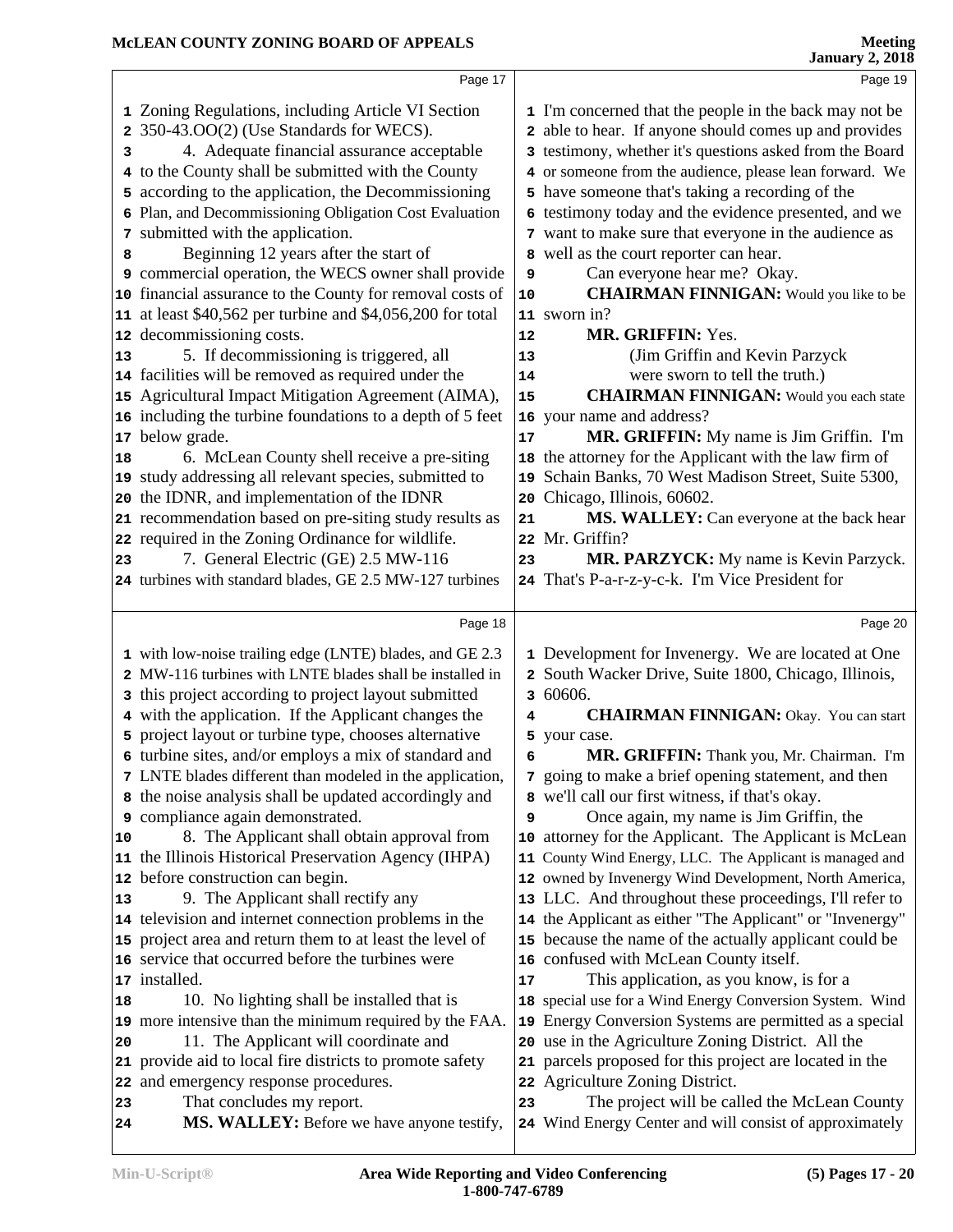Zoning Regulations, including Article VI Section 350-43.OO(2) (Use Standards for WECS).

4. Adequate financial assurance acceptable to the County shall be submitted with the County according to the application, the Decommissioning Plan, and Decommissioning Obligation Cost Evaluation submitted with the application.

Beginning 12 years after the start of commercial operation, the WECS owner shall provide financial assurance to the County for removal costs of at least $40,562 per turbine and $4,056,200 for total decommissioning costs.

5. If decommissioning is triggered, all facilities will be removed as required under the Agricultural Impact Mitigation Agreement (AIMA), including the turbine foundations to a depth of 5 feet below grade.

6. McLean County shell receive a pre-siting study addressing all relevant species, submitted to the IDNR, and implementation of the IDNR recommendation based on pre-siting study results as required in the Zoning Ordinance for wildlife.

7. General Electric (GE) 2.5 MW-116 turbines with standard blades, GE 2.5 MW-127 turbines with low-noise trailing edge (LNTE) blades, and GE 2.3 MW-116 turbines with LNTE blades shall be installed in this project according to project layout submitted with the application. If the Applicant changes the project layout or turbine type, chooses alternative turbine sites, and/or employs a mix of standard and LNTE blades different than modeled in the application, the noise analysis shall be updated accordingly and compliance again demonstrated.

8. The Applicant shall obtain approval from the Illinois Historical Preservation Agency (IHPA) before construction can begin.

9. The Applicant shall rectify any television and internet connection problems in the project area and return them to at least the level of service that occurred before the turbines were installed.

10. No lighting shall be installed that is more intensive than the minimum required by the FAA.

11. The Applicant will coordinate and provide aid to local fire districts to promote safety and emergency response procedures.

That concludes my report.

**MS. WALLEY:** Before we have anyone testify, I'm concerned that the people in the back may not be able to hear. If anyone should comes up and provides testimony, whether it's questions asked from the Board or someone from the audience, please lean forward. We have someone that's taking a recording of the testimony today and the evidence presented, and we want to make sure that everyone in the audience as well as the court reporter can hear.

Can everyone hear me? Okay.

**CHAIRMAN FINNIGAN:** Would you like to be sworn in?

**MR. GRIFFIN:** Yes.

(Jim Griffin and Kevin Parzyck were sworn to tell the truth.)

**CHAIRMAN FINNIGAN:** Would you each state your name and address?

**MR. GRIFFIN:** My name is Jim Griffin. I'm the attorney for the Applicant with the law firm of Schain Banks, 70 West Madison Street, Suite 5300, Chicago, Illinois, 60602.

**MS. WALLEY:** Can everyone at the back hear Mr. Griffin?

**MR. PARZYCK:** My name is Kevin Parzyck. That's P-a-r-z-y-c-k. I'm Vice President for Development for Invenergy. We are located at One South Wacker Drive, Suite 1800, Chicago, Illinois, 60606.

**CHAIRMAN FINNIGAN:** Okay. You can start your case.

**MR. GRIFFIN:** Thank you, Mr. Chairman. I'm going to make a brief opening statement, and then we'll call our first witness, if that's okay.

Once again, my name is Jim Griffin, the attorney for the Applicant. The Applicant is McLean County Wind Energy, LLC. The Applicant is managed and owned by Invenergy Wind Development, North America, LLC. And throughout these proceedings, I'll refer to the Applicant as either "The Applicant" or "Invenergy" because the name of the actually applicant could be confused with McLean County itself.

This application, as you know, is for a special use for a Wind Energy Conversion System. Wind Energy Conversion Systems are permitted as a special use in the Agriculture Zoning District. All the parcels proposed for this project are located in the Agriculture Zoning District.

The project will be called the McLean County Wind Energy Center and will consist of approximately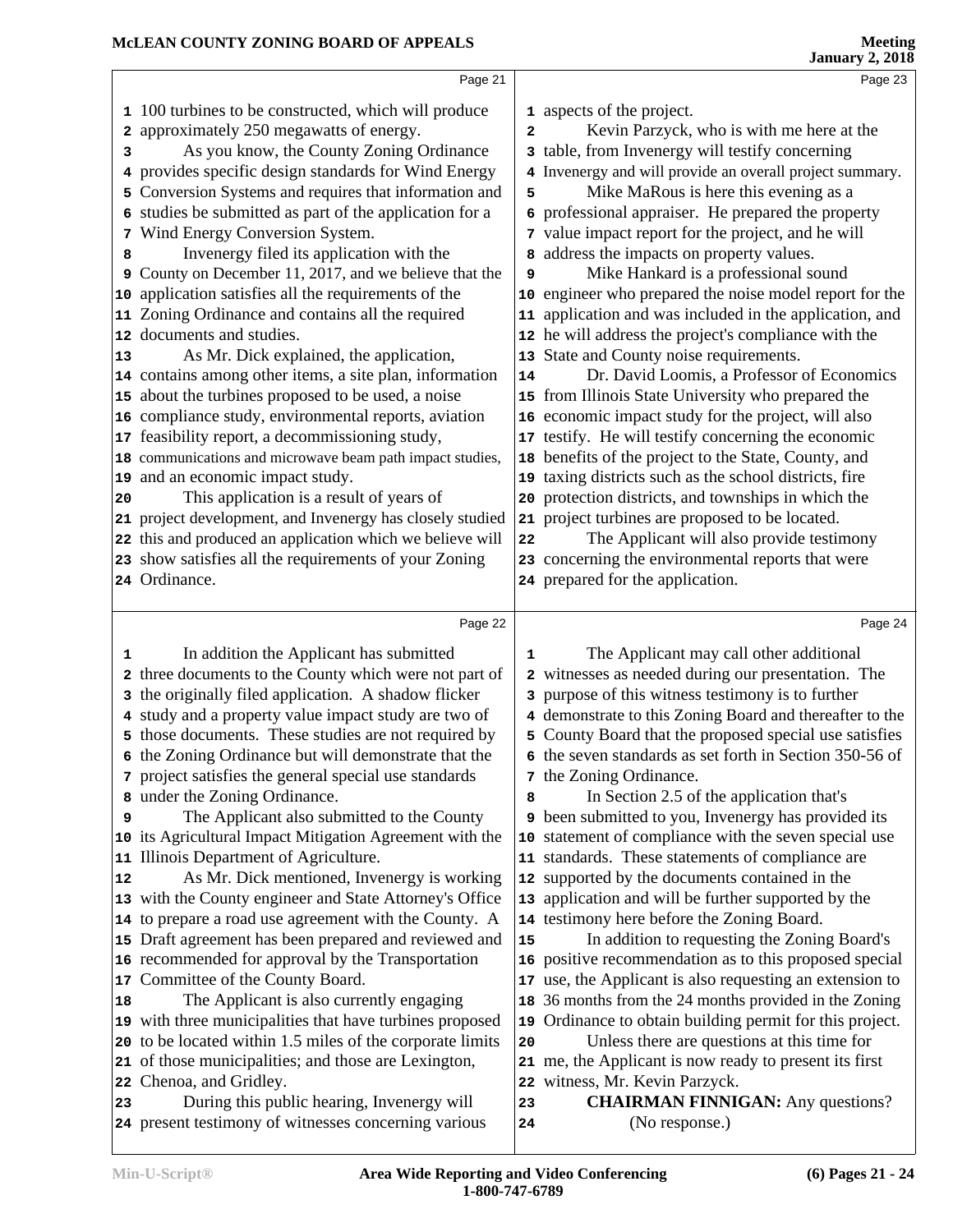Page 21

1 100 turbines to be constructed, which will produce
2 approximately 250 megawatts of energy.
3 As you know, the County Zoning Ordinance
4 provides specific design standards for Wind Energy
5 Conversion Systems and requires that information and
6 studies be submitted as part of the application for a
7 Wind Energy Conversion System.
8 Invenergy filed its application with the
9 County on December 11, 2017, and we believe that the
10 application satisfies all the requirements of the
11 Zoning Ordinance and contains all the required
12 documents and studies.
13 As Mr. Dick explained, the application,
14 contains among other items, a site plan, information
15 about the turbines proposed to be used, a noise
16 compliance study, environmental reports, aviation
17 feasibility report, a decommissioning study,
18 communications and microwave beam path impact studies,
19 and an economic impact study.
20 This application is a result of years of
21 project development, and Invenergy has closely studied
22 this and produced an application which we believe will
23 show satisfies all the requirements of your Zoning
24 Ordinance.

Page 22

1 In addition the Applicant has submitted
2 three documents to the County which were not part of
3 the originally filed application. A shadow flicker
4 study and a property value impact study are two of
5 those documents. These studies are not required by
6 the Zoning Ordinance but will demonstrate that the
7 project satisfies the general special use standards
8 under the Zoning Ordinance.
9 The Applicant also submitted to the County
10 its Agricultural Impact Mitigation Agreement with the
11 Illinois Department of Agriculture.
12 As Mr. Dick mentioned, Invenergy is working
13 with the County engineer and State Attorney's Office
14 to prepare a road use agreement with the County. A
15 Draft agreement has been prepared and reviewed and
16 recommended for approval by the Transportation
17 Committee of the County Board.
18 The Applicant is also currently engaging
19 with three municipalities that have turbines proposed
20 to be located within 1.5 miles of the corporate limits
21 of those municipalities; and those are Lexington,
22 Chenoa, and Gridley.
23 During this public hearing, Invenergy will
24 present testimony of witnesses concerning various

Page 23

1 aspects of the project.
2 Kevin Parzyck, who is with me here at the
3 table, from Invenergy will testify concerning
4 Invenergy and will provide an overall project summary.
5 Mike MaRous is here this evening as a
6 professional appraiser. He prepared the property
7 value impact report for the project, and he will
8 address the impacts on property values.
9 Mike Hankard is a professional sound
10 engineer who prepared the noise model report for the
11 application and was included in the application, and
12 he will address the project's compliance with the
13 State and County noise requirements.
14 Dr. David Loomis, a Professor of Economics
15 from Illinois State University who prepared the
16 economic impact study for the project, will also
17 testify. He will testify concerning the economic
18 benefits of the project to the State, County, and
19 taxing districts such as the school districts, fire
20 protection districts, and townships in which the
21 project turbines are proposed to be located.
22 The Applicant will also provide testimony
23 concerning the environmental reports that were
24 prepared for the application.

Page 24

1 The Applicant may call other additional
2 witnesses as needed during our presentation. The
3 purpose of this witness testimony is to further
4 demonstrate to this Zoning Board and thereafter to the
5 County Board that the proposed special use satisfies
6 the seven standards as set forth in Section 350-56 of
7 the Zoning Ordinance.
8 In Section 2.5 of the application that's
9 been submitted to you, Invenergy has provided its
10 statement of compliance with the seven special use
11 standards. These statements of compliance are
12 supported by the documents contained in the
13 application and will be further supported by the
14 testimony here before the Zoning Board.
15 In addition to requesting the Zoning Board's
16 positive recommendation as to this proposed special
17 use, the Applicant is also requesting an extension to
18 36 months from the 24 months provided in the Zoning
19 Ordinance to obtain building permit for this project.
20 Unless there are questions at this time for
21 me, the Applicant is now ready to present its first
22 witness, Mr. Kevin Parzyck.
23 **CHAIRMAN FINNIGAN:** Any questions?
24 (No response.)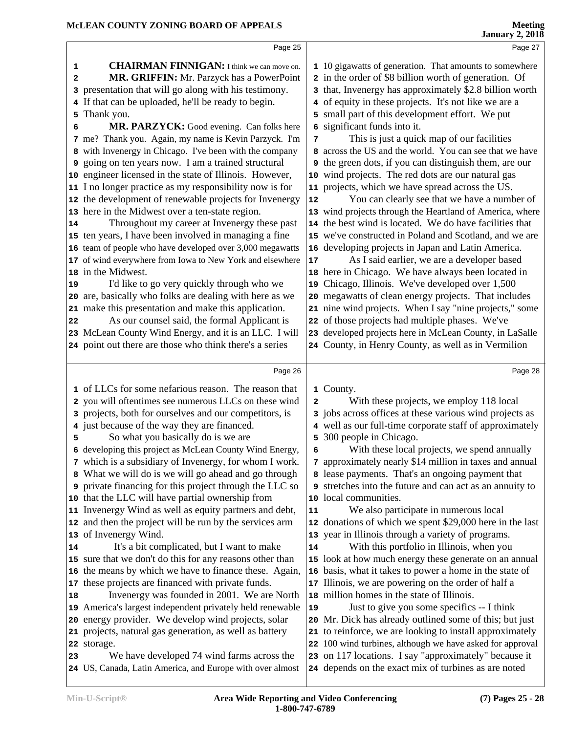**CHAIRMAN FINNIGAN:** I think we can move on.

**MR. GRIFFIN:** Mr. Parzyck has a PowerPoint presentation that will go along with his testimony. If that can be uploaded, he'll be ready to begin. Thank you.

**MR. PARZYCK:** Good evening. Can folks here me? Thank you. Again, my name is Kevin Parzyck. I'm with Invenergy in Chicago. I've been with the company going on ten years now. I am a trained structural engineer licensed in the state of Illinois. However, I no longer practice as my responsibility now is for the development of renewable projects for Invenergy here in the Midwest over a ten-state region.

Throughout my career at Invenergy these past ten years, I have been involved in managing a fine team of people who have developed over 3,000 megawatts of wind everywhere from Iowa to New York and elsewhere in the Midwest.

I'd like to go very quickly through who we are, basically who folks are dealing with here as we make this presentation and make this application.

As our counsel said, the formal Applicant is McLean County Wind Energy, and it is an LLC. I will point out there are those who think there's a series of LLCs for some nefarious reason. The reason that you will oftentimes see numerous LLCs on these wind projects, both for ourselves and our competitors, is just because of the way they are financed.

So what you basically do is we are developing this project as McLean County Wind Energy, which is a subsidiary of Invenergy, for whom I work. What we will do is we will go ahead and go through private financing for this project through the LLC so that the LLC will have partial ownership from Invenergy Wind as well as equity partners and debt, and then the project will be run by the services arm of Invenergy Wind.

It's a bit complicated, but I want to make sure that we don't do this for any reasons other than the means by which we have to finance these. Again, these projects are financed with private funds.

Invenergy was founded in 2001. We are North America's largest independent privately held renewable energy provider. We develop wind projects, solar projects, natural gas generation, as well as battery storage.

We have developed 74 wind farms across the US, Canada, Latin America, and Europe with over almost 10 gigawatts of generation. That amounts to somewhere in the order of $8 billion worth of generation. Of that, Invenergy has approximately $2.8 billion worth of equity in these projects. It's not like we are a small part of this development effort. We put significant funds into it.

This is just a quick map of our facilities across the US and the world. You can see that we have the green dots, if you can distinguish them, are our wind projects. The red dots are our natural gas projects, which we have spread across the US.

You can clearly see that we have a number of wind projects through the Heartland of America, where the best wind is located. We do have facilities that we've constructed in Poland and Scotland, and we are developing projects in Japan and Latin America.

As I said earlier, we are a developer based here in Chicago. We have always been located in Chicago, Illinois. We've developed over 1,500 megawatts of clean energy projects. That includes nine wind projects. When I say "nine projects," some of those projects had multiple phases. We've developed projects here in McLean County, in LaSalle County, in Henry County, as well as in Vermilion County.

With these projects, we employ 118 local jobs across offices at these various wind projects as well as our full-time corporate staff of approximately 300 people in Chicago.

With these local projects, we spend annually approximately nearly $14 million in taxes and annual lease payments. That's an ongoing payment that stretches into the future and can act as an annuity to local communities.

We also participate in numerous local donations of which we spent $29,000 here in the last year in Illinois through a variety of programs.

With this portfolio in Illinois, when you look at how much energy these generate on an annual basis, what it takes to power a home in the state of Illinois, we are powering on the order of half a million homes in the state of Illinois.

Just to give you some specifics -- I think Mr. Dick has already outlined some of this; but just to reinforce, we are looking to install approximately 100 wind turbines, although we have asked for approval on 117 locations. I say "approximately" because it depends on the exact mix of turbines as are noted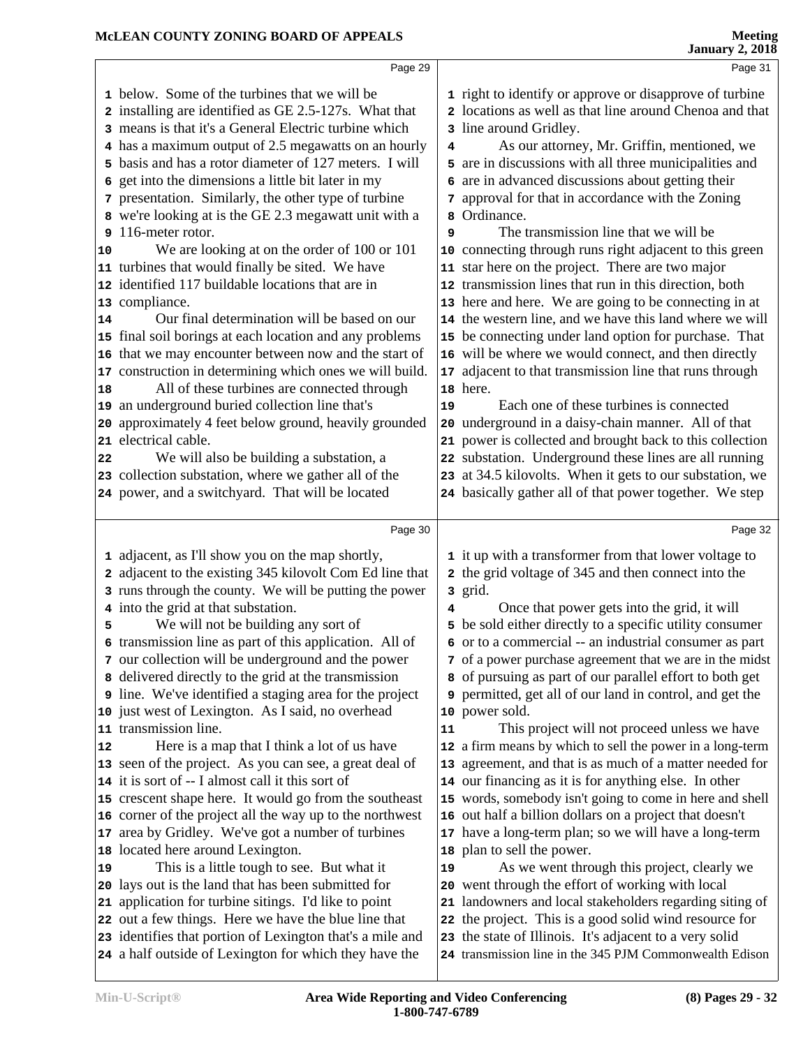below. Some of the turbines that we will be installing are identified as GE 2.5-127s. What that means is that it's a General Electric turbine which has a maximum output of 2.5 megawatts on an hourly basis and has a rotor diameter of 127 meters. I will get into the dimensions a little bit later in my presentation. Similarly, the other type of turbine we're looking at is the GE 2.3 megawatt unit with a 116-meter rotor.

We are looking at on the order of 100 or 101 turbines that would finally be sited. We have identified 117 buildable locations that are in compliance.

Our final determination will be based on our final soil borings at each location and any problems that we may encounter between now and the start of construction in determining which ones we will build.

All of these turbines are connected through an underground buried collection line that's approximately 4 feet below ground, heavily grounded electrical cable.

We will also be building a substation, a collection substation, where we gather all of the power, and a switchyard. That will be located adjacent, as I'll show you on the map shortly, adjacent to the existing 345 kilovolt Com Ed line that runs through the county. We will be putting the power into the grid at that substation.

We will not be building any sort of transmission line as part of this application. All of our collection will be underground and the power delivered directly to the grid at the transmission line. We've identified a staging area for the project just west of Lexington. As I said, no overhead transmission line.

Here is a map that I think a lot of us have seen of the project. As you can see, a great deal of it is sort of -- I almost call it this sort of crescent shape here. It would go from the southeast corner of the project all the way up to the northwest area by Gridley. We've got a number of turbines located here around Lexington.

This is a little tough to see. But what it lays out is the land that has been submitted for application for turbine sitings. I'd like to point out a few things. Here we have the blue line that identifies that portion of Lexington that's a mile and a half outside of Lexington for which they have the right to identify or approve or disapprove of turbine locations as well as that line around Chenoa and that line around Gridley.

As our attorney, Mr. Griffin, mentioned, we are in discussions with all three municipalities and are in advanced discussions about getting their approval for that in accordance with the Zoning Ordinance.

The transmission line that we will be connecting through runs right adjacent to this green star here on the project. There are two major transmission lines that run in this direction, both here and here. We are going to be connecting in at the western line, and we have this land where we will be connecting under land option for purchase. That will be where we would connect, and then directly adjacent to that transmission line that runs through here.

Each one of these turbines is connected underground in a daisy-chain manner. All of that power is collected and brought back to this collection substation. Underground these lines are all running at 34.5 kilovolts. When it gets to our substation, we basically gather all of that power together. We step it up with a transformer from that lower voltage to the grid voltage of 345 and then connect into the grid.

Once that power gets into the grid, it will be sold either directly to a specific utility consumer or to a commercial -- an industrial consumer as part of a power purchase agreement that we are in the midst of pursuing as part of our parallel effort to both get permitted, get all of our land in control, and get the power sold.

This project will not proceed unless we have a firm means by which to sell the power in a long-term agreement, and that is as much of a matter needed for our financing as it is for anything else. In other words, somebody isn't going to come in here and shell out half a billion dollars on a project that doesn't have a long-term plan; so we will have a long-term plan to sell the power.

As we went through this project, clearly we went through the effort of working with local landowners and local stakeholders regarding siting of the project. This is a good solid wind resource for the state of Illinois. It's adjacent to a very solid transmission line in the 345 PJM Commonwealth Edison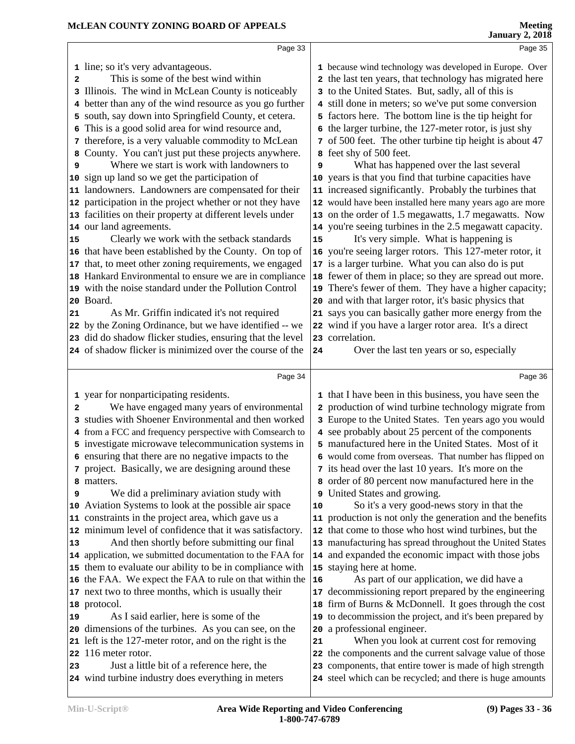Page 33

1 line; so it's very advantageous.
2 This is some of the best wind within
3 Illinois. The wind in McLean County is noticeably
4 better than any of the wind resource as you go further
5 south, say down into Springfield County, et cetera.
6 This is a good solid area for wind resource and,
7 therefore, is a very valuable commodity to McLean
8 County. You can't just put these projects anywhere.
9 Where we start is work with landowners to
10 sign up land so we get the participation of
11 landowners. Landowners are compensated for their
12 participation in the project whether or not they have
13 facilities on their property at different levels under
14 our land agreements.
15 Clearly we work with the setback standards
16 that have been established by the County. On top of
17 that, to meet other zoning requirements, we engaged
18 Hankard Environmental to ensure we are in compliance
19 with the noise standard under the Pollution Control
20 Board.
21 As Mr. Griffin indicated it's not required
22 by the Zoning Ordinance, but we have identified -- we
23 did do shadow flicker studies, ensuring that the level
24 of shadow flicker is minimized over the course of the

Page 34

1 year for nonparticipating residents.
2 We have engaged many years of environmental
3 studies with Shoener Environmental and then worked
4 from a FCC and frequency perspective with Comsearch to
5 investigate microwave telecommunication systems in
6 ensuring that there are no negative impacts to the
7 project. Basically, we are designing around these
8 matters.
9 We did a preliminary aviation study with
10 Aviation Systems to look at the possible air space
11 constraints in the project area, which gave us a
12 minimum level of confidence that it was satisfactory.
13 And then shortly before submitting our final
14 application, we submitted documentation to the FAA for
15 them to evaluate our ability to be in compliance with
16 the FAA. We expect the FAA to rule on that within the
17 next two to three months, which is usually their
18 protocol.
19 As I said earlier, here is some of the
20 dimensions of the turbines. As you can see, on the
21 left is the 127-meter rotor, and on the right is the
22 116 meter rotor.
23 Just a little bit of a reference here, the
24 wind turbine industry does everything in meters

Page 35

1 because wind technology was developed in Europe. Over
2 the last ten years, that technology has migrated here
3 to the United States. But, sadly, all of this is
4 still done in meters; so we've put some conversion
5 factors here. The bottom line is the tip height for
6 the larger turbine, the 127-meter rotor, is just shy
7 of 500 feet. The other turbine tip height is about 47
8 feet shy of 500 feet.
9 What has happened over the last several
10 years is that you find that turbine capacities have
11 increased significantly. Probably the turbines that
12 would have been installed here many years ago are more
13 on the order of 1.5 megawatts, 1.7 megawatts. Now
14 you're seeing turbines in the 2.5 megawatt capacity.
15 It's very simple. What is happening is
16 you're seeing larger rotors. This 127-meter rotor, it
17 is a larger turbine. What you can also do is put
18 fewer of them in place; so they are spread out more.
19 There's fewer of them. They have a higher capacity;
20 and with that larger rotor, it's basic physics that
21 says you can basically gather more energy from the
22 wind if you have a larger rotor area. It's a direct
23 correlation.
24 Over the last ten years or so, especially

Page 36

1 that I have been in this business, you have seen the
2 production of wind turbine technology migrate from
3 Europe to the United States. Ten years ago you would
4 see probably about 25 percent of the components
5 manufactured here in the United States. Most of it
6 would come from overseas. That number has flipped on
7 its head over the last 10 years. It's more on the
8 order of 80 percent now manufactured here in the
9 United States and growing.
10 So it's a very good-news story in that the
11 production is not only the generation and the benefits
12 that come to those who host wind turbines, but the
13 manufacturing has spread throughout the United States
14 and expanded the economic impact with those jobs
15 staying here at home.
16 As part of our application, we did have a
17 decommissioning report prepared by the engineering
18 firm of Burns & McDonnell. It goes through the cost
19 to decommission the project, and it's been prepared by
20 a professional engineer.
21 When you look at current cost for removing
22 the components and the current salvage value of those
23 components, that entire tower is made of high strength
24 steel which can be recycled; and there is huge amounts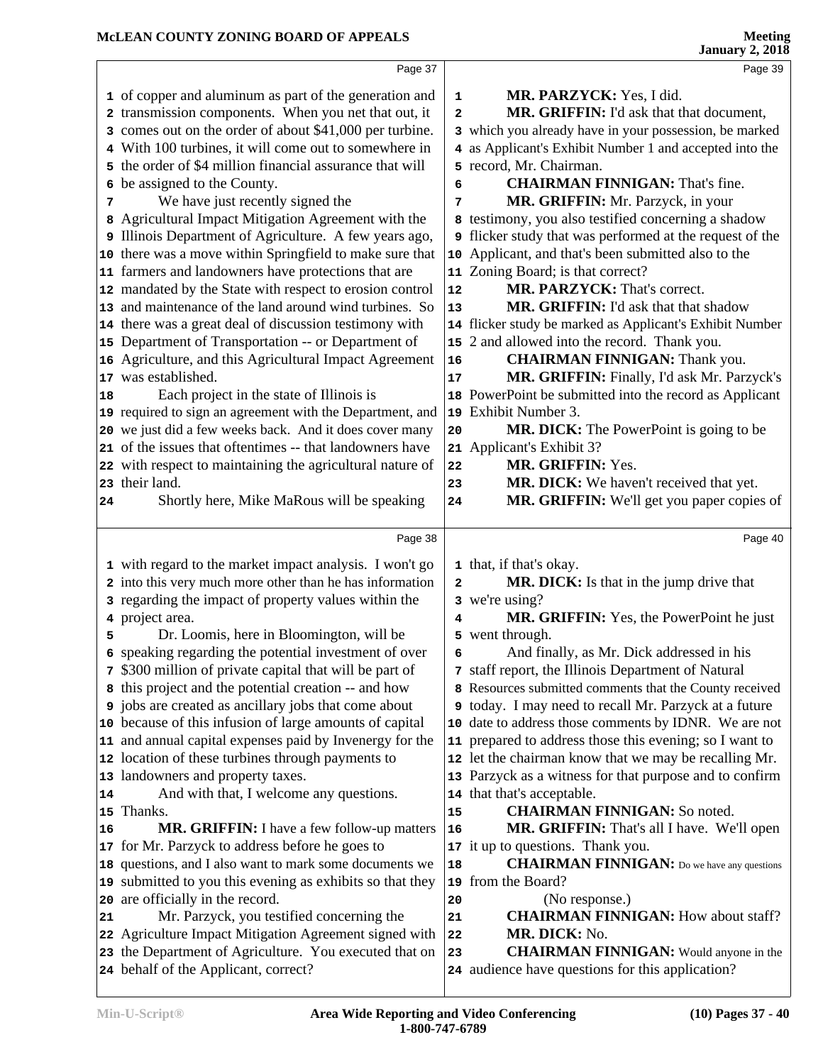of copper and aluminum as part of the generation and transmission components. When you net that out, it comes out on the order of about $41,000 per turbine. With 100 turbines, it will come out to somewhere in the order of $4 million financial assurance that will be assigned to the County.

We have just recently signed the Agricultural Impact Mitigation Agreement with the Illinois Department of Agriculture. A few years ago, there was a move within Springfield to make sure that farmers and landowners have protections that are mandated by the State with respect to erosion control and maintenance of the land around wind turbines. So there was a great deal of discussion testimony with Department of Transportation -- or Department of Agriculture, and this Agricultural Impact Agreement was established.

Each project in the state of Illinois is required to sign an agreement with the Department, and we just did a few weeks back. And it does cover many of the issues that oftentimes -- that landowners have with respect to maintaining the agricultural nature of their land.

Shortly here, Mike MaRous will be speaking with regard to the market impact analysis. I won't go into this very much more other than he has information regarding the impact of property values within the project area.

Dr. Loomis, here in Bloomington, will be speaking regarding the potential investment of over $300 million of private capital that will be part of this project and the potential creation -- and how jobs are created as ancillary jobs that come about because of this infusion of large amounts of capital and annual capital expenses paid by Invenergy for the location of these turbines through payments to landowners and property taxes.

And with that, I welcome any questions. Thanks.

**MR. GRIFFIN:** I have a few follow-up matters for Mr. Parzyck to address before he goes to questions, and I also want to mark some documents we submitted to you this evening as exhibits so that they are officially in the record.

Mr. Parzyck, you testified concerning the Agriculture Impact Mitigation Agreement signed with the Department of Agriculture. You executed that on behalf of the Applicant, correct?

**MR. PARZYCK:** Yes, I did.

**MR. GRIFFIN:** I'd ask that that document, which you already have in your possession, be marked as Applicant's Exhibit Number 1 and accepted into the record, Mr. Chairman.

**CHAIRMAN FINNIGAN:** That's fine.

**MR. GRIFFIN:** Mr. Parzyck, in your testimony, you also testified concerning a shadow flicker study that was performed at the request of the Applicant, and that's been submitted also to the Zoning Board; is that correct?

**MR. PARZYCK:** That's correct.

**MR. GRIFFIN:** I'd ask that that shadow flicker study be marked as Applicant's Exhibit Number 2 and allowed into the record. Thank you.

**CHAIRMAN FINNIGAN:** Thank you.

**MR. GRIFFIN:** Finally, I'd ask Mr. Parzyck's PowerPoint be submitted into the record as Applicant Exhibit Number 3.

**MR. DICK:** The PowerPoint is going to be Applicant's Exhibit 3?

**MR. GRIFFIN:** Yes.

**MR. DICK:** We haven't received that yet.

**MR. GRIFFIN:** We'll get you paper copies of that, if that's okay.

**MR. DICK:** Is that in the jump drive that we're using?

**MR. GRIFFIN:** Yes, the PowerPoint he just went through.

And finally, as Mr. Dick addressed in his staff report, the Illinois Department of Natural Resources submitted comments that the County received today. I may need to recall Mr. Parzyck at a future date to address those comments by IDNR. We are not prepared to address those this evening; so I want to let the chairman know that we may be recalling Mr. Parzyck as a witness for that purpose and to confirm that that's acceptable.

**CHAIRMAN FINNIGAN:** So noted.

**MR. GRIFFIN:** That's all I have. We'll open it up to questions. Thank you.

**CHAIRMAN FINNIGAN:** Do we have any questions from the Board?

(No response.)

**CHAIRMAN FINNIGAN:** How about staff?

**MR. DICK:** No.

**CHAIRMAN FINNIGAN:** Would anyone in the audience have questions for this application?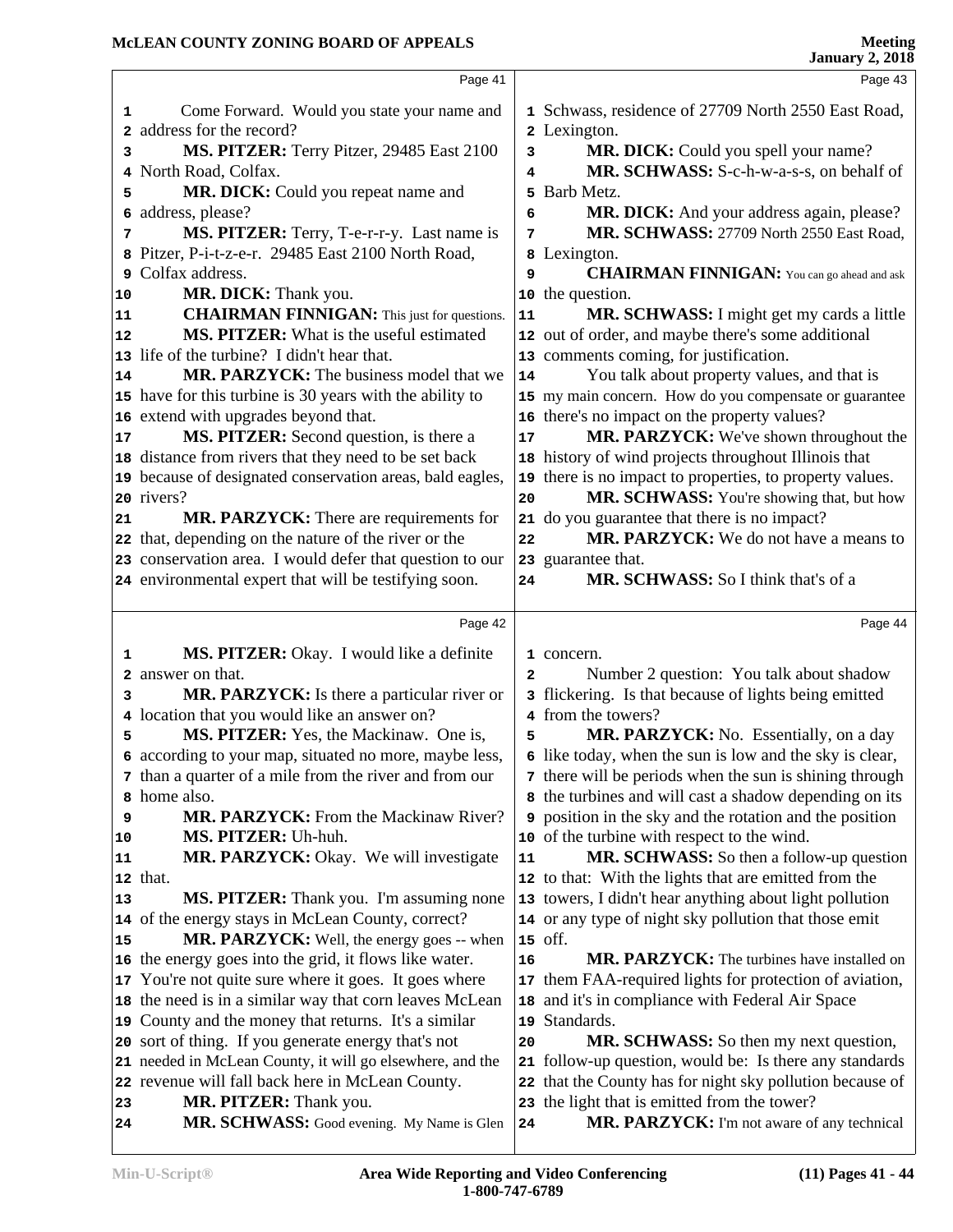Come Forward. Would you state your name and address for the record?

**MS. PITZER:** Terry Pitzer, 29485 East 2100 North Road, Colfax.

**MR. DICK:** Could you repeat name and address, please?

**MS. PITZER:** Terry, T-e-r-r-y. Last name is Pitzer, P-i-t-z-e-r. 29485 East 2100 North Road, Colfax address.

**MR. DICK:** Thank you.

**CHAIRMAN FINNIGAN:** This just for questions.

**MS. PITZER:** What is the useful estimated life of the turbine? I didn't hear that.

**MR. PARZYCK:** The business model that we have for this turbine is 30 years with the ability to extend with upgrades beyond that.

**MS. PITZER:** Second question, is there a distance from rivers that they need to be set back because of designated conservation areas, bald eagles, rivers?

**MR. PARZYCK:** There are requirements for that, depending on the nature of the river or the conservation area. I would defer that question to our environmental expert that will be testifying soon.

**MS. PITZER:** Okay. I would like a definite answer on that.

**MR. PARZYCK:** Is there a particular river or location that you would like an answer on?

**MS. PITZER:** Yes, the Mackinaw. One is, according to your map, situated no more, maybe less, than a quarter of a mile from the river and from our home also.

**MR. PARZYCK:** From the Mackinaw River?

**MS. PITZER:** Uh-huh.

**MR. PARZYCK:** Okay. We will investigate that.

**MS. PITZER:** Thank you. I'm assuming none of the energy stays in McLean County, correct?

**MR. PARZYCK:** Well, the energy goes -- when the energy goes into the grid, it flows like water. You're not quite sure where it goes. It goes where the need is in a similar way that corn leaves McLean County and the money that returns. It's a similar sort of thing. If you generate energy that's not needed in McLean County, it will go elsewhere, and the revenue will fall back here in McLean County.

**MR. PITZER:** Thank you.

**MR. SCHWASS:** Good evening. My Name is Glen Schwass, residence of 27709 North 2550 East Road, Lexington.

**MR. DICK:** Could you spell your name?

**MR. SCHWASS:** S-c-h-w-a-s-s, on behalf of Barb Metz.

**MR. DICK:** And your address again, please?

**MR. SCHWASS:** 27709 North 2550 East Road, Lexington.

**CHAIRMAN FINNIGAN:** You can go ahead and ask the question.

**MR. SCHWASS:** I might get my cards a little out of order, and maybe there's some additional comments coming, for justification.

You talk about property values, and that is my main concern. How do you compensate or guarantee there's no impact on the property values?

**MR. PARZYCK:** We've shown throughout the history of wind projects throughout Illinois that there is no impact to properties, to property values.

**MR. SCHWASS:** You're showing that, but how do you guarantee that there is no impact?

**MR. PARZYCK:** We do not have a means to guarantee that.

**MR. SCHWASS:** So I think that's of a concern.

Number 2 question: You talk about shadow flickering. Is that because of lights being emitted from the towers?

**MR. PARZYCK:** No. Essentially, on a day like today, when the sun is low and the sky is clear, there will be periods when the sun is shining through the turbines and will cast a shadow depending on its position in the sky and the rotation and the position of the turbine with respect to the wind.

**MR. SCHWASS:** So then a follow-up question to that: With the lights that are emitted from the towers, I didn't hear anything about light pollution or any type of night sky pollution that those emit off.

**MR. PARZYCK:** The turbines have installed on them FAA-required lights for protection of aviation, and it's in compliance with Federal Air Space Standards.

**MR. SCHWASS:** So then my next question, follow-up question, would be: Is there any standards that the County has for night sky pollution because of the light that is emitted from the tower?

**MR. PARZYCK:** I'm not aware of any technical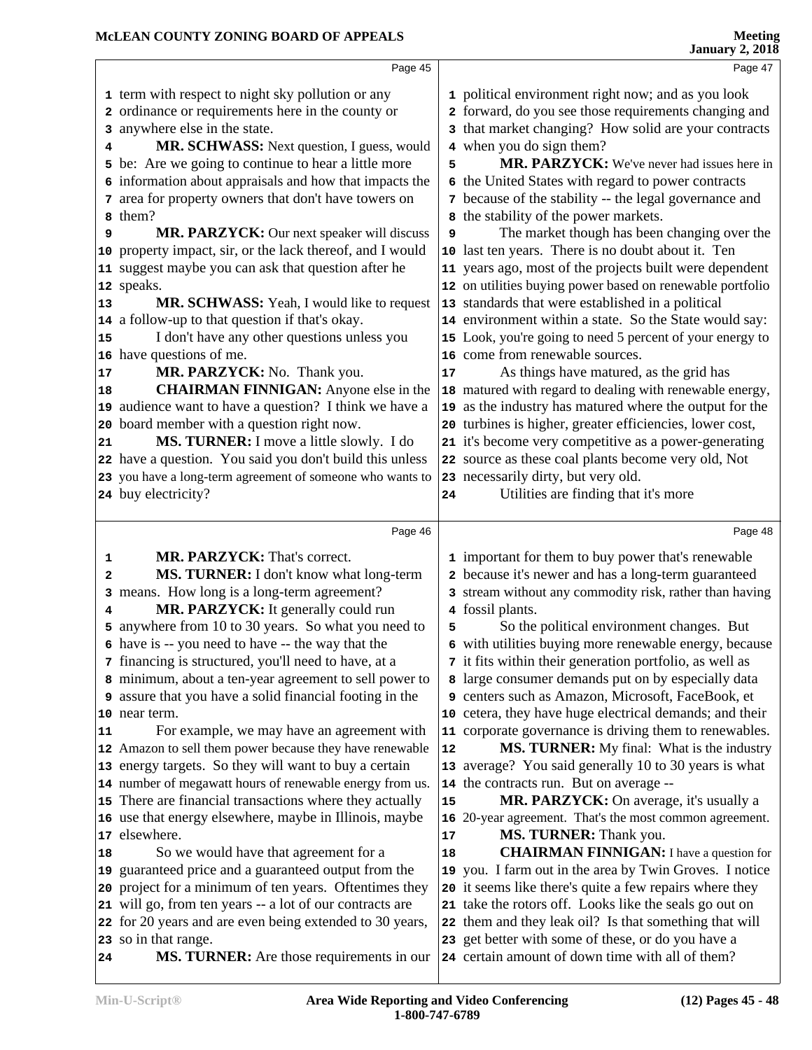term with respect to night sky pollution or any ordinance or requirements here in the county or anywhere else in the state.

**MR. SCHWASS:** Next question, I guess, would be: Are we going to continue to hear a little more information about appraisals and how that impacts the area for property owners that don't have towers on them?

**MR. PARZYCK:** Our next speaker will discuss property impact, sir, or the lack thereof, and I would suggest maybe you can ask that question after he speaks.

**MR. SCHWASS:** Yeah, I would like to request a follow-up to that question if that's okay.

I don't have any other questions unless you have questions of me.

**MR. PARZYCK:** No. Thank you.

**CHAIRMAN FINNIGAN:** Anyone else in the audience want to have a question? I think we have a board member with a question right now.

**MS. TURNER:** I move a little slowly. I do have a question. You said you don't build this unless you have a long-term agreement of someone who wants to buy electricity?

**MR. PARZYCK:** That's correct.

**MS. TURNER:** I don't know what long-term means. How long is a long-term agreement?

**MR. PARZYCK:** It generally could run anywhere from 10 to 30 years. So what you need to have is -- you need to have -- the way that the financing is structured, you'll need to have, at a minimum, about a ten-year agreement to sell power to assure that you have a solid financial footing in the near term.

For example, we may have an agreement with Amazon to sell them power because they have renewable energy targets. So they will want to buy a certain number of megawatt hours of renewable energy from us. There are financial transactions where they actually use that energy elsewhere, maybe in Illinois, maybe elsewhere.

So we would have that agreement for a guaranteed price and a guaranteed output from the project for a minimum of ten years. Oftentimes they will go, from ten years -- a lot of our contracts are for 20 years and are even being extended to 30 years, so in that range.

**MS. TURNER:** Are those requirements in our political environment right now; and as you look forward, do you see those requirements changing and that market changing? How solid are your contracts when you do sign them?

**MR. PARZYCK:** We've never had issues here in the United States with regard to power contracts because of the stability -- the legal governance and the stability of the power markets.

The market though has been changing over the last ten years. There is no doubt about it. Ten years ago, most of the projects built were dependent on utilities buying power based on renewable portfolio standards that were established in a political environment within a state. So the State would say: Look, you're going to need 5 percent of your energy to come from renewable sources.

As things have matured, as the grid has matured with regard to dealing with renewable energy, as the industry has matured where the output for the turbines is higher, greater efficiencies, lower cost, it's become very competitive as a power-generating source as these coal plants become very old, Not necessarily dirty, but very old.

Utilities are finding that it's more important for them to buy power that's renewable because it's newer and has a long-term guaranteed stream without any commodity risk, rather than having fossil plants.

So the political environment changes. But with utilities buying more renewable energy, because it fits within their generation portfolio, as well as large consumer demands put on by especially data centers such as Amazon, Microsoft, FaceBook, et cetera, they have huge electrical demands; and their corporate governance is driving them to renewables.

**MS. TURNER:** My final: What is the industry average? You said generally 10 to 30 years is what the contracts run. But on average --

**MR. PARZYCK:** On average, it's usually a 20-year agreement. That's the most common agreement.

**MS. TURNER:** Thank you.

**CHAIRMAN FINNIGAN:** I have a question for you. I farm out in the area by Twin Groves. I notice it seems like there's quite a few repairs where they take the rotors off. Looks like the seals go out on them and they leak oil? Is that something that will get better with some of these, or do you have a certain amount of down time with all of them?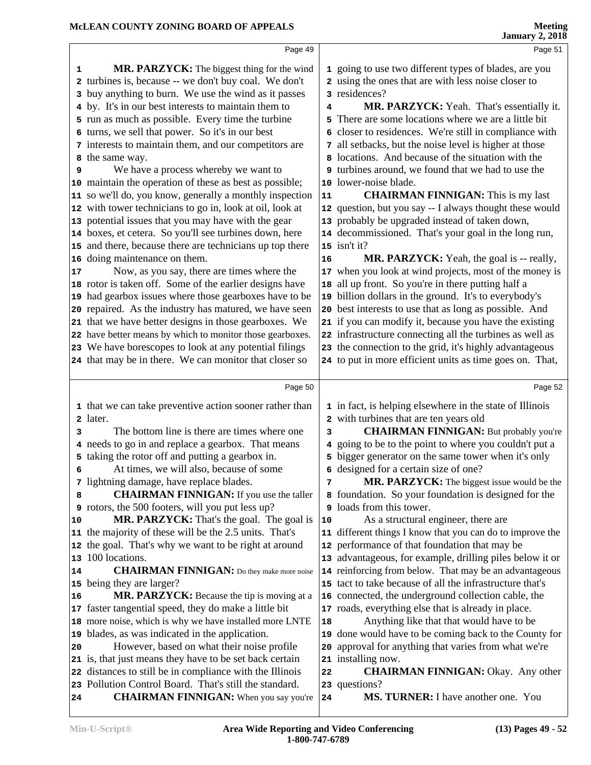**MR. PARZYCK:** The biggest thing for the wind turbines is, because -- we don't buy coal. We don't buy anything to burn. We use the wind as it passes by. It's in our best interests to maintain them to run as much as possible. Every time the turbine turns, we sell that power. So it's in our best interests to maintain them, and our competitors are the same way.

We have a process whereby we want to maintain the operation of these as best as possible; so we'll do, you know, generally a monthly inspection with tower technicians to go in, look at oil, look at potential issues that you may have with the gear boxes, et cetera. So you'll see turbines down, here and there, because there are technicians up top there doing maintenance on them.

Now, as you say, there are times where the rotor is taken off. Some of the earlier designs have had gearbox issues where those gearboxes have to be repaired. As the industry has matured, we have seen that we have better designs in those gearboxes. We have better means by which to monitor those gearboxes. We have borescopes to look at any potential filings that may be in there. We can monitor that closer so that we can take preventive action sooner rather than later.

The bottom line is there are times where one needs to go in and replace a gearbox. That means taking the rotor off and putting a gearbox in.

At times, we will also, because of some lightning damage, have replace blades.

**CHAIRMAN FINNIGAN:** If you use the taller rotors, the 500 footers, will you put less up?

**MR. PARZYCK:** That's the goal. The goal is the majority of these will be the 2.5 units. That's the goal. That's why we want to be right at around 100 locations.

**CHAIRMAN FINNIGAN:** Do they make more noise being they are larger?

**MR. PARZYCK:** Because the tip is moving at a faster tangential speed, they do make a little bit more noise, which is why we have installed more LNTE blades, as was indicated in the application.

However, based on what their noise profile is, that just means they have to be set back certain distances to still be in compliance with the Illinois Pollution Control Board. That's still the standard.

**CHAIRMAN FINNIGAN:** When you say you're going to use two different types of blades, are you using the ones that are with less noise closer to residences?

**MR. PARZYCK:** Yeah. That's essentially it. There are some locations where we are a little bit closer to residences. We're still in compliance with all setbacks, but the noise level is higher at those locations. And because of the situation with the turbines around, we found that we had to use the lower-noise blade.

**CHAIRMAN FINNIGAN:** This is my last question, but you say -- I always thought these would probably be upgraded instead of taken down, decommissioned. That's your goal in the long run, isn't it?

**MR. PARZYCK:** Yeah, the goal is -- really, when you look at wind projects, most of the money is all up front. So you're in there putting half a billion dollars in the ground. It's to everybody's best interests to use that as long as possible. And if you can modify it, because you have the existing infrastructure connecting all the turbines as well as the connection to the grid, it's highly advantageous to put in more efficient units as time goes on. That, in fact, is helping elsewhere in the state of Illinois with turbines that are ten years old

**CHAIRMAN FINNIGAN:** But probably you're going to be to the point to where you couldn't put a bigger generator on the same tower when it's only designed for a certain size of one?

**MR. PARZYCK:** The biggest issue would be the foundation. So your foundation is designed for the loads from this tower.

As a structural engineer, there are different things I know that you can do to improve the performance of that foundation that may be advantageous, for example, drilling piles below it or reinforcing from below. That may be an advantageous tact to take because of all the infrastructure that's connected, the underground collection cable, the roads, everything else that is already in place.

Anything like that that would have to be done would have to be coming back to the County for approval for anything that varies from what we're installing now.

**CHAIRMAN FINNIGAN:** Okay. Any other questions?

**MS. TURNER:** I have another one. You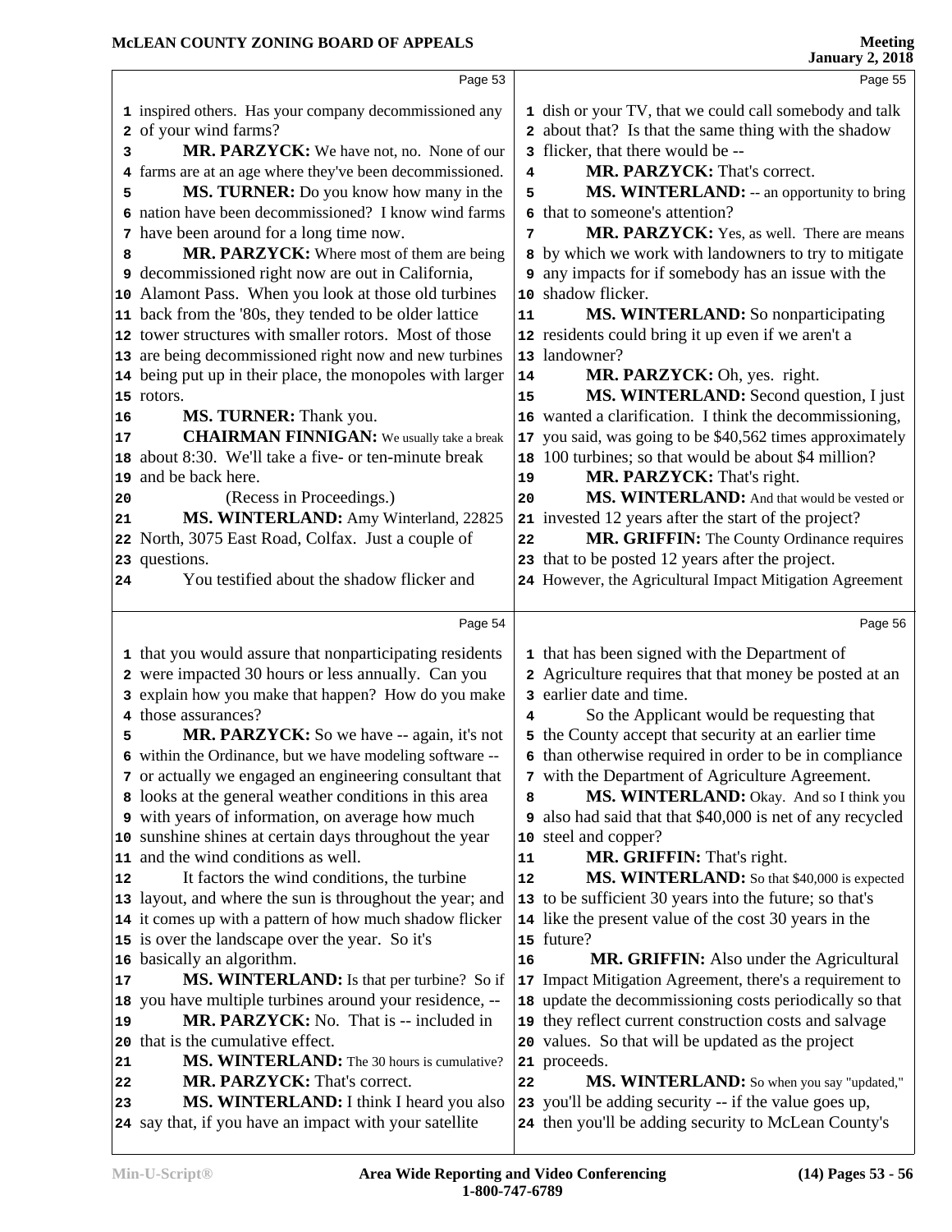Page 53

inspired others. Has your company decommissioned any of your wind farms?

**MR. PARZYCK:** We have not, no. None of our farms are at an age where they've been decommissioned.

**MS. TURNER:** Do you know how many in the nation have been decommissioned? I know wind farms have been around for a long time now.

**MR. PARZYCK:** Where most of them are being decommissioned right now are out in California, Alamont Pass. When you look at those old turbines back from the '80s, they tended to be older lattice tower structures with smaller rotors. Most of those are being decommissioned right now and new turbines being put up in their place, the monopoles with larger rotors.

**MS. TURNER:** Thank you.

**CHAIRMAN FINNIGAN:** We usually take a break about 8:30. We'll take a five- or ten-minute break and be back here.

(Recess in Proceedings.)

**MS. WINTERLAND:** Amy Winterland, 22825 North, 3075 East Road, Colfax. Just a couple of questions.

You testified about the shadow flicker and

Page 54

that you would assure that nonparticipating residents were impacted 30 hours or less annually. Can you explain how you make that happen? How do you make those assurances?

**MR. PARZYCK:** So we have -- again, it's not within the Ordinance, but we have modeling software -- or actually we engaged an engineering consultant that looks at the general weather conditions in this area with years of information, on average how much sunshine shines at certain days throughout the year and the wind conditions as well.

It factors the wind conditions, the turbine layout, and where the sun is throughout the year; and it comes up with a pattern of how much shadow flicker is over the landscape over the year. So it's basically an algorithm.

**MS. WINTERLAND:** Is that per turbine? So if you have multiple turbines around your residence, --

**MR. PARZYCK:** No. That is -- included in that is the cumulative effect.

**MS. WINTERLAND:** The 30 hours is cumulative?

**MR. PARZYCK:** That's correct.

**MS. WINTERLAND:** I think I heard you also say that, if you have an impact with your satellite

Page 55

dish or your TV, that we could call somebody and talk about that? Is that the same thing with the shadow flicker, that there would be --

**MR. PARZYCK:** That's correct.

**MS. WINTERLAND:** -- an opportunity to bring that to someone's attention?

**MR. PARZYCK:** Yes, as well. There are means by which we work with landowners to try to mitigate any impacts for if somebody has an issue with the shadow flicker.

**MS. WINTERLAND:** So nonparticipating residents could bring it up even if we aren't a landowner?

**MR. PARZYCK:** Oh, yes. right.

**MS. WINTERLAND:** Second question, I just wanted a clarification. I think the decommissioning, you said, was going to be $40,562 times approximately 100 turbines; so that would be about $4 million?

**MR. PARZYCK:** That's right.

**MS. WINTERLAND:** And that would be vested or invested 12 years after the start of the project?

**MR. GRIFFIN:** The County Ordinance requires that to be posted 12 years after the project. However, the Agricultural Impact Mitigation Agreement

Page 56

that has been signed with the Department of Agriculture requires that that money be posted at an earlier date and time.

So the Applicant would be requesting that the County accept that security at an earlier time than otherwise required in order to be in compliance with the Department of Agriculture Agreement.

**MS. WINTERLAND:** Okay. And so I think you also had said that that $40,000 is net of any recycled steel and copper?

**MR. GRIFFIN:** That's right.

**MS. WINTERLAND:** So that $40,000 is expected to be sufficient 30 years into the future; so that's like the present value of the cost 30 years in the future?

**MR. GRIFFIN:** Also under the Agricultural Impact Mitigation Agreement, there's a requirement to update the decommissioning costs periodically so that they reflect current construction costs and salvage values. So that will be updated as the project proceeds.

**MS. WINTERLAND:** So when you say "updated," you'll be adding security -- if the value goes up, then you'll be adding security to McLean County's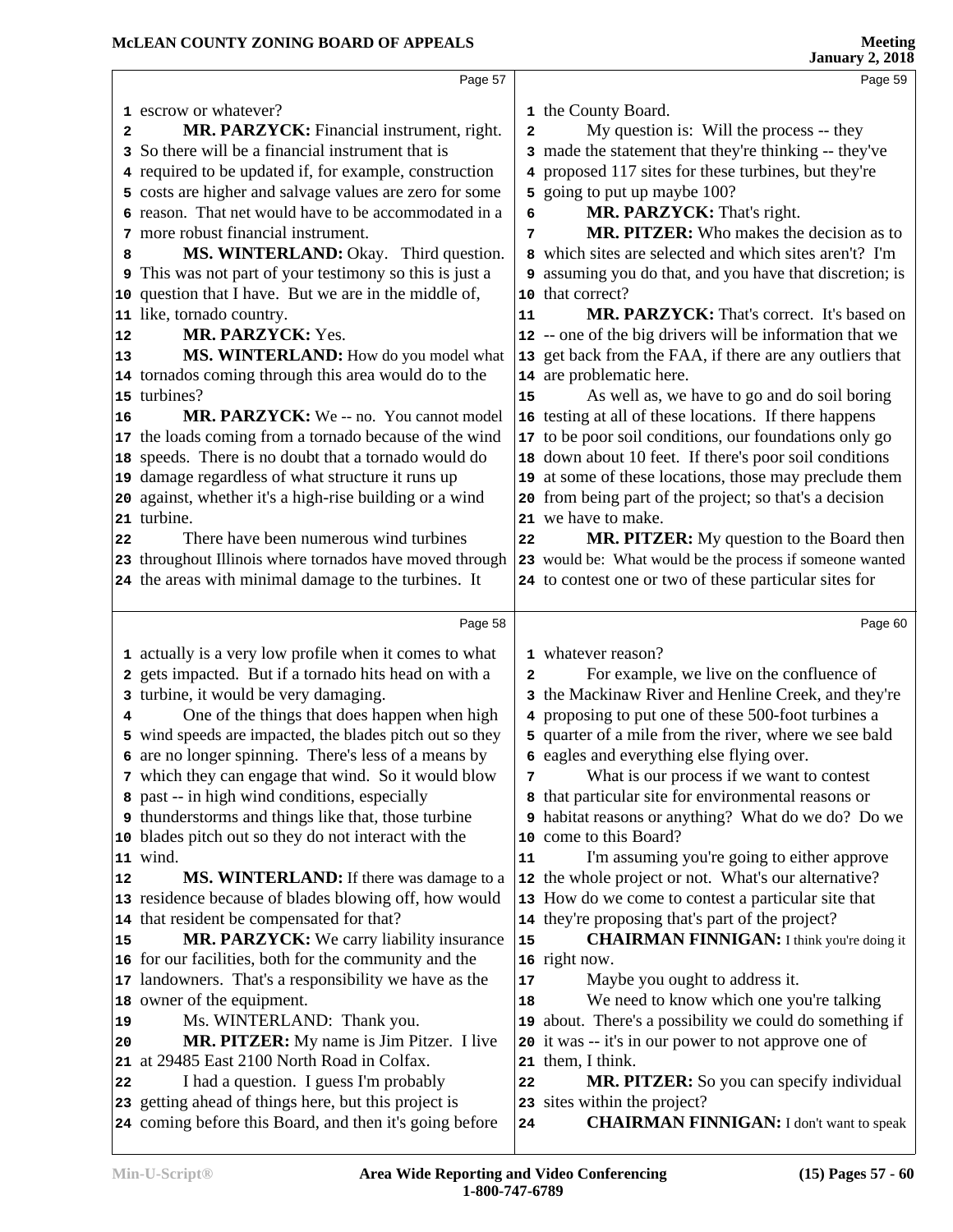escrow or whatever?

**MR. PARZYCK:** Financial instrument, right. So there will be a financial instrument that is required to be updated if, for example, construction costs are higher and salvage values are zero for some reason. That net would have to be accommodated in a more robust financial instrument.

**MS. WINTERLAND:** Okay. Third question. This was not part of your testimony so this is just a question that I have. But we are in the middle of, like, tornado country.

**MR. PARZYCK:** Yes.

**MS. WINTERLAND:** How do you model what tornados coming through this area would do to the turbines?

**MR. PARZYCK:** We -- no. You cannot model the loads coming from a tornado because of the wind speeds. There is no doubt that a tornado would do damage regardless of what structure it runs up against, whether it's a high-rise building or a wind turbine.

There have been numerous wind turbines throughout Illinois where tornados have moved through the areas with minimal damage to the turbines. It actually is a very low profile when it comes to what gets impacted. But if a tornado hits head on with a turbine, it would be very damaging.

One of the things that does happen when high wind speeds are impacted, the blades pitch out so they are no longer spinning. There's less of a means by which they can engage that wind. So it would blow past -- in high wind conditions, especially thunderstorms and things like that, those turbine blades pitch out so they do not interact with the wind.

**MS. WINTERLAND:** If there was damage to a residence because of blades blowing off, how would that resident be compensated for that?

**MR. PARZYCK:** We carry liability insurance for our facilities, both for the community and the landowners. That's a responsibility we have as the owner of the equipment.

Ms. WINTERLAND: Thank you.

**MR. PITZER:** My name is Jim Pitzer. I live at 29485 East 2100 North Road in Colfax.

I had a question. I guess I'm probably getting ahead of things here, but this project is coming before this Board, and then it's going before the County Board.

My question is: Will the process -- they made the statement that they're thinking -- they've proposed 117 sites for these turbines, but they're going to put up maybe 100?

**MR. PARZYCK:** That's right.

**MR. PITZER:** Who makes the decision as to which sites are selected and which sites aren't? I'm assuming you do that, and you have that discretion; is that correct?

**MR. PARZYCK:** That's correct. It's based on -- one of the big drivers will be information that we get back from the FAA, if there are any outliers that are problematic here.

As well as, we have to go and do soil boring testing at all of these locations. If there happens to be poor soil conditions, our foundations only go down about 10 feet. If there's poor soil conditions at some of these locations, those may preclude them from being part of the project; so that's a decision we have to make.

**MR. PITZER:** My question to the Board then would be: What would be the process if someone wanted to contest one or two of these particular sites for whatever reason?

For example, we live on the confluence of the Mackinaw River and Henline Creek, and they're proposing to put one of these 500-foot turbines a quarter of a mile from the river, where we see bald eagles and everything else flying over.

What is our process if we want to contest that particular site for environmental reasons or habitat reasons or anything? What do we do? Do we come to this Board?

I'm assuming you're going to either approve the whole project or not. What's our alternative? How do we come to contest a particular site that they're proposing that's part of the project?

**CHAIRMAN FINNIGAN:** I think you're doing it right now.

Maybe you ought to address it.

We need to know which one you're talking about. There's a possibility we could do something if it was -- it's in our power to not approve one of them, I think.

**MR. PITZER:** So you can specify individual sites within the project?

**CHAIRMAN FINNIGAN:** I don't want to speak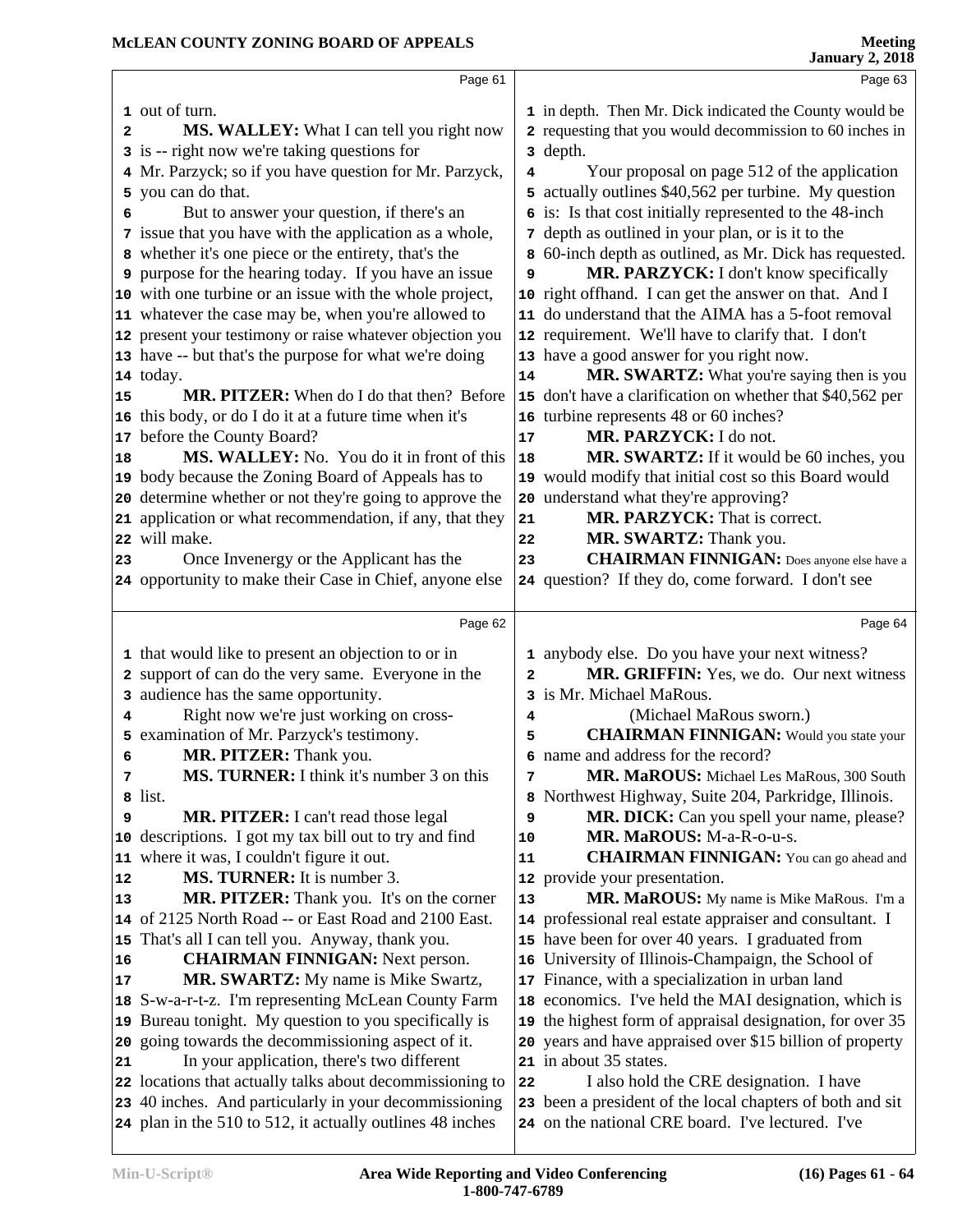out of turn.

**MS. WALLEY:** What I can tell you right now is -- right now we're taking questions for Mr. Parzyck; so if you have question for Mr. Parzyck, you can do that.

But to answer your question, if there's an issue that you have with the application as a whole, whether it's one piece or the entirety, that's the purpose for the hearing today. If you have an issue with one turbine or an issue with the whole project, whatever the case may be, when you're allowed to present your testimony or raise whatever objection you have -- but that's the purpose for what we're doing today.

**MR. PITZER:** When do I do that then? Before this body, or do I do it at a future time when it's before the County Board?

**MS. WALLEY:** No. You do it in front of this body because the Zoning Board of Appeals has to determine whether or not they're going to approve the application or what recommendation, if any, that they will make.

Once Invenergy or the Applicant has the opportunity to make their Case in Chief, anyone else that would like to present an objection to or in support of can do the very same. Everyone in the audience has the same opportunity.

Right now we're just working on cross-examination of Mr. Parzyck's testimony.

**MR. PITZER:** Thank you.

**MS. TURNER:** I think it's number 3 on this list.

**MR. PITZER:** I can't read those legal descriptions. I got my tax bill out to try and find where it was, I couldn't figure it out.

**MS. TURNER:** It is number 3.

**MR. PITZER:** Thank you. It's on the corner of 2125 North Road -- or East Road and 2100 East. That's all I can tell you. Anyway, thank you.

**CHAIRMAN FINNIGAN:** Next person.

**MR. SWARTZ:** My name is Mike Swartz, S-w-a-r-t-z. I'm representing McLean County Farm Bureau tonight. My question to you specifically is going towards the decommissioning aspect of it.

In your application, there's two different locations that actually talks about decommissioning to 40 inches. And particularly in your decommissioning plan in the 510 to 512, it actually outlines 48 inches in depth. Then Mr. Dick indicated the County would be requesting that you would decommission to 60 inches in depth.

Your proposal on page 512 of the application actually outlines $40,562 per turbine. My question is: Is that cost initially represented to the 48-inch depth as outlined in your plan, or is it to the 60-inch depth as outlined, as Mr. Dick has requested.

**MR. PARZYCK:** I don't know specifically right offhand. I can get the answer on that. And I do understand that the AIMA has a 5-foot removal requirement. We'll have to clarify that. I don't have a good answer for you right now.

**MR. SWARTZ:** What you're saying then is you don't have a clarification on whether that $40,562 per turbine represents 48 or 60 inches?

**MR. PARZYCK:** I do not.

**MR. SWARTZ:** If it would be 60 inches, you would modify that initial cost so this Board would understand what they're approving?

**MR. PARZYCK:** That is correct.

**MR. SWARTZ:** Thank you.

**CHAIRMAN FINNIGAN:** Does anyone else have a question? If they do, come forward. I don't see anybody else. Do you have your next witness?

**MR. GRIFFIN:** Yes, we do. Our next witness is Mr. Michael MaRous.

(Michael MaRous sworn.)

**CHAIRMAN FINNIGAN:** Would you state your name and address for the record?

**MR. MaROUS:** Michael Les MaRous, 300 South Northwest Highway, Suite 204, Parkridge, Illinois.

**MR. DICK:** Can you spell your name, please?

**MR. MaROUS:** M-a-R-o-u-s.

**CHAIRMAN FINNIGAN:** You can go ahead and provide your presentation.

**MR. MaROUS:** My name is Mike MaRous. I'm a professional real estate appraiser and consultant. I have been for over 40 years. I graduated from University of Illinois-Champaign, the School of Finance, with a specialization in urban land economics. I've held the MAI designation, which is the highest form of appraisal designation, for over 35 years and have appraised over $15 billion of property in about 35 states.

I also hold the CRE designation. I have been a president of the local chapters of both and sit on the national CRE board. I've lectured. I've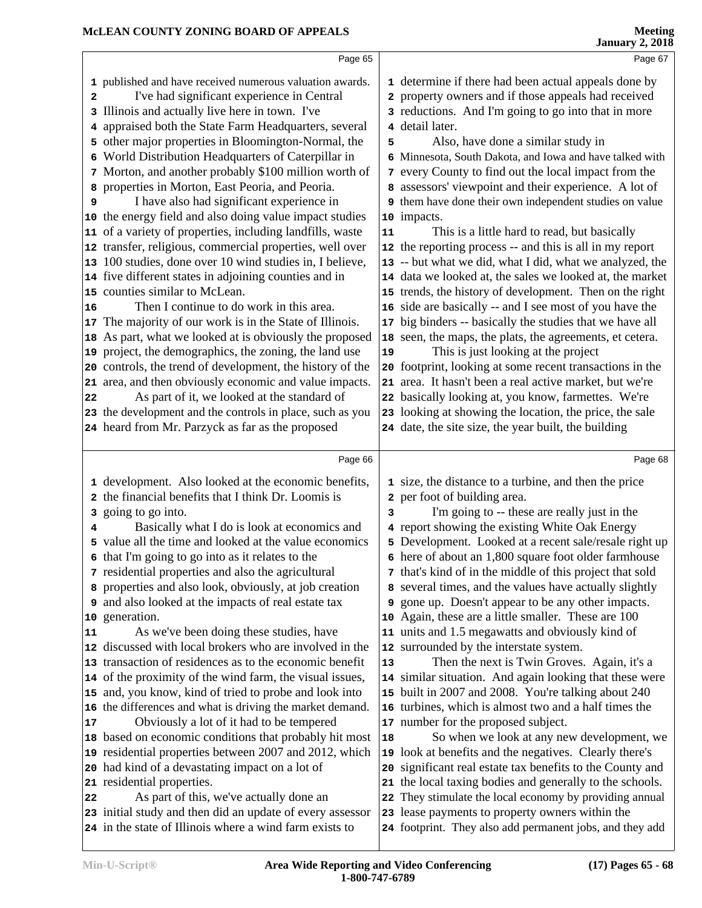published and have received numerous valuation awards.

I've had significant experience in Central Illinois and actually live here in town. I've appraised both the State Farm Headquarters, several other major properties in Bloomington-Normal, the World Distribution Headquarters of Caterpillar in Morton, and another probably $100 million worth of properties in Morton, East Peoria, and Peoria.

I have also had significant experience in the energy field and also doing value impact studies of a variety of properties, including landfills, waste transfer, religious, commercial properties, well over 100 studies, done over 10 wind studies in, I believe, five different states in adjoining counties and in counties similar to McLean.

Then I continue to do work in this area. The majority of our work is in the State of Illinois. As part, what we looked at is obviously the proposed project, the demographics, the zoning, the land use controls, the trend of development, the history of the area, and then obviously economic and value impacts.

As part of it, we looked at the standard of the development and the controls in place, such as you heard from Mr. Parzyck as far as the proposed development. Also looked at the economic benefits, the financial benefits that I think Dr. Loomis is going to go into.

Basically what I do is look at economics and value all the time and looked at the value economics that I'm going to go into as it relates to the residential properties and also the agricultural properties and also look, obviously, at job creation and also looked at the impacts of real estate tax generation.

As we've been doing these studies, have discussed with local brokers who are involved in the transaction of residences as to the economic benefit of the proximity of the wind farm, the visual issues, and, you know, kind of tried to probe and look into the differences and what is driving the market demand.

Obviously a lot of it had to be tempered based on economic conditions that probably hit most residential properties between 2007 and 2012, which had kind of a devastating impact on a lot of residential properties.

As part of this, we've actually done an initial study and then did an update of every assessor in the state of Illinois where a wind farm exists to determine if there had been actual appeals done by property owners and if those appeals had received reductions. And I'm going to go into that in more detail later.

Also, have done a similar study in Minnesota, South Dakota, and Iowa and have talked with every County to find out the local impact from the assessors' viewpoint and their experience. A lot of them have done their own independent studies on value impacts.

This is a little hard to read, but basically the reporting process -- and this is all in my report -- but what we did, what I did, what we analyzed, the data we looked at, the sales we looked at, the market trends, the history of development. Then on the right side are basically -- and I see most of you have the big binders -- basically the studies that we have all seen, the maps, the plats, the agreements, et cetera.

This is just looking at the project footprint, looking at some recent transactions in the area. It hasn't been a real active market, but we're basically looking at, you know, farmettes. We're looking at showing the location, the price, the sale date, the site size, the year built, the building size, the distance to a turbine, and then the price per foot of building area.

I'm going to -- these are really just in the report showing the existing White Oak Energy Development. Looked at a recent sale/resale right up here of about an 1,800 square foot older farmhouse that's kind of in the middle of this project that sold several times, and the values have actually slightly gone up. Doesn't appear to be any other impacts. Again, these are a little smaller. These are 100 units and 1.5 megawatts and obviously kind of surrounded by the interstate system.

Then the next is Twin Groves. Again, it's a similar situation. And again looking that these were built in 2007 and 2008. You're talking about 240 turbines, which is almost two and a half times the number for the proposed subject.

So when we look at any new development, we look at benefits and the negatives. Clearly there's significant real estate tax benefits to the County and the local taxing bodies and generally to the schools. They stimulate the local economy by providing annual lease payments to property owners within the footprint. They also add permanent jobs, and they add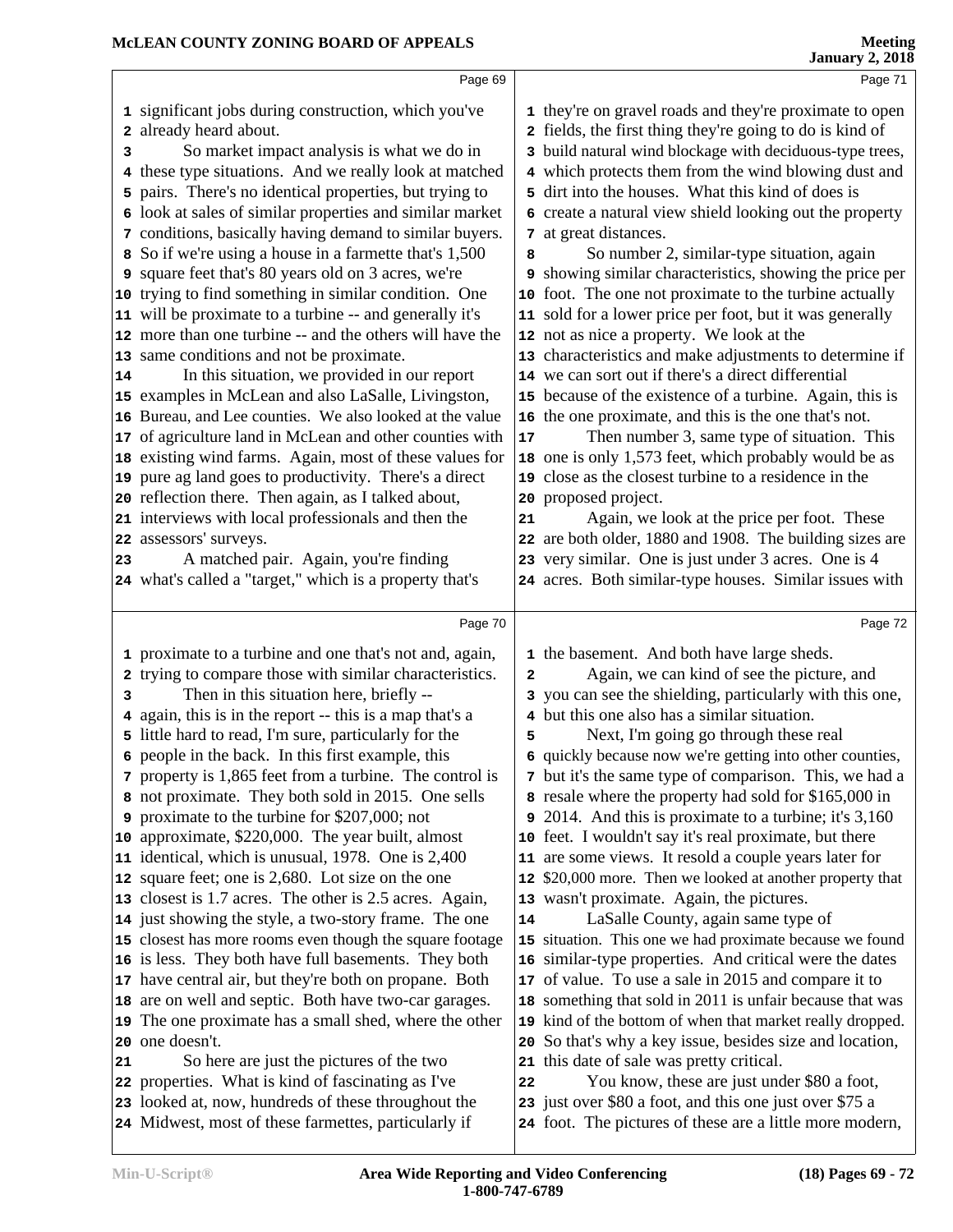significant jobs during construction, which you've already heard about.

So market impact analysis is what we do in these type situations. And we really look at matched pairs. There's no identical properties, but trying to look at sales of similar properties and similar market conditions, basically having demand to similar buyers. So if we're using a house in a farmette that's 1,500 square feet that's 80 years old on 3 acres, we're trying to find something in similar condition. One will be proximate to a turbine -- and generally it's more than one turbine -- and the others will have the same conditions and not be proximate.

In this situation, we provided in our report examples in McLean and also LaSalle, Livingston, Bureau, and Lee counties. We also looked at the value of agriculture land in McLean and other counties with existing wind farms. Again, most of these values for pure ag land goes to productivity. There's a direct reflection there. Then again, as I talked about, interviews with local professionals and then the assessors' surveys.

A matched pair. Again, you're finding what's called a "target," which is a property that's proximate to a turbine and one that's not and, again, trying to compare those with similar characteristics.

Then in this situation here, briefly -- again, this is in the report -- this is a map that's a little hard to read, I'm sure, particularly for the people in the back. In this first example, this property is 1,865 feet from a turbine. The control is not proximate. They both sold in 2015. One sells proximate to the turbine for $207,000; not approximate, $220,000. The year built, almost identical, which is unusual, 1978. One is 2,400 square feet; one is 2,680. Lot size on the one closest is 1.7 acres. The other is 2.5 acres. Again, just showing the style, a two-story frame. The one closest has more rooms even though the square footage is less. They both have full basements. They both have central air, but they're both on propane. Both are on well and septic. Both have two-car garages. The one proximate has a small shed, where the other one doesn't.

So here are just the pictures of the two properties. What is kind of fascinating as I've looked at, now, hundreds of these throughout the Midwest, most of these farmettes, particularly if they're on gravel roads and they're proximate to open fields, the first thing they're going to do is kind of build natural wind blockage with deciduous-type trees, which protects them from the wind blowing dust and dirt into the houses. What this kind of does is create a natural view shield looking out the property at great distances.

So number 2, similar-type situation, again showing similar characteristics, showing the price per foot. The one not proximate to the turbine actually sold for a lower price per foot, but it was generally not as nice a property. We look at the characteristics and make adjustments to determine if we can sort out if there's a direct differential because of the existence of a turbine. Again, this is the one proximate, and this is the one that's not.

Then number 3, same type of situation. This one is only 1,573 feet, which probably would be as close as the closest turbine to a residence in the proposed project.

Again, we look at the price per foot. These are both older, 1880 and 1908. The building sizes are very similar. One is just under 3 acres. One is 4 acres. Both similar-type houses. Similar issues with the basement. And both have large sheds.

Again, we can kind of see the picture, and you can see the shielding, particularly with this one, but this one also has a similar situation.

Next, I'm going go through these real quickly because now we're getting into other counties, but it's the same type of comparison. This, we had a resale where the property had sold for $165,000 in 2014. And this is proximate to a turbine; it's 3,160 feet. I wouldn't say it's real proximate, but there are some views. It resold a couple years later for $20,000 more. Then we looked at another property that wasn't proximate. Again, the pictures.

LaSalle County, again same type of situation. This one we had proximate because we found similar-type properties. And critical were the dates of value. To use a sale in 2015 and compare it to something that sold in 2011 is unfair because that was kind of the bottom of when that market really dropped. So that's why a key issue, besides size and location, this date of sale was pretty critical.

You know, these are just under $80 a foot, just over $80 a foot, and this one just over $75 a foot. The pictures of these are a little more modern,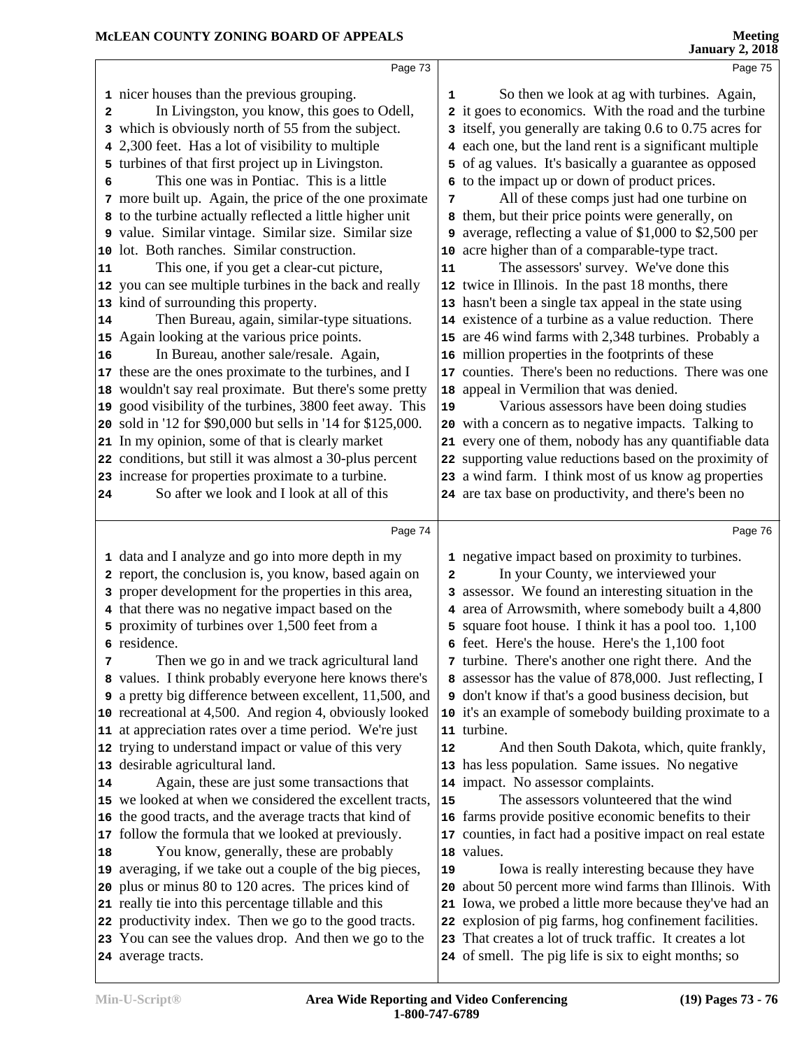Page 73

nicer houses than the previous grouping.

In Livingston, you know, this goes to Odell, which is obviously north of 55 from the subject. 2,300 feet. Has a lot of visibility to multiple turbines of that first project up in Livingston.

This one was in Pontiac. This is a little more built up. Again, the price of the one proximate to the turbine actually reflected a little higher unit value. Similar vintage. Similar size. Similar size lot. Both ranches. Similar construction.

This one, if you get a clear-cut picture, you can see multiple turbines in the back and really kind of surrounding this property.

Then Bureau, again, similar-type situations. Again looking at the various price points.

In Bureau, another sale/resale. Again, these are the ones proximate to the turbines, and I wouldn't say real proximate. But there's some pretty good visibility of the turbines, 3800 feet away. This sold in '12 for $90,000 but sells in '14 for $125,000. In my opinion, some of that is clearly market conditions, but still it was almost a 30-plus percent increase for properties proximate to a turbine.

So after we look and I look at all of this

Page 74

data and I analyze and go into more depth in my report, the conclusion is, you know, based again on proper development for the properties in this area, that there was no negative impact based on the proximity of turbines over 1,500 feet from a residence.

Then we go in and we track agricultural land values. I think probably everyone here knows there's a pretty big difference between excellent, 11,500, and recreational at 4,500. And region 4, obviously looked at appreciation rates over a time period. We're just trying to understand impact or value of this very desirable agricultural land.

Again, these are just some transactions that we looked at when we considered the excellent tracts, the good tracts, and the average tracts that kind of follow the formula that we looked at previously.

You know, generally, these are probably averaging, if we take out a couple of the big pieces, plus or minus 80 to 120 acres. The prices kind of really tie into this percentage tillable and this productivity index. Then we go to the good tracts. You can see the values drop. And then we go to the average tracts.

Page 75

So then we look at ag with turbines. Again, it goes to economics. With the road and the turbine itself, you generally are taking 0.6 to 0.75 acres for each one, but the land rent is a significant multiple of ag values. It's basically a guarantee as opposed to the impact up or down of product prices.

All of these comps just had one turbine on them, but their price points were generally, on average, reflecting a value of $1,000 to $2,500 per acre higher than of a comparable-type tract.

The assessors' survey. We've done this twice in Illinois. In the past 18 months, there hasn't been a single tax appeal in the state using existence of a turbine as a value reduction. There are 46 wind farms with 2,348 turbines. Probably a million properties in the footprints of these counties. There's been no reductions. There was one appeal in Vermilion that was denied.

Various assessors have been doing studies with a concern as to negative impacts. Talking to every one of them, nobody has any quantifiable data supporting value reductions based on the proximity of a wind farm. I think most of us know ag properties are tax base on productivity, and there's been no

Page 76

negative impact based on proximity to turbines.

In your County, we interviewed your assessor. We found an interesting situation in the area of Arrowsmith, where somebody built a 4,800 square foot house. I think it has a pool too. 1,100 feet. Here's the house. Here's the 1,100 foot turbine. There's another one right there. And the assessor has the value of 878,000. Just reflecting, I don't know if that's a good business decision, but it's an example of somebody building proximate to a turbine.

And then South Dakota, which, quite frankly, has less population. Same issues. No negative impact. No assessor complaints.

The assessors volunteered that the wind farms provide positive economic benefits to their counties, in fact had a positive impact on real estate values.

Iowa is really interesting because they have about 50 percent more wind farms than Illinois. With Iowa, we probed a little more because they've had an explosion of pig farms, hog confinement facilities. That creates a lot of truck traffic. It creates a lot of smell. The pig life is six to eight months; so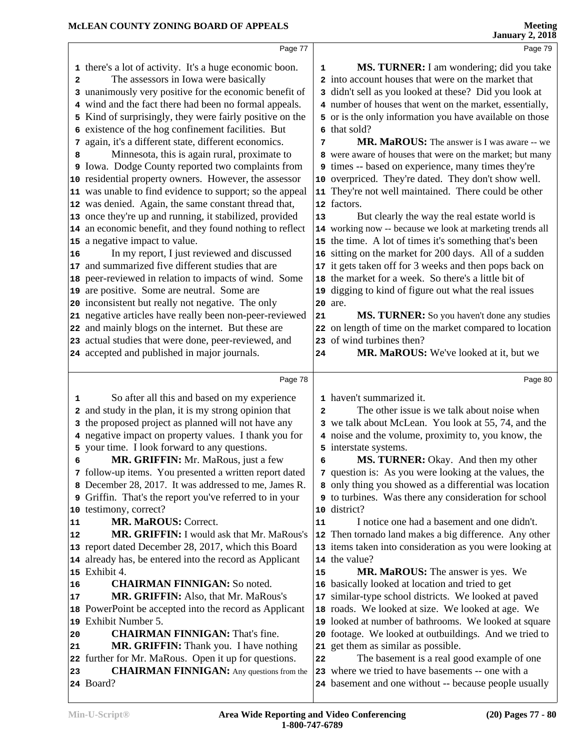there's a lot of activity. It's a huge economic boon.

The assessors in Iowa were basically unanimously very positive for the economic benefit of wind and the fact there had been no formal appeals. Kind of surprisingly, they were fairly positive on the existence of the hog confinement facilities. But again, it's a different state, different economics.

Minnesota, this is again rural, proximate to Iowa. Dodge County reported two complaints from residential property owners. However, the assessor was unable to find evidence to support; so the appeal was denied. Again, the same constant thread that, once they're up and running, it stabilized, provided an economic benefit, and they found nothing to reflect a negative impact to value.

In my report, I just reviewed and discussed and summarized five different studies that are peer-reviewed in relation to impacts of wind. Some are positive. Some are neutral. Some are inconsistent but really not negative. The only negative articles have really been non-peer-reviewed and mainly blogs on the internet. But these are actual studies that were done, peer-reviewed, and accepted and published in major journals.

So after all this and based on my experience and study in the plan, it is my strong opinion that the proposed project as planned will not have any negative impact on property values. I thank you for your time. I look forward to any questions.

**MR. GRIFFIN:** Mr. MaRous, just a few follow-up items. You presented a written report dated December 28, 2017. It was addressed to me, James R. Griffin. That's the report you've referred to in your testimony, correct?

**MR. MaROUS:** Correct.

**MR. GRIFFIN:** I would ask that Mr. MaRous's report dated December 28, 2017, which this Board already has, be entered into the record as Applicant Exhibit 4.

**CHAIRMAN FINNIGAN:** So noted.

**MR. GRIFFIN:** Also, that Mr. MaRous's PowerPoint be accepted into the record as Applicant Exhibit Number 5.

**CHAIRMAN FINNIGAN:** That's fine.

**MR. GRIFFIN:** Thank you. I have nothing further for Mr. MaRous. Open it up for questions.

**CHAIRMAN FINNIGAN:** Any questions from the Board?

**MS. TURNER:** I am wondering; did you take into account houses that were on the market that didn't sell as you looked at these? Did you look at number of houses that went on the market, essentially, or is the only information you have available on those that sold?

**MR. MaROUS:** The answer is I was aware -- we were aware of houses that were on the market; but many times -- based on experience, many times they're overpriced. They're dated. They don't show well. They're not well maintained. There could be other factors.

But clearly the way the real estate world is working now -- because we look at marketing trends all the time. A lot of times it's something that's been sitting on the market for 200 days. All of a sudden it gets taken off for 3 weeks and then pops back on the market for a week. So there's a little bit of digging to kind of figure out what the real issues are.

**MS. TURNER:** So you haven't done any studies on length of time on the market compared to location of wind turbines then?

**MR. MaROUS:** We've looked at it, but we haven't summarized it.

The other issue is we talk about noise when we talk about McLean. You look at 55, 74, and the noise and the volume, proximity to, you know, the interstate systems.

**MS. TURNER:** Okay. And then my other question is: As you were looking at the values, the only thing you showed as a differential was location to turbines. Was there any consideration for school district?

I notice one had a basement and one didn't. Then tornado land makes a big difference. Any other items taken into consideration as you were looking at the value?

**MR. MaROUS:** The answer is yes. We basically looked at location and tried to get similar-type school districts. We looked at paved roads. We looked at size. We looked at age. We looked at number of bathrooms. We looked at square footage. We looked at outbuildings. And we tried to get them as similar as possible.

The basement is a real good example of one where we tried to have basements -- one with a basement and one without -- because people usually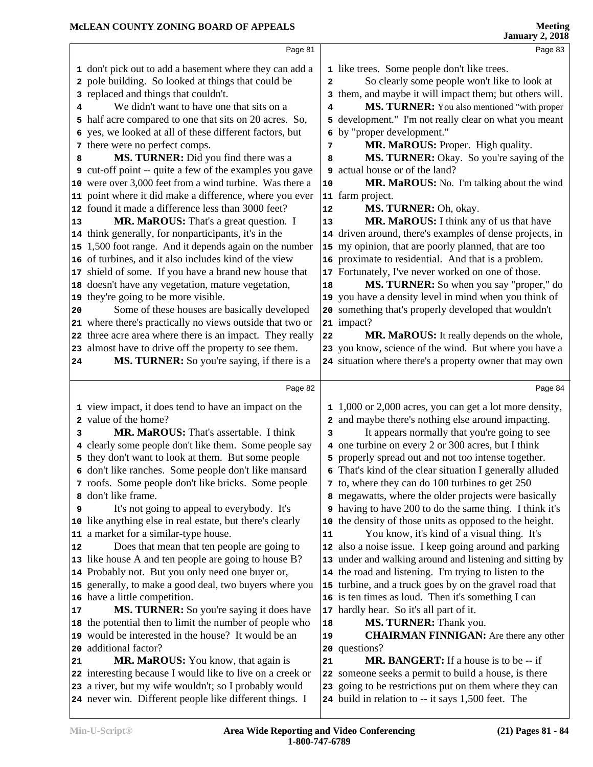**Page 81**

1 don't pick out to add a basement where they can add a
2 pole building. So looked at things that could be
3 replaced and things that couldn't.
4 We didn't want to have one that sits on a
5 half acre compared to one that sits on 20 acres. So,
6 yes, we looked at all of these different factors, but
7 there were no perfect comps.
8 **MS. TURNER:** Did you find there was a
9 cut-off point -- quite a few of the examples you gave
10 were over 3,000 feet from a wind turbine. Was there a
11 point where it did make a difference, where you ever
12 found it made a difference less than 3000 feet?
13 **MR. MaROUS:** That's a great question. I
14 think generally, for nonparticipants, it's in the
15 1,500 foot range. And it depends again on the number
16 of turbines, and it also includes kind of the view
17 shield of some. If you have a brand new house that
18 doesn't have any vegetation, mature vegetation,
19 they're going to be more visible.
20 Some of these houses are basically developed
21 where there's practically no views outside that two or
22 three acre area where there is an impact. They really
23 almost have to drive off the property to see them.
24 **MS. TURNER:** So you're saying, if there is a

**Page 82**

1 view impact, it does tend to have an impact on the
2 value of the home?
3 **MR. MaROUS:** That's assertable. I think
4 clearly some people don't like them. Some people say
5 they don't want to look at them. But some people
6 don't like ranches. Some people don't like mansard
7 roofs. Some people don't like bricks. Some people
8 don't like frame.
9 It's not going to appeal to everybody. It's
10 like anything else in real estate, but there's clearly
11 a market for a similar-type house.
12 Does that mean that ten people are going to
13 like house A and ten people are going to house B?
14 Probably not. But you only need one buyer or,
15 generally, to make a good deal, two buyers where you
16 have a little competition.
17 **MS. TURNER:** So you're saying it does have
18 the potential then to limit the number of people who
19 would be interested in the house? It would be an
20 additional factor?
21 **MR. MaROUS:** You know, that again is
22 interesting because I would like to live on a creek or
23 a river, but my wife wouldn't; so I probably would
24 never win. Different people like different things. I

**Page 83**

1 like trees. Some people don't like trees.
2 So clearly some people won't like to look at
3 them, and maybe it will impact them; but others will.
4 **MS. TURNER:** You also mentioned "with proper
5 development." I'm not really clear on what you meant
6 by "proper development."
7 **MR. MaROUS:** Proper. High quality.
8 **MS. TURNER:** Okay. So you're saying of the
9 actual house or of the land?
10 **MR. MaROUS:** No. I'm talking about the wind
11 farm project.
12 **MS. TURNER:** Oh, okay.
13 **MR. MaROUS:** I think any of us that have
14 driven around, there's examples of dense projects, in
15 my opinion, that are poorly planned, that are too
16 proximate to residential. And that is a problem.
17 Fortunately, I've never worked on one of those.
18 **MS. TURNER:** So when you say "proper," do
19 you have a density level in mind when you think of
20 something that's properly developed that wouldn't
21 impact?
22 **MR. MaROUS:** It really depends on the whole,
23 you know, science of the wind. But where you have a
24 situation where there's a property owner that may own

**Page 84**

1 1,000 or 2,000 acres, you can get a lot more density,
2 and maybe there's nothing else around impacting.
3 It appears normally that you're going to see
4 one turbine on every 2 or 300 acres, but I think
5 properly spread out and not too intense together.
6 That's kind of the clear situation I generally alluded
7 to, where they can do 100 turbines to get 250
8 megawatts, where the older projects were basically
9 having to have 200 to do the same thing. I think it's
10 the density of those units as opposed to the height.
11 You know, it's kind of a visual thing. It's
12 also a noise issue. I keep going around and parking
13 under and walking around and listening and sitting by
14 the road and listening. I'm trying to listen to the
15 turbine, and a truck goes by on the gravel road that
16 is ten times as loud. Then it's something I can
17 hardly hear. So it's all part of it.
18 **MS. TURNER:** Thank you.
19 **CHAIRMAN FINNIGAN:** Are there any other
20 questions?
21 **MR. BANGERT:** If a house is to be -- if
22 someone seeks a permit to build a house, is there
23 going to be restrictions put on them where they can
24 build in relation to -- it says 1,500 feet. The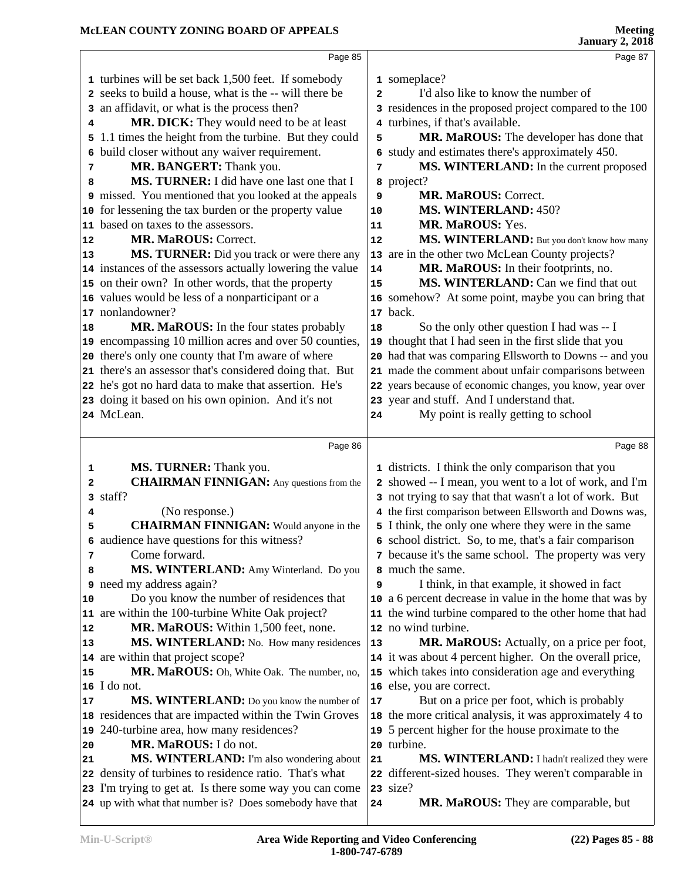turbines will be set back 1,500 feet. If somebody seeks to build a house, what is the -- will there be an affidavit, or what is the process then?

**MR. DICK:** They would need to be at least 1.1 times the height from the turbine. But they could build closer without any waiver requirement.

**MR. BANGERT:** Thank you.

**MS. TURNER:** I did have one last one that I missed. You mentioned that you looked at the appeals for lessening the tax burden or the property value based on taxes to the assessors.

**MR. MaROUS:** Correct.

**MS. TURNER:** Did you track or were there any instances of the assessors actually lowering the value on their own? In other words, that the property values would be less of a nonparticipant or a nonlandowner?

**MR. MaROUS:** In the four states probably encompassing 10 million acres and over 50 counties, there's only one county that I'm aware of where there's an assessor that's considered doing that. But he's got no hard data to make that assertion. He's doing it based on his own opinion. And it's not McLean.

**MS. TURNER:** Thank you.

**CHAIRMAN FINNIGAN:** Any questions from the staff?

(No response.)

**CHAIRMAN FINNIGAN:** Would anyone in the audience have questions for this witness?

Come forward.

**MS. WINTERLAND:** Amy Winterland. Do you need my address again?

Do you know the number of residences that are within the 100-turbine White Oak project?

**MR. MaROUS:** Within 1,500 feet, none.

**MS. WINTERLAND:** No. How many residences are within that project scope?

**MR. MaROUS:** Oh, White Oak. The number, no, I do not.

**MS. WINTERLAND:** Do you know the number of residences that are impacted within the Twin Groves 240-turbine area, how many residences?

**MR. MaROUS:** I do not.

**MS. WINTERLAND:** I'm also wondering about density of turbines to residence ratio. That's what I'm trying to get at. Is there some way you can come up with what that number is? Does somebody have that someplace?

I'd also like to know the number of residences in the proposed project compared to the 100 turbines, if that's available.

**MR. MaROUS:** The developer has done that study and estimates there's approximately 450.

**MS. WINTERLAND:** In the current proposed project?

**MR. MaROUS:** Correct.

**MS. WINTERLAND:** 450?

**MR. MaROUS:** Yes.

**MS. WINTERLAND:** But you don't know how many are in the other two McLean County projects?

**MR. MaROUS:** In their footprints, no.

**MS. WINTERLAND:** Can we find that out somehow? At some point, maybe you can bring that back.

So the only other question I had was -- I thought that I had seen in the first slide that you had that was comparing Ellsworth to Downs -- and you made the comment about unfair comparisons between years because of economic changes, you know, year over year and stuff. And I understand that.

My point is really getting to school districts. I think the only comparison that you showed -- I mean, you went to a lot of work, and I'm not trying to say that that wasn't a lot of work. But the first comparison between Ellsworth and Downs was, I think, the only one where they were in the same school district. So, to me, that's a fair comparison because it's the same school. The property was very much the same.

I think, in that example, it showed in fact a 6 percent decrease in value in the home that was by the wind turbine compared to the other home that had no wind turbine.

**MR. MaROUS:** Actually, on a price per foot, it was about 4 percent higher. On the overall price, which takes into consideration age and everything else, you are correct.

But on a price per foot, which is probably the more critical analysis, it was approximately 4 to 5 percent higher for the house proximate to the turbine.

**MS. WINTERLAND:** I hadn't realized they were different-sized houses. They weren't comparable in size?

**MR. MaROUS:** They are comparable, but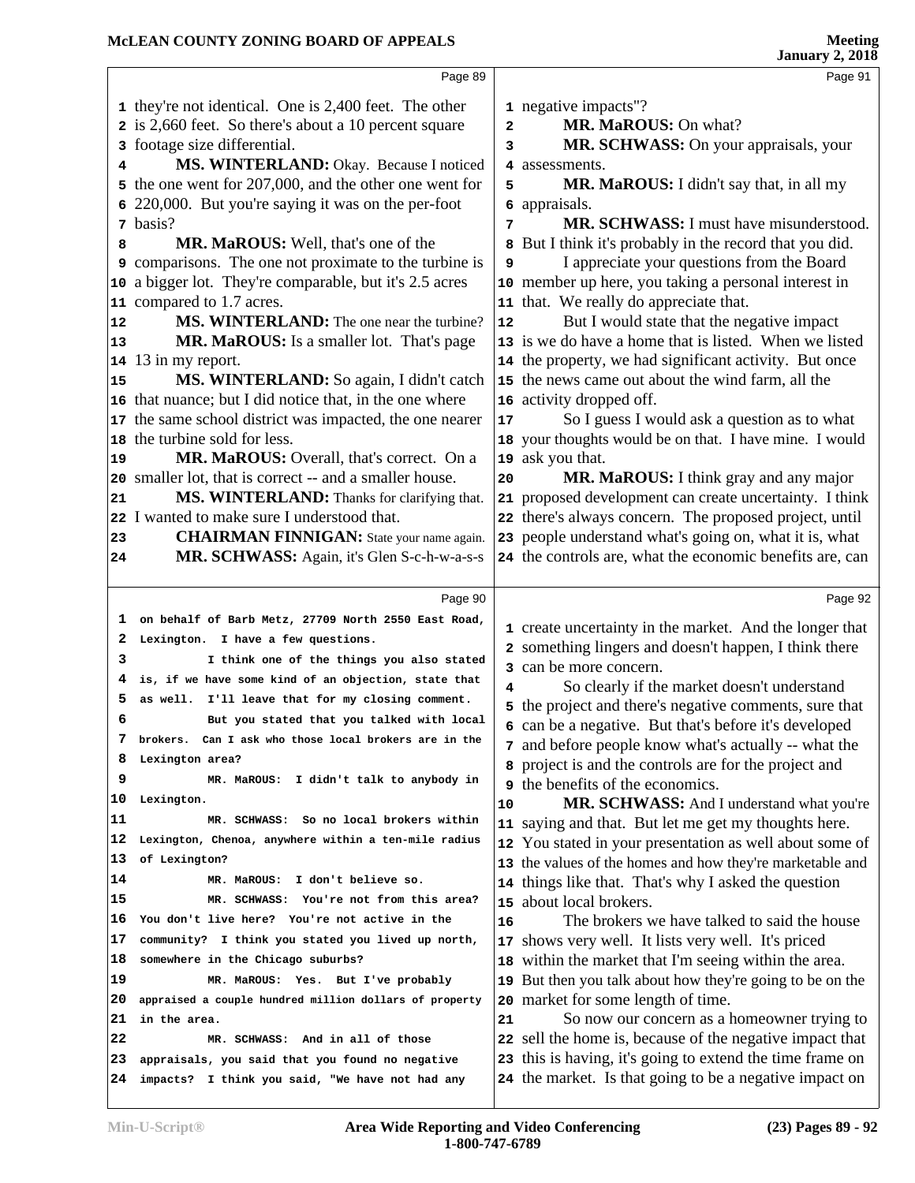Page 89

they're not identical. One is 2,400 feet. The other is 2,660 feet. So there's about a 10 percent square footage size differential.

**MS. WINTERLAND:** Okay. Because I noticed the one went for 207,000, and the other one went for 220,000. But you're saying it was on the per-foot basis?

**MR. MaROUS:** Well, that's one of the comparisons. The one not proximate to the turbine is a bigger lot. They're comparable, but it's 2.5 acres compared to 1.7 acres.

**MS. WINTERLAND:** The one near the turbine?

**MR. MaROUS:** Is a smaller lot. That's page 13 in my report.

**MS. WINTERLAND:** So again, I didn't catch that nuance; but I did notice that, in the one where the same school district was impacted, the one nearer the turbine sold for less.

**MR. MaROUS:** Overall, that's correct. On a smaller lot, that is correct -- and a smaller house.

**MS. WINTERLAND:** Thanks for clarifying that. I wanted to make sure I understood that.

**CHAIRMAN FINNIGAN:** State your name again.

**MR. SCHWASS:** Again, it's Glen S-c-h-w-a-s-s

Page 90

on behalf of Barb Metz, 27709 North 2550 East Road, Lexington. I have a few questions.

I think one of the things you also stated is, if we have some kind of an objection, state that as well. I'll leave that for my closing comment.

But you stated that you talked with local brokers. Can I ask who those local brokers are in the Lexington area?

MR. MaROUS: I didn't talk to anybody in Lexington.

MR. SCHWASS: So no local brokers within Lexington, Chenoa, anywhere within a ten-mile radius of Lexington?

MR. MaROUS: I don't believe so.

MR. SCHWASS: You're not from this area? You don't live here? You're not active in the community? I think you stated you lived up north, somewhere in the Chicago suburbs?

MR. MaROUS: Yes. But I've probably appraised a couple hundred million dollars of property in the area.

MR. SCHWASS: And in all of those appraisals, you said that you found no negative impacts? I think you said, "We have not had any

Page 91

negative impacts"?

**MR. MaROUS:** On what?

**MR. SCHWASS:** On your appraisals, your assessments.

**MR. MaROUS:** I didn't say that, in all my appraisals.

**MR. SCHWASS:** I must have misunderstood. But I think it's probably in the record that you did.

I appreciate your questions from the Board member up here, you taking a personal interest in that. We really do appreciate that.

But I would state that the negative impact is we do have a home that is listed. When we listed the property, we had significant activity. But once the news came out about the wind farm, all the activity dropped off.

So I guess I would ask a question as to what your thoughts would be on that. I have mine. I would ask you that.

**MR. MaROUS:** I think gray and any major proposed development can create uncertainty. I think there's always concern. The proposed project, until people understand what's going on, what it is, what the controls are, what the economic benefits are, can

Page 92

create uncertainty in the market. And the longer that something lingers and doesn't happen, I think there can be more concern.

So clearly if the market doesn't understand the project and there's negative comments, sure that can be a negative. But that's before it's developed and before people know what's actually -- what the project is and the controls are for the project and the benefits of the economics.

**MR. SCHWASS:** And I understand what you're saying and that. But let me get my thoughts here. You stated in your presentation as well about some of the values of the homes and how they're marketable and things like that. That's why I asked the question about local brokers.

The brokers we have talked to said the house shows very well. It lists very well. It's priced within the market that I'm seeing within the area. But then you talk about how they're going to be on the market for some length of time.

So now our concern as a homeowner trying to sell the home is, because of the negative impact that this is having, it's going to extend the time frame on the market. Is that going to be a negative impact on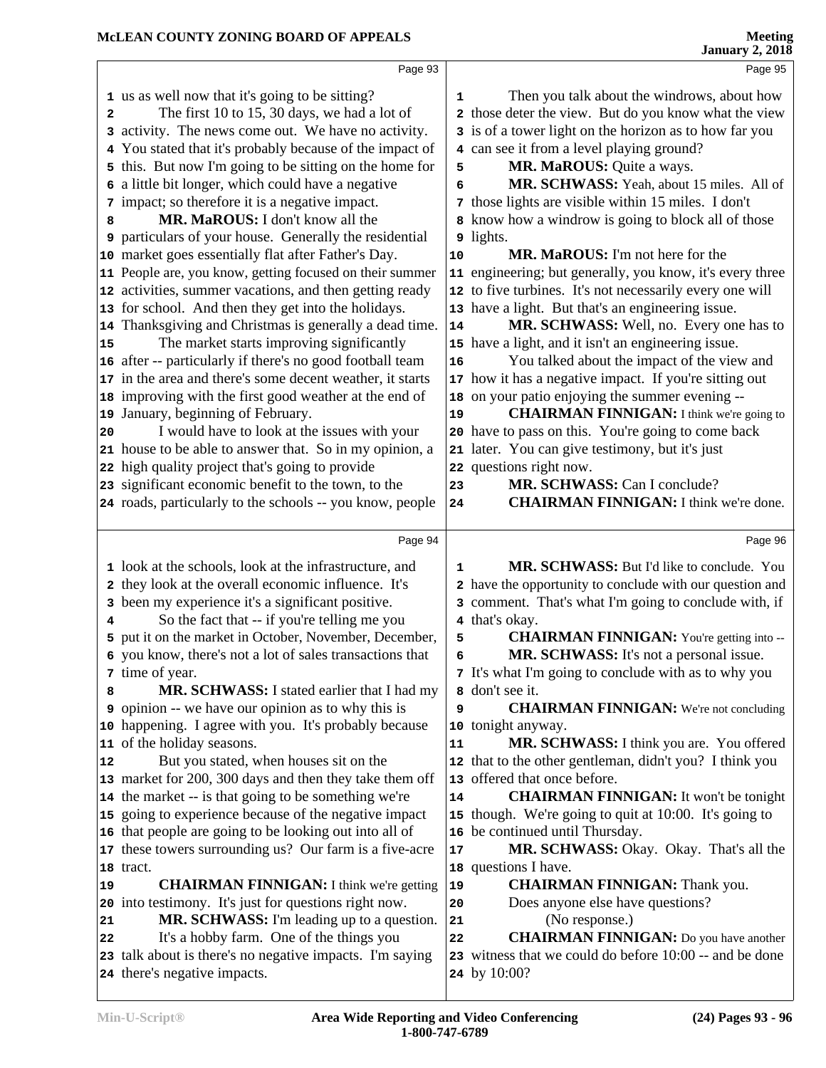us as well now that it's going to be sitting?

The first 10 to 15, 30 days, we had a lot of activity. The news come out. We have no activity. You stated that it's probably because of the impact of this. But now I'm going to be sitting on the home for a little bit longer, which could have a negative impact; so therefore it is a negative impact.

**MR. MaROUS:** I don't know all the particulars of your house. Generally the residential market goes essentially flat after Father's Day. People are, you know, getting focused on their summer activities, summer vacations, and then getting ready for school. And then they get into the holidays. Thanksgiving and Christmas is generally a dead time.

The market starts improving significantly after -- particularly if there's no good football team in the area and there's some decent weather, it starts improving with the first good weather at the end of January, beginning of February.

I would have to look at the issues with your house to be able to answer that. So in my opinion, a high quality project that's going to provide significant economic benefit to the town, to the roads, particularly to the schools -- you know, people look at the schools, look at the infrastructure, and they look at the overall economic influence. It's been my experience it's a significant positive.

So the fact that -- if you're telling me you put it on the market in October, November, December, you know, there's not a lot of sales transactions that time of year.

**MR. SCHWASS:** I stated earlier that I had my opinion -- we have our opinion as to why this is happening. I agree with you. It's probably because of the holiday seasons.

But you stated, when houses sit on the market for 200, 300 days and then they take them off the market -- is that going to be something we're going to experience because of the negative impact that people are going to be looking out into all of these towers surrounding us? Our farm is a five-acre tract.

**CHAIRMAN FINNIGAN:** I think we're getting into testimony. It's just for questions right now.

**MR. SCHWASS:** I'm leading up to a question. It's a hobby farm. One of the things you talk about is there's no negative impacts. I'm saying there's negative impacts.

Then you talk about the windrows, about how those deter the view. But do you know what the view is of a tower light on the horizon as to how far you can see it from a level playing ground?

**MR. MaROUS:** Quite a ways.

**MR. SCHWASS:** Yeah, about 15 miles. All of those lights are visible within 15 miles. I don't know how a windrow is going to block all of those lights.

**MR. MaROUS:** I'm not here for the engineering; but generally, you know, it's every three to five turbines. It's not necessarily every one will have a light. But that's an engineering issue.

**MR. SCHWASS:** Well, no. Every one has to have a light, and it isn't an engineering issue.

You talked about the impact of the view and how it has a negative impact. If you're sitting out on your patio enjoying the summer evening --

**CHAIRMAN FINNIGAN:** I think we're going to have to pass on this. You're going to come back later. You can give testimony, but it's just questions right now.

**MR. SCHWASS:** Can I conclude?

**CHAIRMAN FINNIGAN:** I think we're done.

**MR. SCHWASS:** But I'd like to conclude. You have the opportunity to conclude with our question and comment. That's what I'm going to conclude with, if that's okay.

**CHAIRMAN FINNIGAN:** You're getting into --

**MR. SCHWASS:** It's not a personal issue. It's what I'm going to conclude with as to why you don't see it.

**CHAIRMAN FINNIGAN:** We're not concluding tonight anyway.

**MR. SCHWASS:** I think you are. You offered that to the other gentleman, didn't you? I think you offered that once before.

**CHAIRMAN FINNIGAN:** It won't be tonight though. We're going to quit at 10:00. It's going to be continued until Thursday.

**MR. SCHWASS:** Okay. Okay. That's all the questions I have.

**CHAIRMAN FINNIGAN:** Thank you.

Does anyone else have questions?

(No response.)

**CHAIRMAN FINNIGAN:** Do you have another witness that we could do before 10:00 -- and be done by 10:00?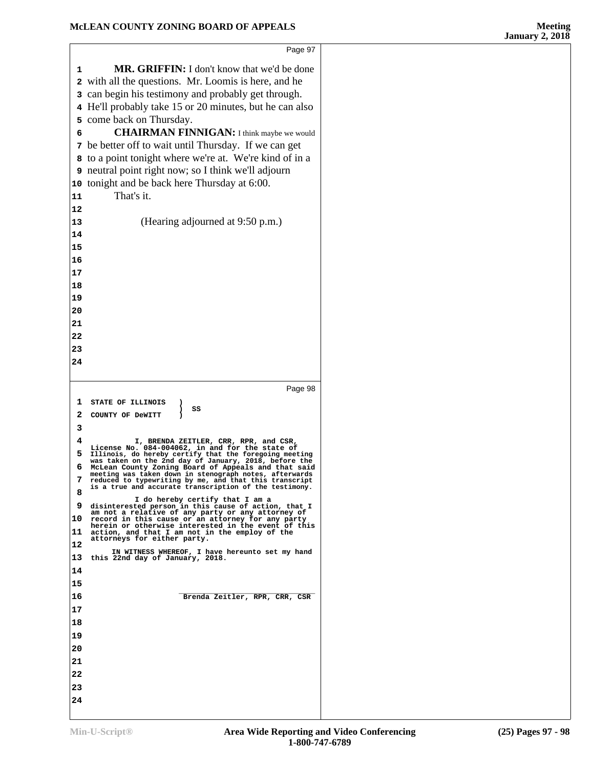Page 97

**MR. GRIFFIN:** I don't know that we'd be done with all the questions. Mr. Loomis is here, and he can begin his testimony and probably get through. He'll probably take 15 or 20 minutes, but he can also come back on Thursday.

**CHAIRMAN FINNIGAN:** I think maybe we would be better off to wait until Thursday. If we can get to a point tonight where we're at. We're kind of in a neutral point right now; so I think we'll adjourn tonight and be back here Thursday at 6:00.

That's it.

(Hearing adjourned at 9:50 p.m.)

Page 98

STATE OF ILLINOIS )
 ) SS
COUNTY OF DeWITT )

I, BRENDA ZEITLER, CRR, RPR, and CSR, License No. 084-004062, in and for the state of Illinois, do hereby certify that the foregoing meeting was taken on the 2nd day of January, 2018, before the McLean County Zoning Board of Appeals and that said meeting was taken down in stenograph notes, afterwards reduced to typewriting by me, and that this transcript is a true and accurate transcription of the testimony.

I do hereby certify that I am a disinterested person in this cause of action, that I am not a relative of any party or any attorney of record in this cause or an attorney for any party herein or otherwise interested in the event of this action, and that I am not in the employ of the attorneys for either party.

IN WITNESS WHEREOF, I have hereunto set my hand this 22nd day of January, 2018.

Brenda Zeitler, RPR, CRR, CSR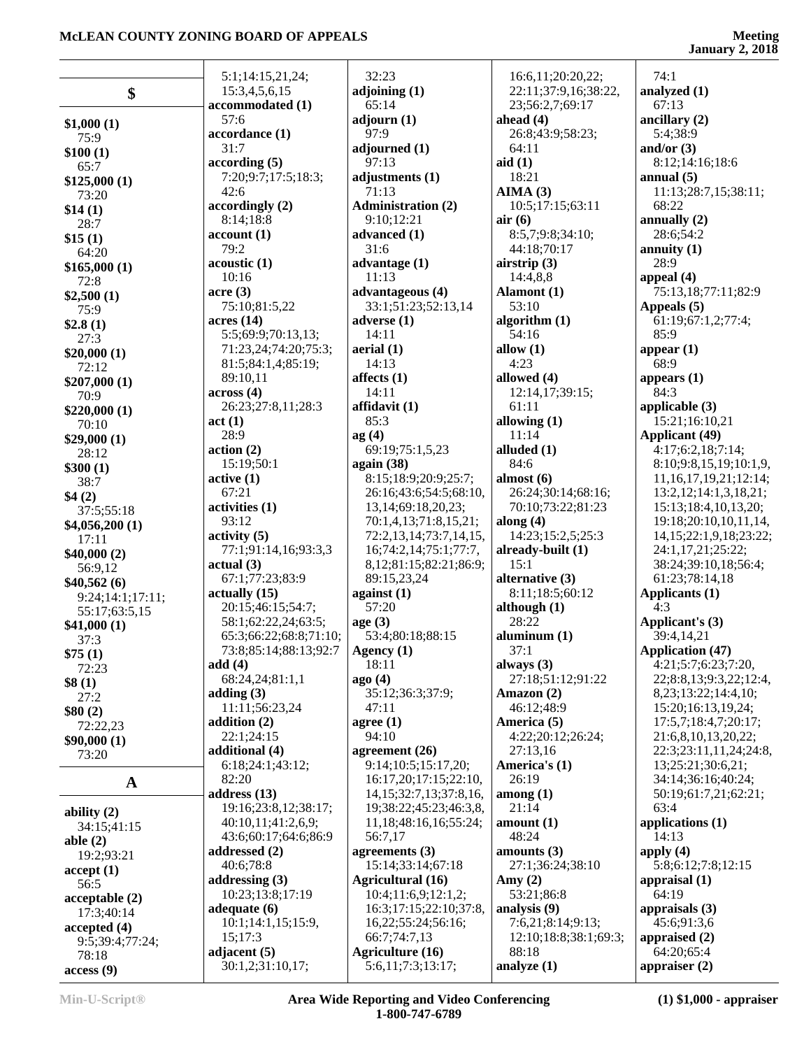## $

**$1,000 (1)**
75:9
**$100 (1)**
65:7
**$125,000 (1)**
73:20
**$14 (1)**
28:7
**$15 (1)**
64:20
**$165,000 (1)**
72:8
**$2,500 (1)**
75:9
**$2.8 (1)**
27:3
**$20,000 (1)**
72:12
**$207,000 (1)**
70:9
**$220,000 (1)**
70:10
**$29,000 (1)**
28:12
**$300 (1)**
38:7
**$4 (2)**
37:5;55:18
**$4,056,200 (1)**
17:11
**$40,000 (2)**
56:9,12
**$40,562 (6)**
9:24;14:1;17:11;
55:17;63:5,15
**$41,000 (1)**
37:3
**$75 (1)**
72:23
**$8 (1)**
27:2
**$80 (2)**
72:22,23
**$90,000 (1)**
73:20

## A

**ability (2)**
34:15;41:15
**able (2)**
19:2;93:21
**accept (1)**
56:5
**acceptable (2)**
17:3;40:14
**accepted (4)**
9:5;39:4;77:24;
78:18
**access (9)**
5:1;14:15,21,24;
15:3,4,5,6,15
**accommodated (1)**
57:6
**accordance (1)**
31:7
**according (5)**
7:20;9:7;17:5;18:3;
42:6
**accordingly (2)**
8:14;18:8
**account (1)**
79:2
**acoustic (1)**
10:16
**acre (3)**
75:10;81:5,22
**acres (14)**
5:5;69:9;70:13,13;
71:23,24;74:20;75:3;
81:5;84:1,4;85:19;
89:10,11
**across (4)**
26:23;27:8,11;28:3
**act (1)**
28:9
**action (2)**
15:19;50:1
**active (1)**
67:21
**activities (1)**
93:12
**activity (5)**
77:1;91:14,16;93:3,3
**actual (3)**
67:1;77:23;83:9
**actually (15)**
20:15;46:15;54:7;
58:1;62:22,24;63:5;
65:3;66:22;68:8;71:10;
73:8;85:14;88:13;92:7
**add (4)**
68:24,24;81:1,1
**adding (3)**
11:11;56:23,24
**addition (2)**
22:1;24:15
**additional (4)**
6:18;24:1;43:12;
82:20
**address (13)**
19:16;23:8,12;38:17;
40:10,11;41:2,6,9;
43:6;60:17;64:6;86:9
**addressed (2)**
40:6;78:8
**addressing (3)**
10:23;13:8;17:19
**adequate (6)**
10:1;14:1,15;15:9,
15;17:3
**adjacent (5)**
30:1,2;31:10,17;
32:23
**adjoining (1)**
65:14
**adjourn (1)**
97:9
**adjourned (1)**
97:13
**adjustments (1)**
71:13
**Administration (2)**
9:10;12:21
**advanced (1)**
31:6
**advantage (1)**
11:13
**advantageous (4)**
33:1;51:23;52:13,14
**adverse (1)**
14:11
**aerial (1)**
14:13
**affects (1)**
14:11
**affidavit (1)**
85:3
**ag (4)**
69:19;75:1,5,23
**again (38)**
8:15;18:9;20:9;25:7;
26:16;43:6;54:5;68:10,
13,14;69:18,20,23;
70:1,4,13;71:8,15,21;
72:2,13,14;73:7,14,15,
16;74:2,14;75:1;77:7,
8,12;81:15;82:21;86:9;
89:15,23,24
**against (1)**
57:20
**age (3)**
53:4;80:18;88:15
**Agency (1)**
18:11
**ago (4)**
35:12;36:3;37:9;
47:11
**agree (1)**
94:10
**agreement (26)**
9:14;10:5;15:17,20;
16:17,20;17:15;22:10,
14,15;32:7,13;37:8,16,
19;38:22;45:23;46:3,8,
11,18;48:16,16;55:24;
56:7,17
**agreements (3)**
15:14;33:14;67:18
**Agricultural (16)**
10:4;11:6,9;12:1,2;
16:3;17:15;22:10;37:8,
16,22;55:24;56:16;
66:7;74:7,13
**Agriculture (16)**
5:6,11;7:3;13:17;
16:6,11;20:20,22;
22:11;37:9,16;38:22,
23;56:2,7;69:17
**ahead (4)**
26:8;43:9;58:23;
64:11
**aid (1)**
18:21
**AIMA (3)**
10:5;17:15;63:11
**air (6)**
8:5,7;9:8;34:10;
44:18;70:17
**airstrip (3)**
14:4,8,8
**Alamont (1)**
53:10
**algorithm (1)**
54:16
**allow (1)**
4:23
**allowed (4)**
12:14,17;39:15;
61:11
**allowing (1)**
11:14
**alluded (1)**
84:6
**almost (6)**
26:24;30:14;68:16;
70:10;73:22;81:23
**along (4)**
14:23;15:2,5;25:3
**already-built (1)**
15:1
**alternative (3)**
8:11;18:5;60:12
**although (1)**
28:22
**aluminum (1)**
37:1
**always (3)**
27:18;51:12;91:22
**Amazon (2)**
46:12;48:9
**America (5)**
4:22;20:12;26:24;
27:13,16
**America's (1)**
26:19
**among (1)**
21:14
**amount (1)**
48:24
**amounts (3)**
27:1;36:24;38:10
**Amy (2)**
53:21;86:8
**analysis (9)**
7:6,21;8:14;9:13;
12:10;18:8;38:1;69:3;
88:18
**analyze (1)**
74:1
**analyzed (1)**
67:13
**ancillary (2)**
5:4;38:9
**and/or (3)**
8:12;14:16;18:6
**annual (5)**
11:13;28:7,15;38:11;
68:22
**annually (2)**
28:6;54:2
**annuity (1)**
28:9
**appeal (4)**
75:13,18;77:11;82:9
**Appeals (5)**
61:19;67:1,2;77:4;
85:9
**appear (1)**
68:9
**appears (1)**
84:3
**applicable (3)**
15:21;16:10,21
**Applicant (49)**
4:17;6:2,18;7:14;
8:10;9:8,15,19;10:1,9,
11,16,17,19,21;12:14;
13:2,12;14:1,3,18,21;
15:13;18:4,10,13,20;
19:18;20:10,10,11,14,
14,15;22:1,9,18;23:22;
24:1,17,21;25:22;
38:24;39:10,18;56:4;
61:23;78:14,18
**Applicants (1)**
4:3
**Applicant's (3)**
39:4,14,21
**Application (47)**
4:21;5:7;6:23;7:20,
22;8:8,13;9:3,22;12:4,
8,23;13:22;14:4,10;
15:20;16:13,19,24;
17:5,7;18:4,7;20:17;
21:6,8,10,13,20,22;
22:3;23:11,11,24;24:8,
13;25:21;30:6,21;
34:14;36:16;40:24;
50:19;61:7,21;62:21;
63:4
**applications (1)**
14:13
**apply (4)**
5:8;6:12;7:8;12:15
**appraisal (1)**
64:19
**appraisals (3)**
45:6;91:3,6
**appraised (2)**
64:20;65:4
**appraiser (2)**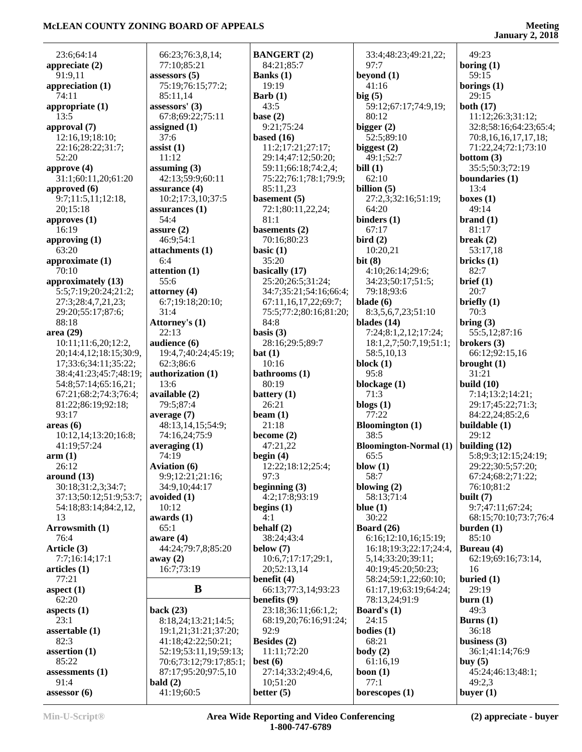23:6;64:14
**appreciate (2)**
91:9,11
**appreciation (1)**
74:11
**appropriate (1)**
13:5
**approval (7)**
12:16,19;18:10;
22:16;28:22;31:7;
52:20
**approve (4)**
31:1;60:11,20;61:20
**approved (6)**
9:7;11:5,11;12:18,
20;15:18
**approves (1)**
16:19
**approving (1)**
63:20
**approximate (1)**
70:10
**approximately (13)**
5:5;7:19;20:24;21:2;
27:3;28:4,7,21,23;
29:20;55:17;87:6;
88:18
**area (29)**
10:11;11:6,20;12:2,
20;14:4,12;18:15;30:9,
17;33:6;34:11;35:22;
38:4;41:23;45:7;48:19;
54:8;57:14;65:16,21;
67:21;68:2;74:3;76:4;
81:22;86:19;92:18;
93:17
**areas (6)**
10:12,14;13:20;16:8;
41:19;57:24
**arm (1)**
26:12
**around (13)**
30:18;31:2,3;34:7;
37:13;50:12;51:9;53:7;
54:18;83:14;84:2,12,
13
**Arrowsmith (1)**
76:4
**Article (3)**
7:7;16:14;17:1
**articles (1)**
77:21
**aspect (1)**
62:20
**aspects (1)**
23:1
**assertable (1)**
82:3
**assertion (1)**
85:22
**assessments (1)**
91:4
**assessor (6)**
66:23;76:3,8,14;
77:10;85:21
**assessors (5)**
75:19;76:15;77:2;
85:11,14
**assessors' (3)**
67:8;69:22;75:11
**assigned (1)**
37:6
**assist (1)**
11:12
**assuming (3)**
42:13;59:9;60:11
**assurance (4)**
10:2;17:3,10;37:5
**assurances (1)**
54:4
**assure (2)**
46:9;54:1
**attachments (1)**
6:4
**attention (1)**
55:6
**attorney (4)**
6:7;19:18;20:10;
31:4
**Attorney's (1)**
22:13
**audience (6)**
19:4,7;40:24;45:19;
62:3;86:6
**authorization (1)**
13:6
**available (2)**
79:5;87:4
**average (7)**
48:13,14,15;54:9;
74:16,24;75:9
**averaging (1)**
74:19
**Aviation (6)**
9:9;12:21;21:16;
34:9,10;44:17
**avoided (1)**
10:12
**awards (1)**
65:1
**aware (4)**
44:24;79:7,8;85:20
**away (2)**
16:7;73:19

## B

**back (23)**
8:18,24;13:21;14:5;
19:1,21;31:21;37:20;
41:18;42:22;50:21;
52:19;53:11,19;59:13;
70:6;73:12;79:17;85:1;
87:17;95:20;97:5,10
**bald (2)**
41:19;60:5
**BANGERT (2)**
84:21;85:7
**Banks (1)**
19:19
**Barb (1)**
43:5
**base (2)**
9:21;75:24
**based (16)**
11:2;17:21;27:17;
29:14;47:12;50:20;
59:11;66:18;74:2,4;
75:22;76:1;78:1;79:9;
85:11,23
**basement (5)**
72:1;80:11,22,24;
81:1
**basements (2)**
70:16;80:23
**basic (1)**
35:20
**basically (17)**
25:20;26:5;31:24;
34:7;35:21;54:16;66:4;
67:11,16,17,22;69:7;
75:5;77:2;80:16;81:20;
84:8
**basis (3)**
28:16;29:5;89:7
**bat (1)**
10:16
**bathrooms (1)**
80:19
**battery (1)**
26:21
**beam (1)**
21:18
**become (2)**
47:21,22
**begin (4)**
12:22;18:12;25:4;
97:3
**beginning (3)**
4:2;17:8;93:19
**begins (1)**
4:1
**behalf (2)**
38:24;43:4
**below (7)**
10:6,7;17:17;29:1,
20;52:13,14
**benefit (4)**
66:13;77:3,14;93:23
**benefits (9)**
23:18;36:11;66:1,2;
68:19,20;76:16;91:24;
92:9
**Besides (2)**
11:11;72:20
**best (6)**
27:14;33:2;49:4,6,
10;51:20
**better (5)**
33:4;48:23;49:21,22;
97:7
**beyond (1)**
41:16
**big (5)**
59:12;67:17;74:9,19;
80:12
**bigger (2)**
52:5;89:10
**biggest (2)**
49:1;52:7
**bill (1)**
62:10
**billion (5)**
27:2,3;32:16;51:19;
64:20
**binders (1)**
67:17
**bird (2)**
10:20,21
**bit (8)**
4:10;26:14;29:6;
34:23;50:17;51:5;
79:18;93:6
**blade (6)**
8:3,5,6,7,23;51:10
**blades (14)**
7:24;8:1,2,12;17:24;
18:1,2,7;50:7,19;51:1;
58:5,10,13
**block (1)**
95:8
**blockage (1)**
71:3
**blogs (1)**
77:22
**Bloomington (1)**
38:5
**Bloomington-Normal (1)**
65:5
**blow (1)**
58:7
**blowing (2)**
58:13;71:4
**blue (1)**
30:22
**Board (26)**
6:16;12:10,16;15:19;
16:18;19:3;22:17;24:4,
5,14;33:20;39:11;
40:19;45:20;50:23;
58:24;59:1,22;60:10;
61:17,19;63:19;64:24;
78:13,24;91:9
**Board's (1)**
24:15
**bodies (1)**
68:21
**body (2)**
61:16,19
**boon (1)**
77:1
**borescopes (1)**
49:23
**boring (1)**
59:15
**borings (1)**
29:15
**both (17)**
11:12;26:3;31:12;
32:8;58:16;64:23;65:4;
70:8,16,16,17,17,18;
71:22,24;72:1;73:10
**bottom (3)**
35:5;50:3;72:19
**boundaries (1)**
13:4
**boxes (1)**
49:14
**brand (1)**
81:17
**break (2)**
53:17,18
**bricks (1)**
82:7
**brief (1)**
20:7
**briefly (1)**
70:3
**bring (3)**
55:5,12;87:16
**brokers (3)**
66:12;92:15,16
**brought (1)**
31:21
**build (10)**
7:14;13:2;14:21;
29:17;45:22;71:3;
84:22,24;85:2,6
**buildable (1)**
29:12
**building (12)**
5:8;9:3;12:15;24:19;
29:22;30:5;57:20;
67:24;68:2;71:22;
76:10;81:2
**built (7)**
9:7;47:11;67:24;
68:15;70:10;73:7;76:4
**burden (1)**
85:10
**Bureau (4)**
62:19;69:16;73:14,
16
**buried (1)**
29:19
**burn (1)**
49:3
**Burns (1)**
36:18
**business (3)**
36:1;41:14;76:9
**buy (5)**
45:24;46:13;48:1;
49:2,3
**buyer (1)**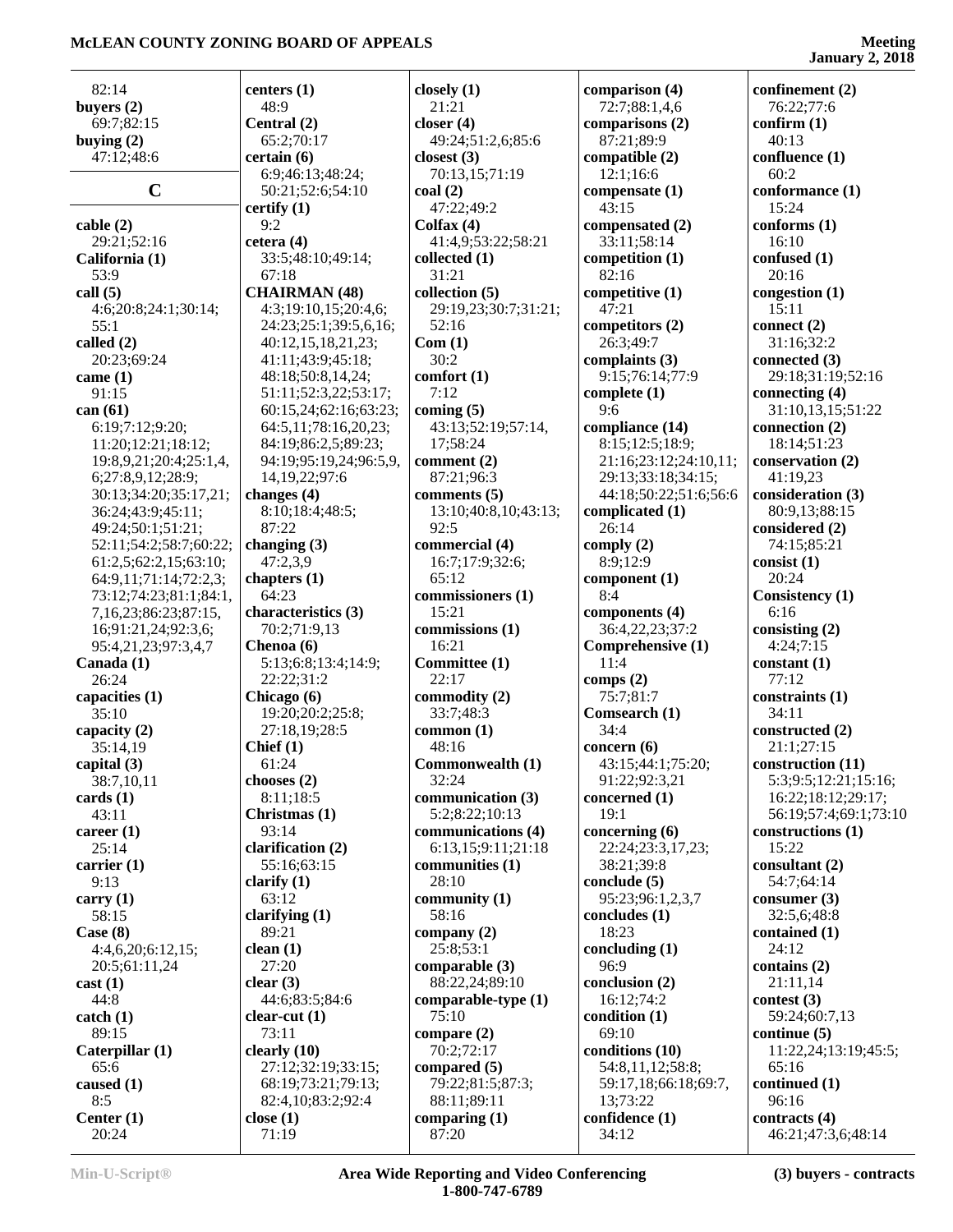82:14
**buyers (2)**
69:7;82:15
**buying (2)**
47:12;48:6

## C

**cable (2)**
29:21;52:16
**California (1)**
53:9
**call (5)**
4:6;20:8;24:1;30:14;55:1
**called (2)**
20:23;69:24
**came (1)**
91:15
**can (61)**
6:19;7:12;9:20;11:20;12:21;18:12;19:8,9,21;20:4;25:1,4,6;27:8,9,12;28:9;30:13;34:20;35:17,21;36:24;43:9;45:11;49:24;50:1;51:21;52:11;54:2;58:7;60:22;61:2,5;62:2,15;63:10;64:9,11;71:14;72:2,3;73:12;74:23;81:1;84:1,7,16,23;86:23;87:15,16;91:21,24;92:3,6;95:4,21,23;97:3,4,7
**Canada (1)**
26:24
**capacities (1)**
35:10
**capacity (2)**
35:14,19
**capital (3)**
38:7,10,11
**cards (1)**
43:11
**career (1)**
25:14
**carrier (1)**
9:13
**carry (1)**
58:15
**Case (8)**
4:4,6,20;6:12,15;20:5;61:11,24
**cast (1)**
44:8
**catch (1)**
89:15
**Caterpillar (1)**
65:6
**caused (1)**
8:5
**Center (1)**
20:24
**centers (1)**
48:9
**Central (2)**
65:2;70:17
**certain (6)**
6:9;46:13;48:24;50:21;52:6;54:10
**certify (1)**
9:2
**cetera (4)**
33:5;48:10;49:14;67:18
**CHAIRMAN (48)**
4:3;19:10,15;20:4,6;24:23;25:1;39:5,6,16;40:12,15,18,21,23;41:11;43:9;45:18;48:18;50:8,14,24;51:11;52:3,22;53:17;60:15,24;62:16;63:23;64:5,11;78:16,20,23;84:19;86:2,5;89:23;94:19;95:19,24;96:5,9,14,19,22;97:6
**changes (4)**
8:10;18:4;48:5;87:22
**changing (3)**
47:2,3,9
**chapters (1)**
64:23
**characteristics (3)**
70:2;71:9,13
**Chenoa (6)**
5:13;6:8;13:4;14:9;22:22;31:2
**Chicago (6)**
19:20;20:2;25:8;27:18,19;28:5
**Chief (1)**
61:24
**chooses (2)**
8:11;18:5
**Christmas (1)**
93:14
**clarification (2)**
55:16;63:15
**clarify (1)**
63:12
**clarifying (1)**
89:21
**clean (1)**
27:20
**clear (3)**
44:6;83:5;84:6
**clear-cut (1)**
73:11
**clearly (10)**
27:12;32:19;33:15;68:19;73:21;79:13;82:4,10;83:2;92:4
**close (1)**
71:19
**closely (1)**
21:21
**closer (4)**
49:24;51:2,6;85:6
**closest (3)**
70:13,15;71:19
**coal (2)**
47:22;49:2
**Colfax (4)**
41:4,9;53:22;58:21
**collected (1)**
31:21
**collection (5)**
29:19,23;30:7;31:21;52:16
**Com (1)**
30:2
**comfort (1)**
7:12
**coming (5)**
43:13;52:19;57:14,17;58:24
**comment (2)**
87:21;96:3
**comments (5)**
13:10;40:8,10;43:13;92:5
**commercial (4)**
16:7;17:9;32:6;65:12
**commissioners (1)**
15:21
**commissions (1)**
16:21
**Committee (1)**
22:17
**commodity (2)**
33:7;48:3
**common (1)**
48:16
**Commonwealth (1)**
32:24
**communication (3)**
5:2;8:22;10:13
**communications (4)**
6:13,15;9:11;21:18
**communities (1)**
28:10
**community (1)**
58:16
**company (2)**
25:8;53:1
**comparable (3)**
88:22,24;89:10
**comparable-type (1)**
75:10
**compare (2)**
70:2;72:17
**compared (5)**
79:22;81:5;87:3;88:11;89:11
**comparing (1)**
87:20
**comparison (4)**
72:7;88:1,4,6
**comparisons (2)**
87:21;89:9
**compatible (2)**
12:1;16:6
**compensate (1)**
43:15
**compensated (2)**
33:11;58:14
**competition (1)**
82:16
**competitive (1)**
47:21
**competitors (2)**
26:3;49:7
**complaints (3)**
9:15;76:14;77:9
**complete (1)**
9:6
**compliance (14)**
8:15;12:5;18:9;21:16;23:12;24:10,11;29:13;33:18;34:15;44:18;50:22;51:6;56:6
**complicated (1)**
26:14
**comply (2)**
8:9;12:9
**component (1)**
8:4
**components (4)**
36:4,22,23;37:2
**Comprehensive (1)**
11:4
**comps (2)**
75:7;81:7
**Comsearch (1)**
34:4
**concern (6)**
43:15;44:1;75:20;91:22;92:3,21
**concerned (1)**
19:1
**concerning (6)**
22:24;23:3,17,23;38:21;39:8
**conclude (5)**
95:23;96:1,2,3,7
**concludes (1)**
18:23
**concluding (1)**
96:9
**conclusion (2)**
16:12;74:2
**condition (1)**
69:10
**conditions (10)**
54:8,11,12;58:8;59:17,18;66:18;69:7,13;73:22
**confidence (1)**
34:12
**confinement (2)**
76:22;77:6
**confirm (1)**
40:13
**confluence (1)**
60:2
**conformance (1)**
15:24
**conforms (1)**
16:10
**confused (1)**
20:16
**congestion (1)**
15:11
**connect (2)**
31:16;32:2
**connected (3)**
29:18;31:19;52:16
**connecting (4)**
31:10,13,15;51:22
**connection (2)**
18:14;51:23
**conservation (2)**
41:19,23
**consideration (3)**
80:9,13;88:15
**considered (2)**
74:15;85:21
**consist (1)**
20:24
**Consistency (1)**
6:16
**consisting (2)**
4:24;7:15
**constant (1)**
77:12
**constraints (1)**
34:11
**constructed (2)**
21:1;27:15
**construction (11)**
5:3;9:5;12:21;15:16;16:22;18:12;29:17;56:19;57:4;69:1;73:10
**constructions (1)**
15:22
**consultant (2)**
54:7;64:14
**consumer (3)**
32:5,6;48:8
**contained (1)**
24:12
**contains (2)**
21:11,14
**contest (3)**
59:24;60:7,13
**continue (5)**
11:22,24;13:19;45:5;65:16
**continued (1)**
96:16
**contracts (4)**
46:21;47:3,6;48:14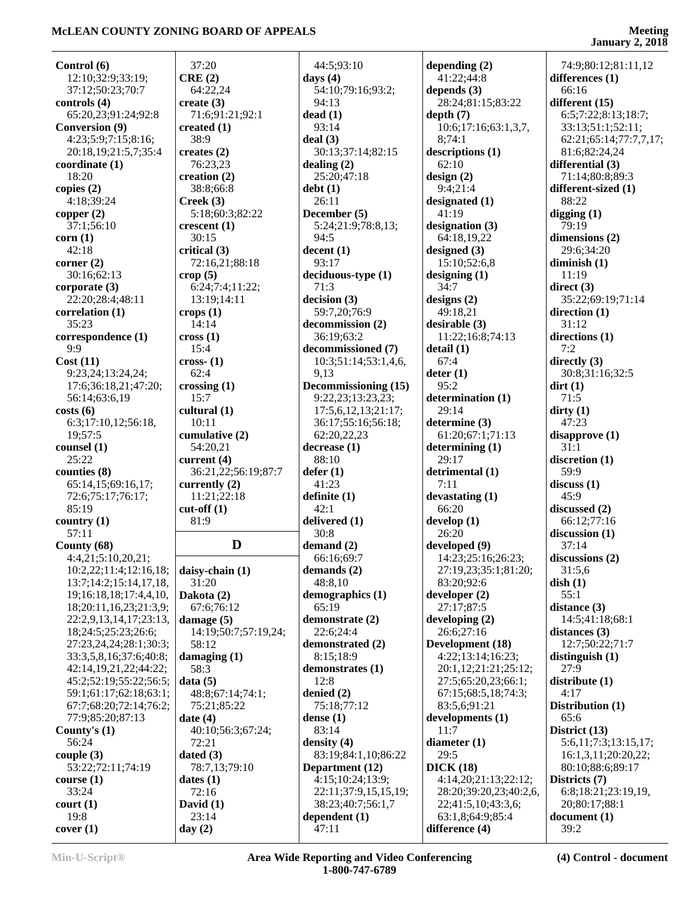**Control (6)**
12:10;32:9;33:19;
37:12;50:23;70:7
**controls (4)**
65:20,23;91:24;92:8
**Conversion (9)**
4:23;5:9;7:15;8:16;
20:18,19;21:5,7;35:4
**coordinate (1)**
18:20
**copies (2)**
4:18;39:24
**copper (2)**
37:1;56:10
**corn (1)**
42:18
**corner (2)**
30:16;62:13
**corporate (3)**
22:20;28:4;48:11
**correlation (1)**
35:23
**correspondence (1)**
9:9
**Cost (11)**
9:23,24;13:24,24;
17:6;36:18,21;47:20;
56:14;63:6,19
**costs (6)**
6:3;17:10,12;56:18,
19;57:5
**counsel (1)**
25:22
**counties (8)**
65:14,15;69:16,17;
72:6;75:17;76:17;
85:19
**country (1)**
57:11
**County (68)**
4:4,21;5:10,20,21;
10:2,22;11:4;12:16,18;
13:7;14:2;15:14,17,18,
19;16:18,18;17:4,4,10,
18;20:11,16,23;21:3,9;
22:2,9,13,14,17;23:13,
18;24:5;25:23;26:6;
27:23,24,24;28:1;30:3;
33:3,5,8,16;37:6;40:8;
42:14,19,21,22;44:22;
45:2;52:19;55:22;56:5;
59:1;61:17;62:18;63:1;
67:7;68:20;72:14;76:2;
77:9;85:20;87:13
**County's (1)**
56:24
**couple (3)**
53:22;72:11;74:19
**course (1)**
33:24
**court (1)**
19:8
**cover (1)**
37:20
**CRE (2)**
64:22,24
**create (3)**
71:6;91:21;92:1
**created (1)**
38:9
**creates (2)**
76:23,23
**creation (2)**
38:8;66:8
**Creek (3)**
5:18;60:3;82:22
**crescent (1)**
30:15
**critical (3)**
72:16,21;88:18
**crop (5)**
6:24;7:4;11:22;
13:19;14:11
**crops (1)**
14:14
**cross (1)**
15:4
**cross- (1)**
62:4
**crossing (1)**
15:7
**cultural (1)**
10:11
**cumulative (2)**
54:20,21
**current (4)**
36:21,22;56:19;87:7
**currently (2)**
11:21;22:18
**cut-off (1)**
81:9

## D

**daisy-chain (1)**
31:20
**Dakota (2)**
67:6;76:12
**damage (5)**
14:19;50:7;57:19,24;
58:12
**damaging (1)**
58:3
**data (5)**
48:8;67:14;74:1;
75:21;85:22
**date (4)**
40:10;56:3;67:24;
72:21
**dated (3)**
78:7,13;79:10
**dates (1)**
72:16
**David (1)**
23:14
**day (2)**
44:5;93:10
**days (4)**
54:10;79:16;93:2;
94:13
**dead (1)**
93:14
**deal (3)**
30:13;37:14;82:15
**dealing (2)**
25:20;47:18
**debt (1)**
26:11
**December (5)**
5:24;21:9;78:8,13;
94:5
**decent (1)**
93:17
**deciduous-type (1)**
71:3
**decision (3)**
59:7,20;76:9
**decommission (2)**
36:19;63:2
**decommissioned (7)**
10:3;51:14;53:1,4,6,
9,13
**Decommissioning (15)**
9:22,23;13:23,23;
17:5,6,12,13;21:17;
36:17;55:16;56:18;
62:20,22,23
**decrease (1)**
88:10
**defer (1)**
41:23
**definite (1)**
42:1
**delivered (1)**
30:8
**demand (2)**
66:16;69:7
**demands (2)**
48:8,10
**demographics (1)**
65:19
**demonstrate (2)**
22:6;24:4
**demonstrated (2)**
8:15;18:9
**demonstrates (1)**
12:8
**denied (2)**
75:18;77:12
**dense (1)**
83:14
**density (4)**
83:19;84:1,10;86:22
**Department (12)**
4:15;10:24;13:9;
22:11;37:9,15,15,19;
38:23;40:7;56:1,7
**dependent (1)**
47:11
**depending (2)**
41:22;44:8
**depends (3)**
28:24;81:15;83:22
**depth (7)**
10:6;17:16;63:1,3,7,
8;74:1
**descriptions (1)**
62:10
**design (2)**
9:4;21:4
**designated (1)**
41:19
**designation (3)**
64:18,19,22
**designed (3)**
15:10;52:6,8
**designing (1)**
34:7
**designs (2)**
49:18,21
**desirable (3)**
11:22;16:8;74:13
**detail (1)**
67:4
**deter (1)**
95:2
**determination (1)**
29:14
**determine (3)**
61:20;67:1;71:13
**determining (1)**
29:17
**detrimental (1)**
7:11
**devastating (1)**
66:20
**develop (1)**
26:20
**developed (9)**
14:23;25:16;26:23;
27:19,23;35:1;81:20;
83:20;92:6
**developer (2)**
27:17;87:5
**developing (2)**
26:6;27:16
**Development (18)**
4:22;13:14;16:23;
20:1,12;21:21;25:12;
27:5;65:20,23;66:1;
67:15;68:5,18;74:3;
83:5,6;91:21
**developments (1)**
11:7
**diameter (1)**
29:5
**DICK (18)**
4:14,20;21:13;22:12;
28:20;39:20,23;40:2,6,
22;41:5,10;43:3,6;
63:1,8;64:9;85:4
**difference (4)**
74:9;80:12;81:11,12
**differences (1)**
66:16
**different (15)**
6:5;7:22;8:13;18:7;
33:13;51:1;52:11;
62:21;65:14;77:7,7,17;
81:6;82:24,24
**differential (3)**
71:14;80:8;89:3
**different-sized (1)**
88:22
**digging (1)**
79:19
**dimensions (2)**
29:6;34:20
**diminish (1)**
11:19
**direct (3)**
35:22;69:19;71:14
**direction (1)**
31:12
**directions (1)**
7:2
**directly (3)**
30:8;31:16;32:5
**dirt (1)**
71:5
**dirty (1)**
47:23
**disapprove (1)**
31:1
**discretion (1)**
59:9
**discuss (1)**
45:9
**discussed (2)**
66:12;77:16
**discussion (1)**
37:14
**discussions (2)**
31:5,6
**dish (1)**
55:1
**distance (3)**
14:5;41:18;68:1
**distances (3)**
12:7;50:22;71:7
**distinguish (1)**
27:9
**distribute (1)**
4:17
**Distribution (1)**
65:6
**District (13)**
5:6,11;7:3;13:15,17;
16:1,3,11;20:20,22;
80:10;88:6;89:17
**Districts (7)**
6:8;18:21;23:19,19,
20;80:17;88:1
**document (1)**
39:2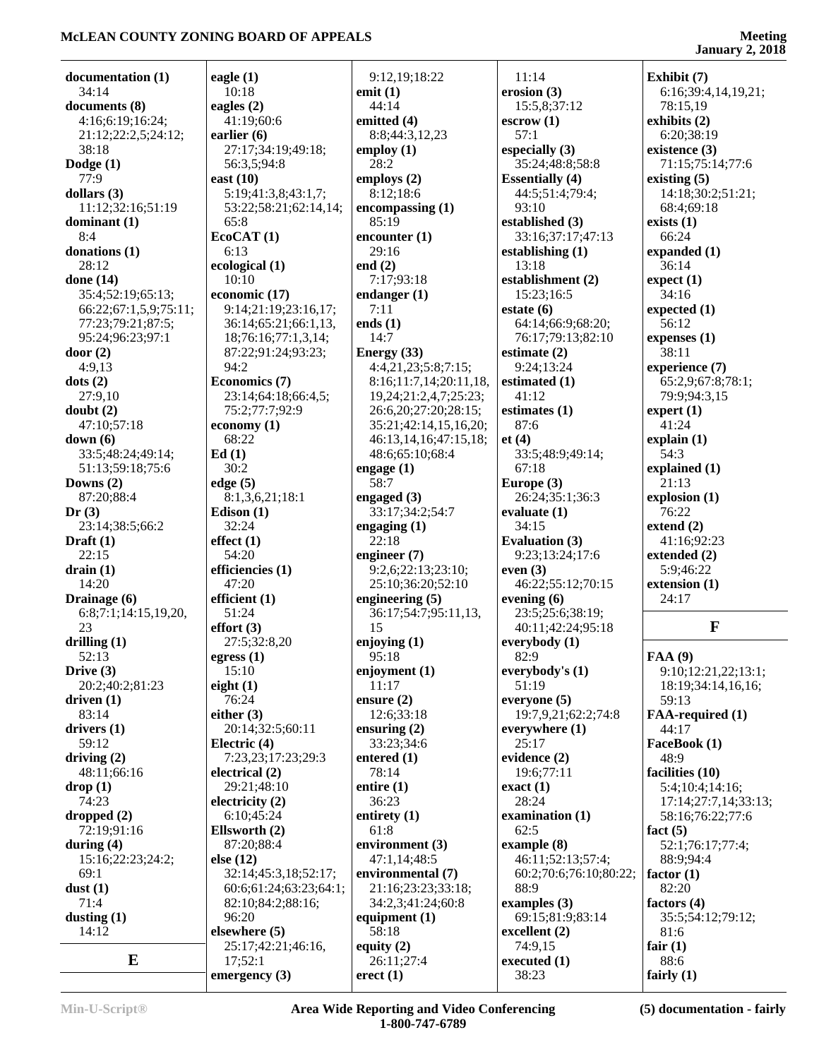**documentation (1)**
34:14
**documents (8)**
4:16;6:19;16:24;
21:12;22:2,5;24:12;
38:18
**Dodge (1)**
77:9
**dollars (3)**
11:12;32:16;51:19
**dominant (1)**
8:4
**donations (1)**
28:12
**done (14)**
35:4;52:19;65:13;
66:22;67:1,5,9;75:11;
77:23;79:21;87:5;
95:24;96:23;97:1
**door (2)**
4:9,13
**dots (2)**
27:9,10
**doubt (2)**
47:10;57:18
**down (6)**
33:5;48:24;49:14;
51:13;59:18;75:6
**Downs (2)**
87:20;88:4
**Dr (3)**
23:14;38:5;66:2
**Draft (1)**
22:15
**drain (1)**
14:20
**Drainage (6)**
6:8;7:1;14:15,19,20,
23
**drilling (1)**
52:13
**Drive (3)**
20:2;40:2;81:23
**driven (1)**
83:14
**drivers (1)**
59:12
**driving (2)**
48:11;66:16
**drop (1)**
74:23
**dropped (2)**
72:19;91:16
**during (4)**
15:16;22:23;24:2;
69:1
**dust (1)**
71:4
**dusting (1)**
14:12

## E

**eagle (1)**
10:18
**eagles (2)**
41:19;60:6
**earlier (6)**
27:17;34:19;49:18;
56:3,5;94:8
**east (10)**
5:19;41:3,8;43:1,7;
53:22;58:21;62:14,14;
65:8
**EcoCAT (1)**
6:13
**ecological (1)**
10:10
**economic (17)**
9:14;21:19;23:16,17;
36:14;65:21;66:1,13,
18;76:16;77:1,3,14;
87:22;91:24;93:23;
94:2
**Economics (7)**
23:14;64:18;66:4,5;
75:2;77:7;92:9
**economy (1)**
68:22
**Ed (1)**
30:2
**edge (5)**
8:1,3,6,21;18:1
**Edison (1)**
32:24
**effect (1)**
54:20
**efficiencies (1)**
47:20
**efficient (1)**
51:24
**effort (3)**
27:5;32:8,20
**egress (1)**
15:10
**eight (1)**
76:24
**either (3)**
20:14;32:5;60:11
**Electric (4)**
7:23,23;17:23;29:3
**electrical (2)**
29:21;48:10
**electricity (2)**
6:10;45:24
**Ellsworth (2)**
87:20;88:4
**else (12)**
32:14;45:3,18;52:17;
60:6;61:24;63:23;64:1;
82:10;84:2;88:16;
96:20
**elsewhere (5)**
25:17;42:21;46:16,
17;52:1
**emergency (3)**
9:12,19;18:22
**emit (1)**
44:14
**emitted (4)**
8:8;44:3,12,23
**employ (1)**
28:2
**employs (2)**
8:12;18:6
**encompassing (1)**
85:19
**encounter (1)**
29:16
**end (2)**
7:17;93:18
**endanger (1)**
7:11
**ends (1)**
14:7
**Energy (33)**
4:4,21,23;5:8;7:15;
8:16;11:7,14;20:11,18,
19,24;21:2,4,7;25:23;
26:6,20;27:20;28:15;
35:21;42:14,15,16,20;
46:13,14,16;47:15,18;
48:6;65:10;68:4
**engage (1)**
58:7
**engaged (3)**
33:17;34:2;54:7
**engaging (1)**
22:18
**engineer (7)**
9:2,6;22:13;23:10;
25:10;36:20;52:10
**engineering (5)**
36:17;54:7;95:11,13,
15
**enjoying (1)**
95:18
**enjoyment (1)**
11:17
**ensure (2)**
12:6;33:18
**ensuring (2)**
33:23;34:6
**entered (1)**
78:14
**entire (1)**
36:23
**entirety (1)**
61:8
**environment (3)**
47:1,14;48:5
**environmental (7)**
21:16;23:23;33:18;
34:2,3;41:24;60:8
**equipment (1)**
58:18
**equity (2)**
26:11;27:4
**erect (1)**
11:14
**erosion (3)**
15:5,8;37:12
**escrow (1)**
57:1
**especially (3)**
35:24;48:8;58:8
**Essentially (4)**
44:5;51:4;79:4;
93:10
**established (3)**
33:16;37:17;47:13
**establishing (1)**
13:18
**establishment (2)**
15:23;16:5
**estate (6)**
64:14;66:9;68:20;
76:17;79:13;82:10
**estimate (2)**
9:24;13:24
**estimated (1)**
41:12
**estimates (1)**
87:6
**et (4)**
33:5;48:9;49:14;
67:18
**Europe (3)**
26:24;35:1;36:3
**evaluate (1)**
34:15
**Evaluation (3)**
9:23;13:24;17:6
**even (3)**
46:22;55:12;70:15
**evening (6)**
23:5;25:6;38:19;
40:11;42:24;95:18
**everybody (1)**
82:9
**everybody's (1)**
51:19
**everyone (5)**
19:7,9,21;62:2;74:8
**everywhere (1)**
25:17
**evidence (2)**
19:6;77:11
**exact (1)**
28:24
**examination (1)**
62:5
**example (8)**
46:11;52:13;57:4;
60:2;70:6;76:10;80:22;
88:9
**examples (3)**
69:15;81:9;83:14
**excellent (2)**
74:9,15
**executed (1)**
38:23
**Exhibit (7)**
6:16;39:4,14,19,21;
78:15,19
**exhibits (2)**
6:20;38:19
**existence (3)**
71:15;75:14;77:6
**existing (5)**
14:18;30:2;51:21;
68:4;69:18
**exists (1)**
66:24
**expanded (1)**
36:14
**expect (1)**
34:16
**expected (1)**
56:12
**expenses (1)**
38:11
**experience (7)**
65:2,9;67:8;78:1;
79:9;94:3,15
**expert (1)**
41:24
**explain (1)**
54:3
**explained (1)**
21:13
**explosion (1)**
76:22
**extend (2)**
41:16;92:23
**extended (2)**
5:9;46:22
**extension (1)**
24:17

## F

**FAA (9)**
9:10;12:21,22;13:1;
18:19;34:14,16,16;
59:13
**FAA-required (1)**
44:17
**FaceBook (1)**
48:9
**facilities (10)**
5:4;10:4;14:16;
17:14;27:7,14;33:13;
58:16;76:22;77:6
**fact (5)**
52:1;76:17;77:4;
88:9;94:4
**factor (1)**
82:20
**factors (4)**
35:5;54:12;79:12;
81:6
**fair (1)**
88:6
**fairly (1)**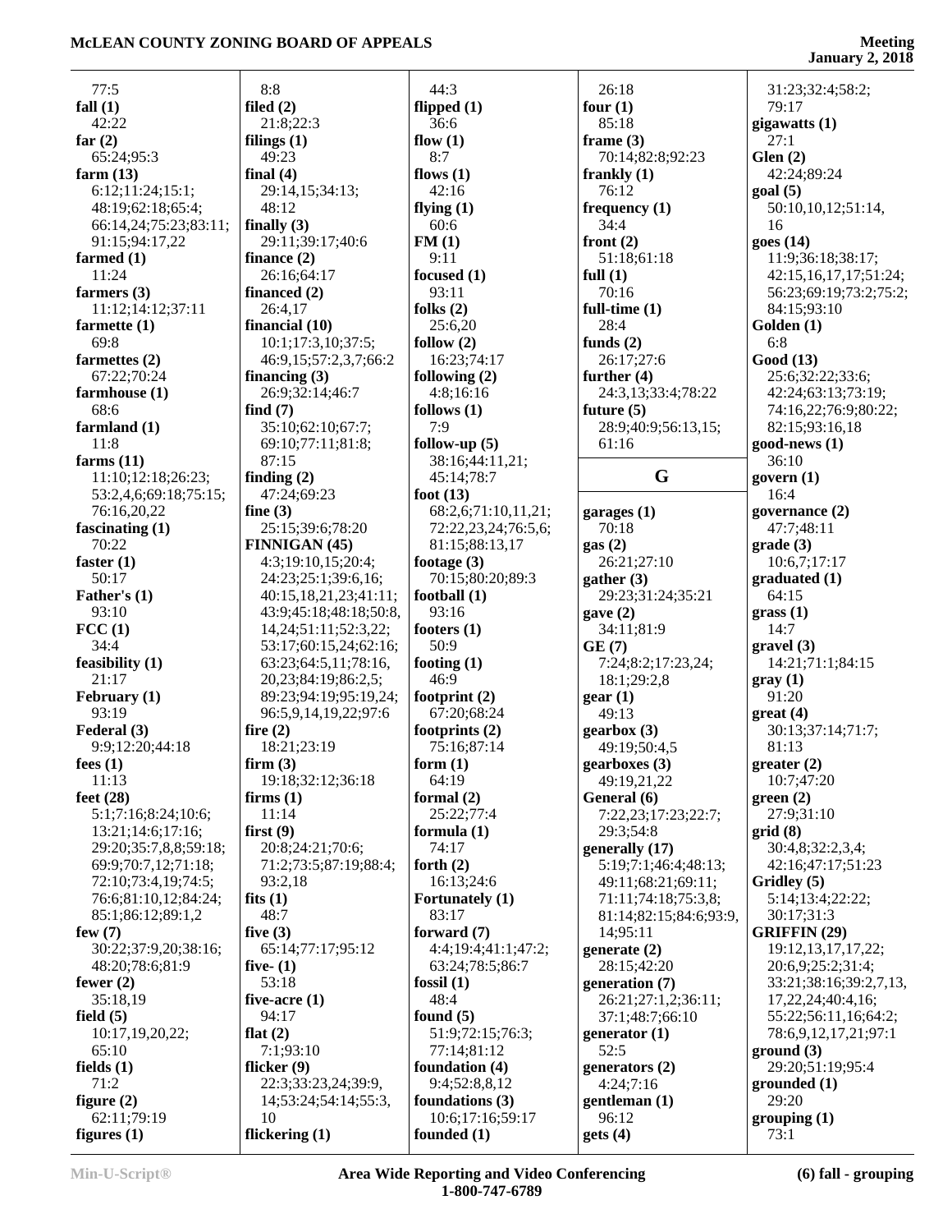77:5
**fall (1)**
42:22
**far (2)**
65:24;95:3
**farm (13)**
6:12;11:24;15:1;
48:19;62:18;65:4;
66:14,24;75:23;83:11;
91:15;94:17,22
**farmed (1)**
11:24
**farmers (3)**
11:12;14:12;37:11
**farmette (1)**
69:8
**farmettes (2)**
67:22;70:24
**farmhouse (1)**
68:6
**farmland (1)**
11:8
**farms (11)**
11:10;12:18;26:23;
53:2,4,6;69:18;75:15;
76:16,20,22
**fascinating (1)**
70:22
**faster (1)**
50:17
**Father's (1)**
93:10
**FCC (1)**
34:4
**feasibility (1)**
21:17
**February (1)**
93:19
**Federal (3)**
9:9;12:20;44:18
**fees (1)**
11:13
**feet (28)**
5:1;7:16;8:24;10:6;
13:21;14:6;17:16;
29:20;35:7,8,8;59:18;
69:9;70:7,12;71:18;
72:10;73:4,19;74:5;
76:6;81:10,12;84:24;
85:1;86:12;89:1,2
**few (7)**
30:22;37:9,20;38:16;
48:20;78:6;81:9
**fewer (2)**
35:18,19
**field (5)**
10:17,19,20,22;
65:10
**fields (1)**
71:2
**figure (2)**
62:11;79:19
**figures (1)**
8:8
**filed (2)**
21:8;22:3
**filings (1)**
49:23
**final (4)**
29:14,15;34:13;
48:12
**finally (3)**
29:11;39:17;40:6
**finance (2)**
26:16;64:17
**financed (2)**
26:4,17
**financial (10)**
10:1;17:3,10;37:5;
46:9,15;57:2,3,7;66:2
**financing (3)**
26:9;32:14;46:7
**find (7)**
35:10;62:10;67:7;
69:10;77:11;81:8;
87:15
**finding (2)**
47:24;69:23
**fine (3)**
25:15;39:6;78:20
**FINNIGAN (45)**
4:3;19:10,15;20:4;
24:23;25:1;39:6,16;
40:15,18,21,23;41:11;
43:9;45:18;48:18;50:8,
14,24;51:11;52:3,22;
53:17;60:15,24;62:16;
63:23;64:5,11;78:16,
20,23;84:19;86:2,5;
89:23;94:19;95:19,24;
96:5,9,14,19,22;97:6
**fire (2)**
18:21;23:19
**firm (3)**
19:18;32:12;36:18
**firms (1)**
11:14
**first (9)**
20:8;24:21;70:6;
71:2;73:5;87:19;88:4;
93:2,18
**fits (1)**
48:7
**five (3)**
65:14;77:17;95:12
**five- (1)**
53:18
**five-acre (1)**
94:17
**flat (2)**
7:1;93:10
**flicker (9)**
22:3;33:23,24;39:9,
14;53:24;54:14;55:3,
10
**flickering (1)**
44:3
**flipped (1)**
36:6
**flow (1)**
8:7
**flows (1)**
42:16
**flying (1)**
60:6
**FM (1)**
9:11
**focused (1)**
93:11
**folks (2)**
25:6,20
**follow (2)**
16:23;74:17
**following (2)**
4:8;16:16
**follows (1)**
7:9
**follow-up (5)**
38:16;44:11,21;
45:14;78:7
**foot (13)**
68:2,6;71:10,11,21;
72:22,23,24;76:5,6;
81:15;88:13,17
**footage (3)**
70:15;80:20;89:3
**football (1)**
93:16
**footers (1)**
50:9
**footing (1)**
46:9
**footprint (2)**
67:20;68:24
**footprints (2)**
75:16;87:14
**form (1)**
64:19
**formal (2)**
25:22;77:4
**formula (1)**
74:17
**forth (2)**
16:13;24:6
**Fortunately (1)**
83:17
**forward (7)**
4:4;19:4;41:1;47:2;
63:24;78:5;86:7
**fossil (1)**
48:4
**found (5)**
51:9;72:15;76:3;
77:14;81:12
**foundation (4)**
9:4;52:8,8,12
**foundations (3)**
10:6;17:16;59:17
**founded (1)**
26:18
**four (1)**
85:18
**frame (3)**
70:14;82:8;92:23
**frankly (1)**
76:12
**frequency (1)**
34:4
**front (2)**
51:18;61:18
**full (1)**
70:16
**full-time (1)**
28:4
**funds (2)**
26:17;27:6
**further (4)**
24:3,13;33:4;78:22
**future (5)**
28:9;40:9;56:13,15;
61:16

## G

**garages (1)**
70:18
**gas (2)**
26:21;27:10
**gather (3)**
29:23;31:24;35:21
**gave (2)**
34:11;81:9
**GE (7)**
7:24;8:2;17:23,24;
18:1;29:2,8
**gear (1)**
49:13
**gearbox (3)**
49:19;50:4,5
**gearboxes (3)**
49:19,21,22
**General (6)**
7:22,23;17:23;22:7;
29:3;54:8
**generally (17)**
5:19;7:1;46:4;48:13;
49:11;68:21;69:11;
71:11;74:18;75:3,8;
81:14;82:15;84:6;93:9,
14;95:11
**generate (2)**
28:15;42:20
**generation (7)**
26:21;27:1,2;36:11;
37:1;48:7;66:10
**generator (1)**
52:5
**generators (2)**
4:24;7:16
**gentleman (1)**
96:12
**gets (4)**
31:23;32:4;58:2;
79:17
**gigawatts (1)**
27:1
**Glen (2)**
42:24;89:24
**goal (5)**
50:10,10,12;51:14,
16
**goes (14)**
11:9;36:18;38:17;
42:15,16,17,17;51:24;
56:23;69:19;73:2;75:2;
84:15;93:10
**Golden (1)**
6:8
**Good (13)**
25:6;32:22;33:6;
42:24;63:13;73:19;
74:16,22;76:9;80:22;
82:15;93:16,18
**good-news (1)**
36:10
**govern (1)**
16:4
**governance (2)**
47:7;48:11
**grade (3)**
10:6,7;17:17
**graduated (1)**
64:15
**grass (1)**
14:7
**gravel (3)**
14:21;71:1;84:15
**gray (1)**
91:20
**great (4)**
30:13;37:14;71:7;
81:13
**greater (2)**
10:7;47:20
**green (2)**
27:9;31:10
**grid (8)**
30:4,8;32:2,3,4;
42:16;47:17;51:23
**Gridley (5)**
5:14;13:4;22:22;
30:17;31:3
**GRIFFIN (29)**
19:12,13,17,17,22;
20:6,9;25:2;31:4;
33:21;38:16;39:2,7,13,
17,22,24;40:4,16;
55:22;56:11,16;64:2;
78:6,9,12,17,21;97:1
**ground (3)**
29:20;51:19;95:4
**grounded (1)**
29:20
**grouping (1)**
73:1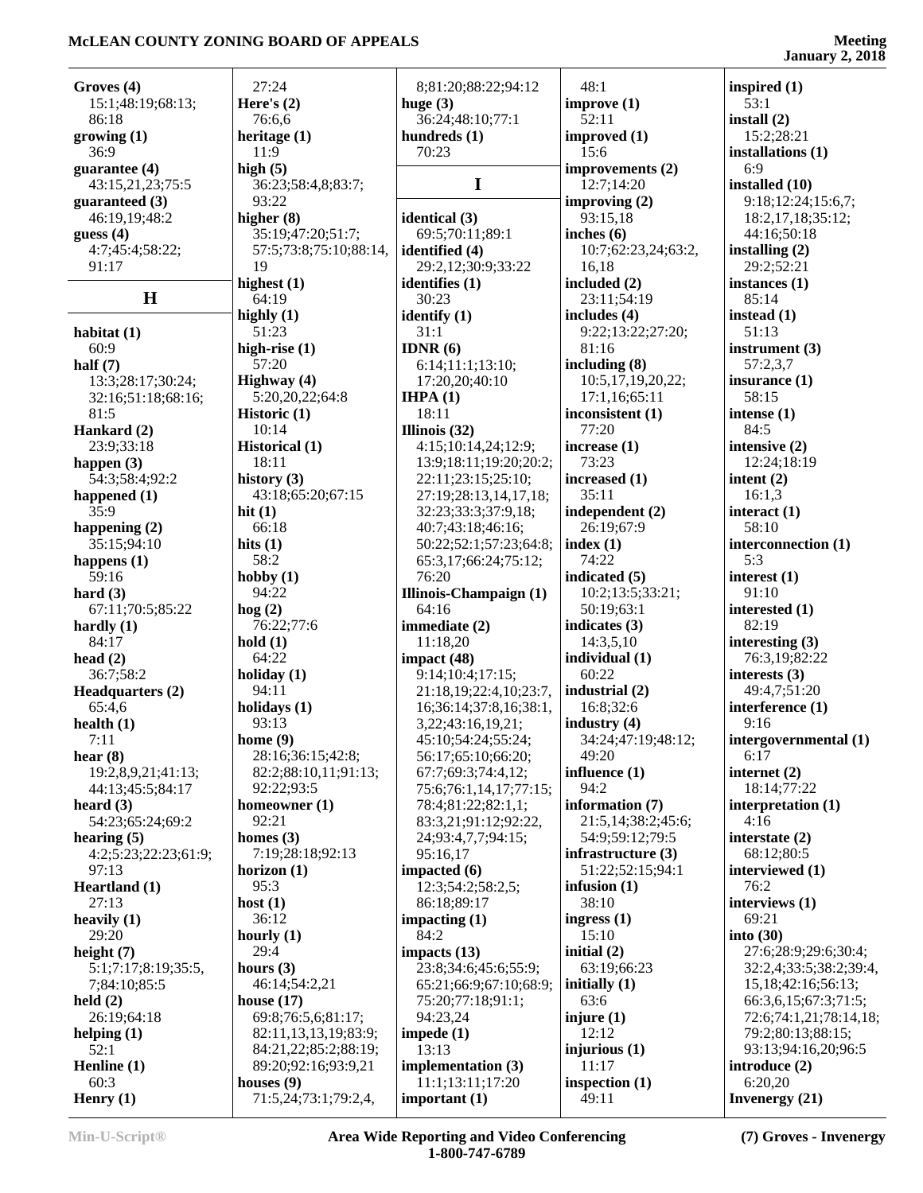**Groves (4)**
15:1;48:19;68:13;
86:18

**growing (1)**
36:9

**guarantee (4)**
43:15,21,23;75:5

**guaranteed (3)**
46:19,19;48:2

**guess (4)**
4:7;45:4;58:22;
91:17

## H

**habitat (1)**
60:9

**half (7)**
13:3;28:17;30:24;
32:16;51:18;68:16;
81:5

**Hankard (2)**
23:9;33:18

**happen (3)**
54:3;58:4;92:2

**happened (1)**
35:9

**happening (2)**
35:15;94:10

**happens (1)**
59:16

**hard (3)**
67:11;70:5;85:22

**hardly (1)**
84:17

**head (2)**
36:7;58:2

**Headquarters (2)**
65:4,6

**health (1)**
7:11

**hear (8)**
19:2,8,9,21;41:13;
44:13;45:5;84:17

**heard (3)**
54:23;65:24;69:2

**hearing (5)**
4:2;5:23;22:23;61:9;
97:13

**Heartland (1)**
27:13

**heavily (1)**
29:20

**height (7)**
5:1;7:17;8:19;35:5,
7;84:10;85:5

**held (2)**
26:19;64:18

**helping (1)**
52:1

**Henline (1)**
60:3

**Henry (1)**
27:24

**Here's (2)**
76:6,6

**heritage (1)**
11:9

**high (5)**
36:23;58:4,8;83:7;
93:22

**higher (8)**
35:19;47:20;51:7;
57:5;73:8;75:10;88:14,
19

**highest (1)**
64:19

**highly (1)**
51:23

**high-rise (1)**
57:20

**Highway (4)**
5:20,20,22;64:8

**Historic (1)**
10:14

**Historical (1)**
18:11

**history (3)**
43:18;65:20;67:15

**hit (1)**
66:18

**hits (1)**
58:2

**hobby (1)**
94:22

**hog (2)**
76:22;77:6

**hold (1)**
64:22

**holiday (1)**
94:11

**holidays (1)**
93:13

**home (9)**
28:16;36:15;42:8;
82:2;88:10,11;91:13;
92:22;93:5

**homeowner (1)**
92:21

**homes (3)**
7:19;28:18;92:13

**horizon (1)**
95:3

**host (1)**
36:12

**hourly (1)**
29:4

**hours (3)**
46:14;54:2,21

**house (17)**
69:8;76:5,6;81:17;
82:11,13,13,19;83:9;
84:21,22;85:2;88:19;
89:20;92:16;93:9,21

**houses (9)**
71:5,24;73:1;79:2,4,
8;81:20;88:22;94:12

**huge (3)**
36:24;48:10;77:1

**hundreds (1)**
70:23

## I

**identical (3)**
69:5;70:11;89:1

**identified (4)**
29:2,12;30:9;33:22

**identifies (1)**
30:23

**identify (1)**
31:1

**IDNR (6)**
6:14;11:1;13:10;
17:20,20;40:10

**IHPA (1)**
18:11

**Illinois (32)**
4:15;10:14,24;12:9;
13:9;18:11;19:20;20:2;
22:11;23:15;25:10;
27:19;28:13,14,17,18;
32:23;33:3;37:9,18;
40:7;43:18;46:16;
50:22;52:1;57:23;64:8;
65:3,17;66:24;75:12;
76:20

**Illinois-Champaign (1)**
64:16

**immediate (2)**
11:18,20

**impact (48)**
9:14;10:4;17:15;
21:18,19;22:4,10;23:7,
16;36:14;37:8,16;38:1,
3,22;43:16,19,21;
45:10;54:24;55:24;
56:17;65:10;66:20;
67:7;69:3;74:4,12;
75:6;76:1,14,17;77:15;
78:4;81:22;82:1,1;
83:3,21;91:12;92:22,
24;93:4,7,7;94:15;
95:16,17

**impacted (6)**
12:3;54:2;58:2,5;
86:18;89:17

**impacting (1)**
84:2

**impacts (13)**
23:8;34:6;45:6;55:9;
65:21;66:9;67:10;68:9;
75:20;77:18;91:1;
94:23,24

**impede (1)**
13:13

**implementation (3)**
11:1;13:11;17:20

**important (1)**
48:1

**improve (1)**
52:11

**improved (1)**
15:6

**improvements (2)**
12:7;14:20

**improving (2)**
93:15,18

**inches (6)**
10:7;62:23,24;63:2,
16,18

**included (2)**
23:11;54:19

**includes (4)**
9:22;13:22;27:20;
81:16

**including (8)**
10:5,17,19,20,22;
17:1,16;65:11

**inconsistent (1)**
77:20

**increase (1)**
73:23

**increased (1)**
35:11

**independent (2)**
26:19;67:9

**index (1)**
74:22

**indicated (5)**
10:2;13:5;33:21;
50:19;63:1

**indicates (3)**
14:3,5,10

**individual (1)**
60:22

**industrial (2)**
16:8;32:6

**industry (4)**
34:24;47:19;48:12;
49:20

**influence (1)**
94:2

**information (7)**
21:5,14;38:2;45:6;
54:9;59:12;79:5

**infrastructure (3)**
51:22;52:15;94:1

**infusion (1)**
38:10

**ingress (1)**
15:10

**initial (2)**
63:19;66:23

**initially (1)**
63:6

**injure (1)**
12:12

**injurious (1)**
11:17

**inspection (1)**
49:11

**inspired (1)**
53:1

**install (2)**
15:2;28:21

**installations (1)**
6:9

**installed (10)**
9:18;12:24;15:6,7;
18:2,17,18;35:12;
44:16;50:18

**installing (2)**
29:2;52:21

**instances (1)**
85:14

**instead (1)**
51:13

**instrument (3)**
57:2,3,7

**insurance (1)**
58:15

**intense (1)**
84:5

**intensive (2)**
12:24;18:19

**intent (2)**
16:1,3

**interact (1)**
58:10

**interconnection (1)**
5:3

**interest (1)**
91:10

**interested (1)**
82:19

**interesting (3)**
76:3,19;82:22

**interests (3)**
49:4,7;51:20

**interference (1)**
9:16

**intergovernmental (1)**
6:17

**internet (2)**
18:14;77:22

**interpretation (1)**
4:16

**interstate (2)**
68:12;80:5

**interviewed (1)**
76:2

**interviews (1)**
69:21

**into (30)**
27:6;28:9;29:6;30:4;
32:2,4;33:5;38:2;39:4,
15,18;42:16;56:13;
66:3,6,15;67:3;71:5;
72:6;74:1,21;78:14,18;
79:2;80:13;88:15;
93:13;94:16,20;96:5

**introduce (2)**
6:20,20

**Invenergy (21)**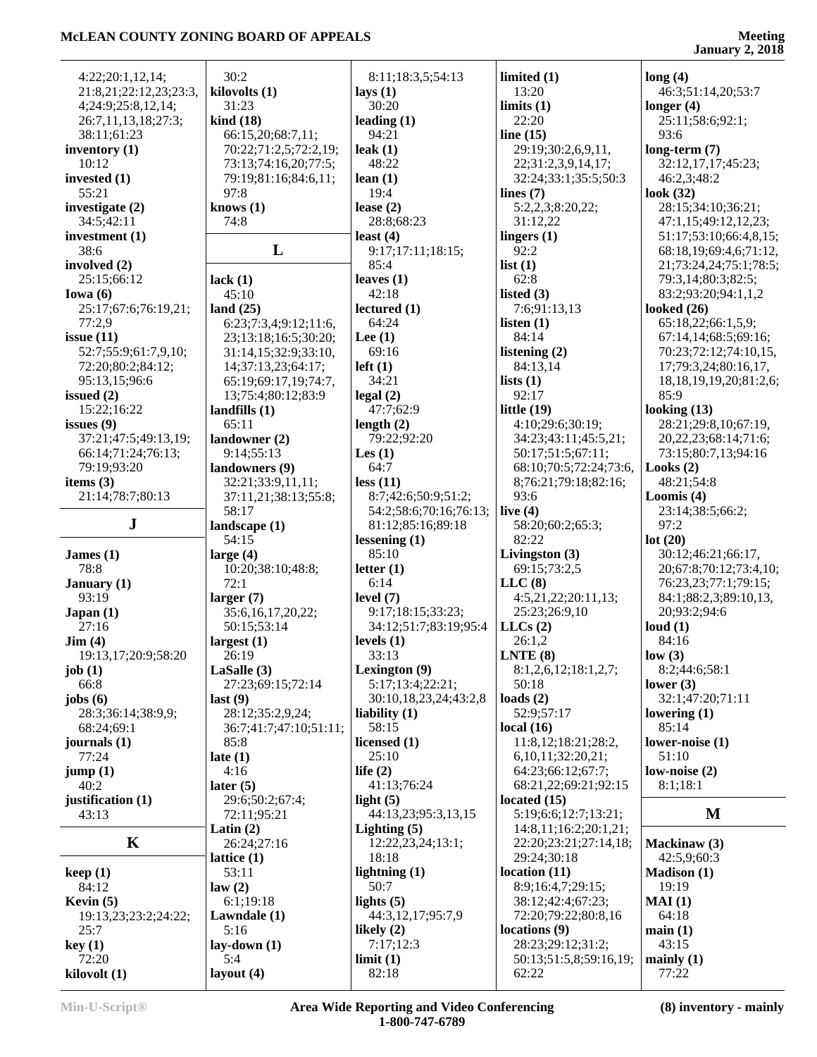4:22;20:1,12,14;
21:8,21;22:12,23;23:3,
4;24:9;25:8,12,14;
26:7,11,13,18;27:3;
38:11;61:23

**inventory (1)**
10:12

**invested (1)**
55:21

**investigate (2)**
34:5;42:11

**investment (1)**
38:6

**involved (2)**
25:15;66:12

**Iowa (6)**
25:17;67:6;76:19,21;
77:2,9

**issue (11)**
52:7;55:9;61:7,9,10;
72:20;80:2;84:12;
95:13,15;96:6

**issued (2)**
15:22;16:22

**issues (9)**
37:21;47:5;49:13,19;
66:14;71:24;76:13;
79:19;93:20

**items (3)**
21:14;78:7;80:13

## J

**James (1)**
78:8

**January (1)**
93:19

**Japan (1)**
27:16

**Jim (4)**
19:13,17;20:9;58:20

**job (1)**
66:8

**jobs (6)**
28:3;36:14;38:9,9;
68:24;69:1

**journals (1)**
77:24

**jump (1)**
40:2

**justification (1)**
43:13

## K

**keep (1)**
84:12

**Kevin (5)**
19:13,23;23:2;24:22;
25:7

**key (1)**
72:20

**kilovolt (1)**
30:2

**kilovolts (1)**
31:23

**kind (18)**
66:15,20;68:7,11;
70:22;71:2,5;72:2,19;
73:13;74:16,20;77:5;
79:19;81:16;84:6,11;
97:8

**knows (1)**
74:8

## L

**lack (1)**
45:10

**land (25)**
6:23;7:3,4;9:12;11:6,
23;13:18;16:5;30:20;
31:14,15;32:9;33:10,
14;37:13,23;64:17;
65:19;69:17,19;74:7,
13;75:4;80:12;83:9

**landfills (1)**
65:11

**landowner (2)**
9:14;55:13

**landowners (9)**
32:21;33:9,11,11;
37:11,21;38:13;55:8;
58:17

**landscape (1)**
54:15

**large (4)**
10:20;38:10;48:8;
72:1

**larger (7)**
35:6,16,17,20,22;
50:15;53:14

**largest (1)**
26:19

**LaSalle (3)**
27:23;69:15;72:14

**last (9)**
28:12;35:2,9,24;
36:7;41:7;47:10;51:11;
85:8

**late (1)**
4:16

**later (5)**
29:6;50:2;67:4;
72:11;95:21

**Latin (2)**
26:24;27:16

**lattice (1)**
53:11

**law (2)**
6:1;19:18

**Lawndale (1)**
5:16

**lay-down (1)**
5:4

**layout (4)**
8:11;18:3,5;54:13

**lays (1)**
30:20

**leading (1)**
94:21

**leak (1)**
48:22

**lean (1)**
19:4

**lease (2)**
28:8;68:23

**least (4)**
9:17;17:11;18:15;
85:4

**leaves (1)**
42:18

**lectured (1)**
64:24

**Lee (1)**
69:16

**left (1)**
34:21

**legal (2)**
47:7;62:9

**length (2)**
79:22;92:20

**Les (1)**
64:7

**less (11)**
8:7;42:6;50:9;51:2;
54:2;58:6;70:16;76:13;
81:12;85:16;89:18

**lessening (1)**
85:10

**letter (1)**
6:14

**level (7)**
9:17;18:15;33:23;
34:12;51:7;83:19;95:4

**levels (1)**
33:13

**Lexington (9)**
5:17;13:4;22:21;
30:10,18,23,24;43:2,8

**liability (1)**
58:15

**licensed (1)**
25:10

**life (2)**
41:13;76:24

**light (5)**
44:13,23;95:3,13,15

**Lighting (5)**
12:22,23,24;13:1;
18:18

**lightning (1)**
50:7

**lights (5)**
44:3,12,17;95:7,9

**likely (2)**
7:17;12:3

**limit (1)**
82:18

**limited (1)**
13:20

**limits (1)**
22:20

**line (15)**
29:19;30:2,6,9,11,
22;31:2,3,9,14,17;
32:24;33:1;35:5;50:3

**lines (7)**
5:2,2,3;8:20,22;
31:12,22

**lingers (1)**
92:2

**list (1)**
62:8

**listed (3)**
7:6;91:13,13

**listen (1)**
84:14

**listening (2)**
84:13,14

**lists (1)**
92:17

**little (19)**
4:10;29:6;30:19;
34:23;43:11;45:5,21;
50:17;51:5;67:11;
68:10;70:5;72:24;73:6,
8;76:21;79:18;82:16;
93:6

**live (4)**
58:20;60:2;65:3;
82:22

**Livingston (3)**
69:15;73:2,5

**LLC (8)**
4:5,21,22;20:11,13;
25:23;26:9,10

**LLCs (2)**
26:1,2

**LNTE (8)**
8:1,2,6,12;18:1,2,7;
50:18

**loads (2)**
52:9;57:17

**local (16)**
11:8,12;18:21;28:2,
6,10,11;32:20,21;
64:23;66:12;67:7;
68:21,22;69:21;92:15

**located (15)**
5:19;6:6;12:7;13:21;
14:8,11;16:2;20:1,21;
22:20;23:21;27:14,18;
29:24;30:18

**location (11)**
8:9;16:4,7;29:15;
38:12;42:4;67:23;
72:20;79:22;80:8,16

**locations (9)**
28:23;29:12;31:2;
50:13;51:5,8;59:16,19;
62:22

**long (4)**
46:3;51:14,20;53:7

**longer (4)**
25:11;58:6;92:1;
93:6

**long-term (7)**
32:12,17,17;45:23;
46:2,3;48:2

**look (32)**
28:15;34:10;36:21;
47:1,15;49:12,12,23;
51:17;53:10;66:4,8,15;
68:18,19;69:4,6;71:12,
21;73:24,24;75:1;78:5;
79:3,14;80:3;82:5;
83:2;93:20;94:1,1,2

**looked (26)**
65:18,22;66:1,5,9;
67:14,14;68:5;69:16;
70:23;72:12;74:10,15,
17;79:3,24;80:16,17,
18,18,19,19,20;81:2,6;
85:9

**looking (13)**
28:21;29:8,10;67:19,
20,22,23;68:14;71:6;
73:15;80:7,13;94:16

**Looks (2)**
48:21;54:8

**Loomis (4)**
23:14;38:5;66:2;
97:2

**lot (20)**
30:12;46:21;66:17,
20;67:8;70:12;73:4,10;
76:23,23;77:1;79:15;
84:1;88:2,3;89:10,13,
20;93:2;94:6

**loud (1)**
84:16

**low (3)**
8:2;44:6;58:1

**lower (3)**
32:1;47:20;71:11

**lowering (1)**
85:14

**lower-noise (1)**
51:10

**low-noise (2)**
8:1;18:1

## M

**Mackinaw (3)**
42:5,9;60:3

**Madison (1)**
19:19

**MAI (1)**
64:18

**main (1)**
43:15

**mainly (1)**
77:22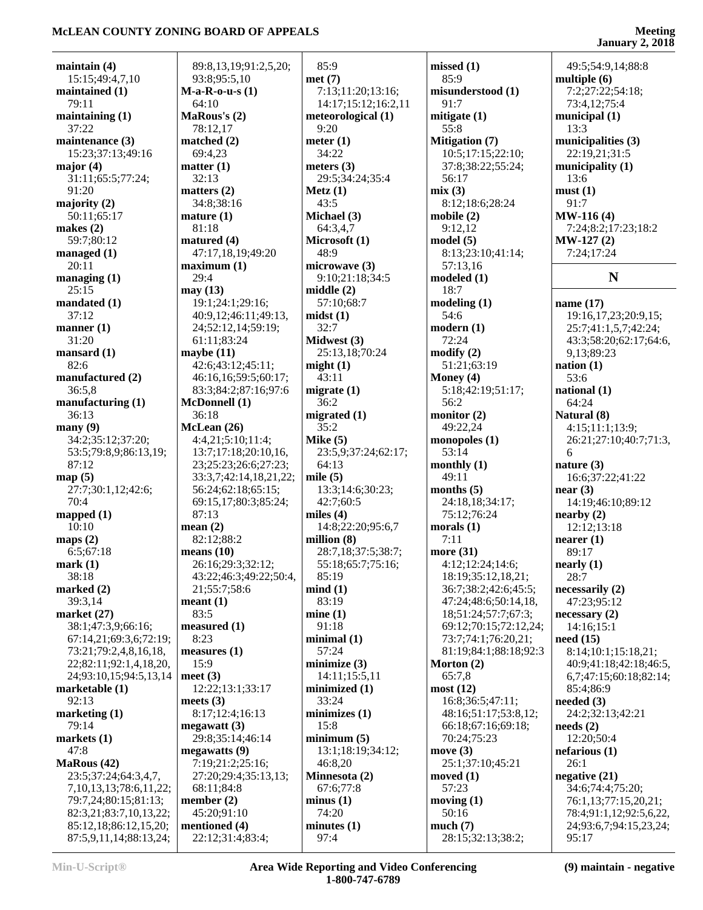**maintain (4)**
15:15;49:4,7,10
**maintained (1)**
79:11
**maintaining (1)**
37:22
**maintenance (3)**
15:23;37:13;49:16
**major (4)**
31:11;65:5;77:24;
91:20
**majority (2)**
50:11;65:17
**makes (2)**
59:7;80:12
**managed (1)**
20:11
**managing (1)**
25:15
**mandated (1)**
37:12
**manner (1)**
31:20
**mansard (1)**
82:6
**manufactured (2)**
36:5,8
**manufacturing (1)**
36:13
**many (9)**
34:2;35:12;37:20;
53:5;79:8,9;86:13,19;
87:12
**map (5)**
27:7;30:1,12;42:6;
70:4
**mapped (1)**
10:10
**maps (2)**
6:5;67:18
**mark (1)**
38:18
**marked (2)**
39:3,14
**market (27)**
38:1;47:3,9;66:16;
67:14,21;69:3,6;72:19;
73:21;79:2,4,8,16,18,
22;82:11;92:1,4,18,20,
24;93:10,15;94:5,13,14
**marketable (1)**
92:13
**marketing (1)**
79:14
**markets (1)**
47:8
**MaRous (42)**
23:5;37:24;64:3,4,7,
7,10,13,13;78:6,11,22;
79:7,24;80:15;81:13;
82:3,21;83:7,10,13,22;
85:12,18;86:12,15,20;
87:5,9,11,14;88:13,24;
89:8,13,19;91:2,5,20;
93:8;95:5,10
**M-a-R-o-u-s (1)**
64:10
**MaRous's (2)**
78:12,17
**matched (2)**
69:4,23
**matter (1)**
32:13
**matters (2)**
34:8;38:16
**mature (1)**
81:18
**matured (4)**
47:17,18,19;49:20
**maximum (1)**
29:4
**may (13)**
19:1;24:1;29:16;
40:9,12;46:11;49:13,
24;52:12,14;59:19;
61:11;83:24
**maybe (11)**
42:6;43:12;45:11;
46:16,16;59:5;60:17;
83:3;84:2;87:16;97:6
**McDonnell (1)**
36:18
**McLean (26)**
4:4,21;5:10;11:4;
13:7;17:18;20:10,16,
23;25:23;26:6;27:23;
33:3,7;42:14,18,21,22;
56:24;62:18;65:15;
69:15,17;80:3;85:24;
87:13
**mean (2)**
82:12;88:2
**means (10)**
26:16;29:3;32:12;
43:22;46:3;49:22;50:4,
21;55:7;58:6
**meant (1)**
83:5
**measured (1)**
8:23
**measures (1)**
15:9
**meet (3)**
12:22;13:1;33:17
**meets (3)**
8:17;12:4;16:13
**megawatt (3)**
29:8;35:14;46:14
**megawatts (9)**
7:19;21:2;25:16;
27:20;29:4;35:13,13;
68:11;84:8
**member (2)**
45:20;91:10
**mentioned (4)**
22:12;31:4;83:4;
85:9
**met (7)**
7:13;11:20;13:16;
14:17;15:12;16:2,11
**meteorological (1)**
9:20
**meter (1)**
34:22
**meters (3)**
29:5;34:24;35:4
**Metz (1)**
43:5
**Michael (3)**
64:3,4,7
**Microsoft (1)**
48:9
**microwave (3)**
9:10;21:18;34:5
**middle (2)**
57:10;68:7
**midst (1)**
32:7
**Midwest (3)**
25:13,18;70:24
**might (1)**
43:11
**migrate (1)**
36:2
**migrated (1)**
35:2
**Mike (5)**
23:5,9;37:24;62:17;
64:13
**mile (5)**
13:3;14:6;30:23;
42:7;60:5
**miles (4)**
14:8;22:20;95:6,7
**million (8)**
28:7,18;37:5;38:7;
55:18;65:7;75:16;
85:19
**mind (1)**
83:19
**mine (1)**
91:18
**minimal (1)**
57:24
**minimize (3)**
14:11;15:5,11
**minimized (1)**
33:24
**minimizes (1)**
15:8
**minimum (5)**
13:1;18:19;34:12;
46:8,20
**Minnesota (2)**
67:6;77:8
**minus (1)**
74:20
**minutes (1)**
97:4
**missed (1)**
85:9
**misunderstood (1)**
91:7
**mitigate (1)**
55:8
**Mitigation (7)**
10:5;17:15;22:10;
37:8;38:22;55:24;
56:17
**mix (3)**
8:12;18:6;28:24
**mobile (2)**
9:12,12
**model (5)**
8:13;23:10;41:14;
57:13,16
**modeled (1)**
18:7
**modeling (1)**
54:6
**modern (1)**
72:24
**modify (2)**
51:21;63:19
**Money (4)**
5:18;42:19;51:17;
56:2
**monitor (2)**
49:22,24
**monopoles (1)**
53:14
**monthly (1)**
49:11
**months (5)**
24:18,18;34:17;
75:12;76:24
**morals (1)**
7:11
**more (31)**
4:12;12:24;14:6;
18:19;35:12,18,21;
36:7;38:2;42:6;45:5;
47:24;48:6;50:14,18,
18;51:24;57:7;67:3;
69:12;70:15;72:12,24;
73:7;74:1;76:20,21;
81:19;84:1;88:18;92:3
**Morton (2)**
65:7,8
**most (12)**
16:8;36:5;47:11;
48:16;51:17;53:8,12;
66:18;67:16;69:18;
70:24;75:23
**move (3)**
25:1;37:10;45:21
**moved (1)**
57:23
**moving (1)**
50:16
**much (7)**
28:15;32:13;38:2;
49:5;54:9,14;88:8
**multiple (6)**
7:2;27:22;54:18;
73:4,12;75:4
**municipal (1)**
13:3
**municipalities (3)**
22:19,21;31:5
**municipality (1)**
13:6
**must (1)**
91:7
**MW-116 (4)**
7:24;8:2;17:23;18:2
**MW-127 (2)**
7:24;17:24

## N

**name (17)**
19:16,17,23;20:9,15;
25:7;41:1,5,7;42:24;
43:3;58:20;62:17;64:6,
9,13;89:23
**nation (1)**
53:6
**national (1)**
64:24
**Natural (8)**
4:15;11:1;13:9;
26:21;27:10;40:7;71:3,
6
**nature (3)**
16:6;37:22;41:22
**near (3)**
14:19;46:10;89:12
**nearby (2)**
12:12;13:18
**nearer (1)**
89:17
**nearly (1)**
28:7
**necessarily (2)**
47:23;95:12
**necessary (2)**
14:16;15:1
**need (15)**
8:14;10:1;15:18,21;
40:9;41:18;42:18;46:5,
6,7;47:15;60:18;82:14;
85:4;86:9
**needed (3)**
24:2;32:13;42:21
**needs (2)**
12:20;50:4
**nefarious (1)**
26:1
**negative (21)**
34:6;74:4;75:20;
76:1,13;77:15,20,21;
78:4;91:1,12;92:5,6,22,
24;93:6,7;94:15,23,24;
95:17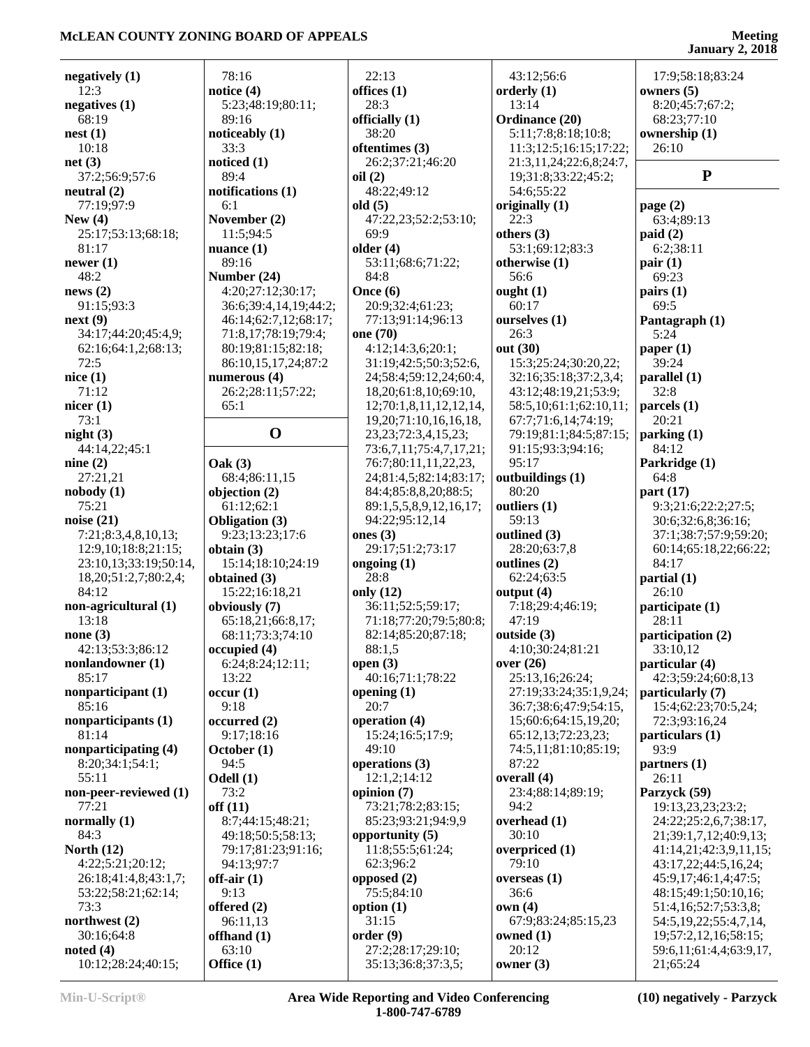**negatively (1)**
12:3
**negatives (1)**
68:19
**nest (1)**
10:18
**net (3)**
37:2;56:9;57:6
**neutral (2)**
77:19;97:9
**New (4)**
25:17;53:13;68:18;
81:17
**newer (1)**
48:2
**news (2)**
91:15;93:3
**next (9)**
34:17;44:20;45:4,9;
62:16;64:1,2;68:13;
72:5
**nice (1)**
71:12
**nicer (1)**
73:1
**night (3)**
44:14,22;45:1
**nine (2)**
27:21,21
**nobody (1)**
75:21
**noise (21)**
7:21;8:3,4,8,10,13;
12:9,10;18:8;21:15;
23:10,13;33:19;50:14,
18,20;51:2,7;80:2,4;
84:12
**non-agricultural (1)**
13:18
**none (3)**
42:13;53:3;86:12
**nonlandowner (1)**
85:17
**nonparticipant (1)**
85:16
**nonparticipants (1)**
81:14
**nonparticipating (4)**
8:20;34:1;54:1;
55:11
**non-peer-reviewed (1)**
77:21
**normally (1)**
84:3
**North (12)**
4:22;5:21;20:12;
26:18;41:4,8;43:1,7;
53:22;58:21;62:14;
73:3
**northwest (2)**
30:16;64:8
**noted (4)**
10:12;28:24;40:15;
78:16
**notice (4)**
5:23;48:19;80:11;
89:16
**noticeably (1)**
33:3
**noticed (1)**
89:4
**notifications (1)**
6:1
**November (2)**
11:5;94:5
**nuance (1)**
89:16
**Number (24)**
4:20;27:12;30:17;
36:6;39:4,14,19;44:2;
46:14;62:7,12;68:17;
71:8,17;78:19;79:4;
80:19;81:15;82:18;
86:10,15,17,24;87:2
**numerous (4)**
26:2;28:11;57:22;
65:1

## O

**Oak (3)**
68:4;86:11,15
**objection (2)**
61:12;62:1
**Obligation (3)**
9:23;13:23;17:6
**obtain (3)**
15:14;18:10;24:19
**obtained (3)**
15:22;16:18,21
**obviously (7)**
65:18,21;66:8,17;
68:11;73:3;74:10
**occupied (4)**
6:24;8:24;12:11;
13:22
**occur (1)**
9:18
**occurred (2)**
9:17;18:16
**October (1)**
94:5
**Odell (1)**
73:2
**off (11)**
8:7;44:15;48:21;
49:18;50:5;58:13;
79:17;81:23;91:16;
94:13;97:7
**off-air (1)**
9:13
**offered (2)**
96:11,13
**offhand (1)**
63:10
**Office (1)**
22:13
**offices (1)**
28:3
**officially (1)**
38:20
**oftentimes (3)**
26:2;37:21;46:20
**oil (2)**
48:22;49:12
**old (5)**
47:22,23;52:2;53:10;
69:9
**older (4)**
53:11;68:6;71:22;
84:8
**Once (6)**
20:9;32:4;61:23;
77:13;91:14;96:13
**one (70)**
4:12;14:3,6;20:1;
31:19;42:5;50:3;52:6,
24;58:4;59:12,24;60:4,
18,20;61:8,10;69:10,
12;70:1,8,11,12,12,14,
19,20;71:10,16,16,18,
23,23;72:3,4,15,23;
73:6,7,11;75:4,7,17,21;
76:7;80:11,11,22,23,
24;81:4,5;82:14;83:17;
84:4;85:8,8,20;88:5;
89:1,5,5,8,9,12,16,17;
94:22;95:12,14
**ones (3)**
29:17;51:2;73:17
**ongoing (1)**
28:8
**only (12)**
36:11;52:5;59:17;
71:18;77:20;79:5;80:8;
82:14;85:20;87:18;
88:1,5
**open (3)**
40:16;71:1;78:22
**opening (1)**
20:7
**operation (4)**
15:24;16:5;17:9;
49:10
**operations (3)**
12:1,2;14:12
**opinion (7)**
73:21;78:2;83:15;
85:23;93:21;94:9,9
**opportunity (5)**
11:8;55:5;61:24;
62:3;96:2
**opposed (2)**
75:5;84:10
**option (1)**
31:15
**order (9)**
27:2;28:17;29:10;
35:13;36:8;37:3,5;
43:12;56:6
**orderly (1)**
13:14
**Ordinance (20)**
5:11;7:8;8:18;10:8;
11:3;12:5;16:15;17:22;
21:3,11,24;22:6,8;24:7,
19;31:8;33:22;45:2;
54:6;55:22
**originally (1)**
22:3
**others (3)**
53:1;69:12;83:3
**otherwise (1)**
56:6
**ought (1)**
60:17
**ourselves (1)**
26:3
**out (30)**
15:3;25:24;30:20,22;
32:16;35:18;37:2,3,4;
43:12;48:19,21;53:9;
58:5,10;61:1;62:10,11;
67:7;71:6,14;74:19;
79:19;81:1;84:5;87:15;
91:15;93:3;94:16;
95:17
**outbuildings (1)**
80:20
**outliers (1)**
59:13
**outlined (3)**
28:20;63:7,8
**outlines (2)**
62:24;63:5
**output (4)**
7:18;29:4;46:19;
47:19
**outside (3)**
4:10;30:24;81:21
**over (26)**
25:13,16;26:24;
27:19;33:24;35:1,9,24;
36:7;38:6;47:9;54:15,
15;60:6;64:15,19,20;
65:12,13;72:23,23;
74:5,11;81:10;85:19;
87:22
**overall (4)**
23:4;88:14;89:19;
94:2
**overhead (1)**
30:10
**overpriced (1)**
79:10
**overseas (1)**
36:6
**own (4)**
67:9;83:24;85:15,23
**owned (1)**
20:12
**owner (3)**
17:9;58:18;83:24
**owners (5)**
8:20;45:7;67:2;
68:23;77:10
**ownership (1)**
26:10

## P

**page (2)**
63:4;89:13
**paid (2)**
6:2;38:11
**pair (1)**
69:23
**pairs (1)**
69:5
**Pantagraph (1)**
5:24
**paper (1)**
39:24
**parallel (1)**
32:8
**parcels (1)**
20:21
**parking (1)**
84:12
**Parkridge (1)**
64:8
**part (17)**
9:3;21:6;22:2;27:5;
30:6;32:6,8;36:16;
37:1;38:7;57:9;59:20;
60:14;65:18,22;66:22;
84:17
**partial (1)**
26:10
**participate (1)**
28:11
**participation (2)**
33:10,12
**particular (4)**
42:3;59:24;60:8,13
**particularly (7)**
15:4;62:23;70:5,24;
72:3;93:16,24
**particulars (1)**
93:9
**partners (1)**
26:11
**Parzyck (59)**
19:13,23,23;23:2;
24:22;25:2,6,7;38:17,
21;39:1,7,12;40:9,13;
41:14,21;42:3,9,11,15;
43:17,22;44:5,16,24;
45:9,17;46:1,4;47:5;
48:15;49:1;50:10,16;
51:4,16;52:7;53:3,8;
54:5,19,22;55:4,7,14,
19;57:2,12,16;58:15;
59:6,11;61:4,4;63:9,17,
21;65:24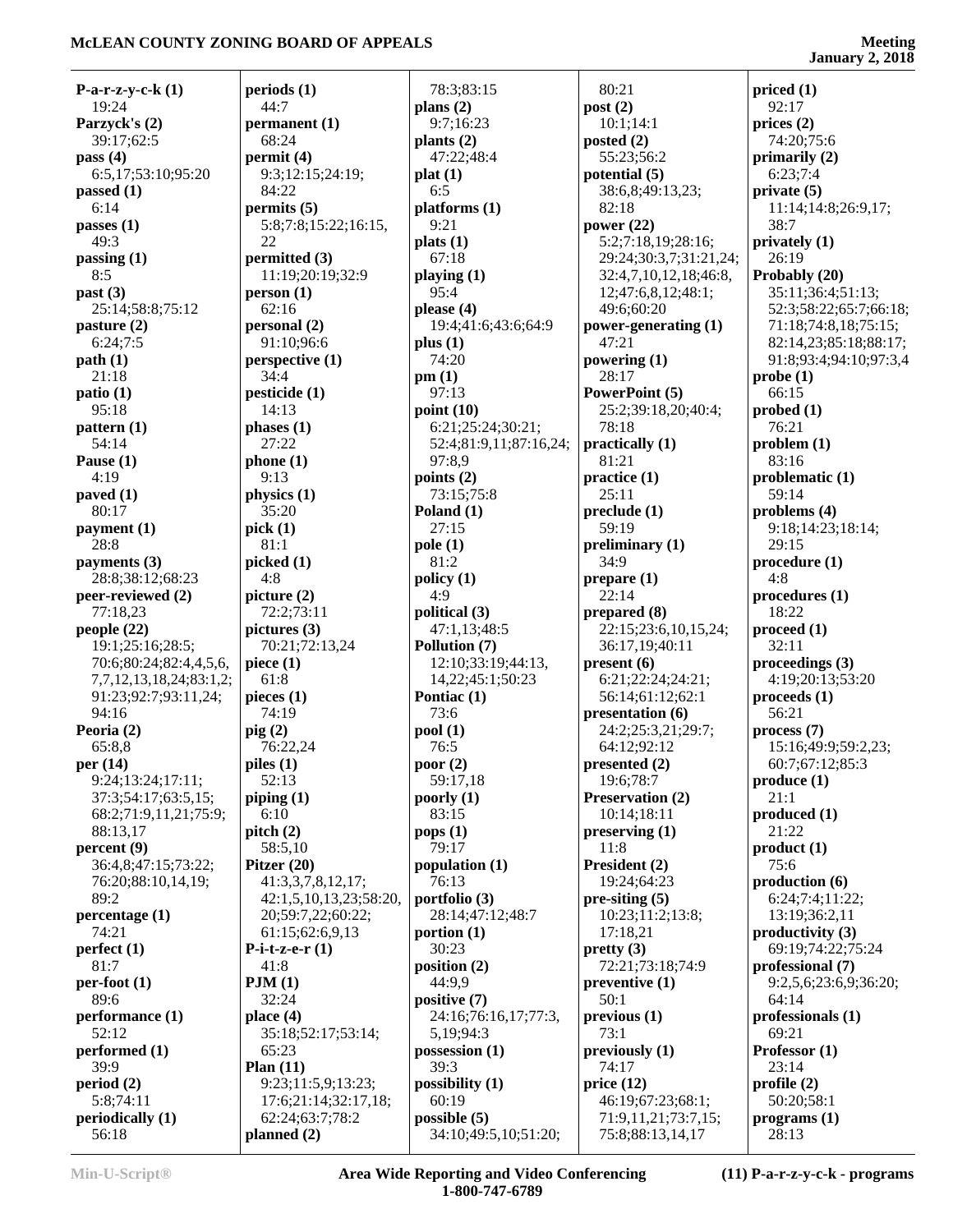**P-a-r-z-y-c-k (1)**
19:24
**Parzyck's (2)**
39:17;62:5
**pass (4)**
6:5,17;53:10;95:20
**passed (1)**
6:14
**passes (1)**
49:3
**passing (1)**
8:5
**past (3)**
25:14;58:8;75:12
**pasture (2)**
6:24;7:5
**path (1)**
21:18
**patio (1)**
95:18
**pattern (1)**
54:14
**Pause (1)**
4:19
**paved (1)**
80:17
**payment (1)**
28:8
**payments (3)**
28:8;38:12;68:23
**peer-reviewed (2)**
77:18,23
**people (22)**
19:1;25:16;28:5;
70:6;80:24;82:4,4,5,6,
7,7,12,13,18,24;83:1,2;
91:23;92:7;93:11,24;
94:16
**Peoria (2)**
65:8,8
**per (14)**
9:24;13:24;17:11;
37:3;54:17;63:5,15;
68:2;71:9,11,21;75:9;
88:13,17
**percent (9)**
36:4,8;47:15;73:22;
76:20;88:10,14,19;
89:2
**percentage (1)**
74:21
**perfect (1)**
81:7
**per-foot (1)**
89:6
**performance (1)**
52:12
**performed (1)**
39:9
**period (2)**
5:8;74:11
**periodically (1)**
56:18
**periods (1)**
44:7
**permanent (1)**
68:24
**permit (4)**
9:3;12:15;24:19;
84:22
**permits (5)**
5:8;7:8;15:22;16:15,
22
**permitted (3)**
11:19;20:19;32:9
**person (1)**
62:16
**personal (2)**
91:10;96:6
**perspective (1)**
34:4
**pesticide (1)**
14:13
**phases (1)**
27:22
**phone (1)**
9:13
**physics (1)**
35:20
**pick (1)**
81:1
**picked (1)**
4:8
**picture (2)**
72:2;73:11
**pictures (3)**
70:21;72:13,24
**piece (1)**
61:8
**pieces (1)**
74:19
**pig (2)**
76:22,24
**piles (1)**
52:13
**piping (1)**
6:10
**pitch (2)**
58:5,10
**Pitzer (20)**
41:3,3,7,8,12,17;
42:1,5,10,13,23;58:20,
20;59:7,22;60:22;
61:15;62:6,9,13
**P-i-t-z-e-r (1)**
41:8
**PJM (1)**
32:24
**place (4)**
35:18;52:17;53:14;
65:23
**Plan (11)**
9:23;11:5,9;13:23;
17:6;21:14;32:17,18;
62:24;63:7;78:2
**planned (2)**
78:3;83:15
**plans (2)**
9:7;16:23
**plants (2)**
47:22;48:4
**plat (1)**
6:5
**platforms (1)**
9:21
**plats (1)**
67:18
**playing (1)**
95:4
**please (4)**
19:4;41:6;43:6;64:9
**plus (1)**
74:20
**pm (1)**
97:13
**point (10)**
6:21;25:24;30:21;
52:4;81:9,11;87:16,24;
97:8,9
**points (2)**
73:15;75:8
**Poland (1)**
27:15
**pole (1)**
81:2
**policy (1)**
4:9
**political (3)**
47:1,13;48:5
**Pollution (7)**
12:10;33:19;44:13,
14,22;45:1;50:23
**Pontiac (1)**
73:6
**pool (1)**
76:5
**poor (2)**
59:17,18
**poorly (1)**
83:15
**pops (1)**
79:17
**population (1)**
76:13
**portfolio (3)**
28:14;47:12;48:7
**portion (1)**
30:23
**position (2)**
44:9,9
**positive (7)**
24:16;76:16,17;77:3,
5,19;94:3
**possession (1)**
39:3
**possibility (1)**
60:19
**possible (5)**
34:10;49:5,10;51:20;
80:21
**post (2)**
10:1;14:1
**posted (2)**
55:23;56:2
**potential (5)**
38:6,8;49:13,23;
82:18
**power (22)**
5:2;7:18,19;28:16;
29:24;30:3,7;31:21,24;
32:4,7,10,12,18;46:8,
12;47:6,8,12;48:1;
49:6;60:20
**power-generating (1)**
47:21
**powering (1)**
28:17
**PowerPoint (5)**
25:2;39:18,20;40:4;
78:18
**practically (1)**
81:21
**practice (1)**
25:11
**preclude (1)**
59:19
**preliminary (1)**
34:9
**prepare (1)**
22:14
**prepared (8)**
22:15;23:6,10,15,24;
36:17,19;40:11
**present (6)**
6:21;22:24;24:21;
56:14;61:12;62:1
**presentation (6)**
24:2;25:3,21;29:7;
64:12;92:12
**presented (2)**
19:6;78:7
**Preservation (2)**
10:14;18:11
**preserving (1)**
11:8
**President (2)**
19:24;64:23
**pre-siting (5)**
10:23;11:2;13:8;
17:18,21
**pretty (3)**
72:21;73:18;74:9
**preventive (1)**
50:1
**previous (1)**
73:1
**previously (1)**
74:17
**price (12)**
46:19;67:23;68:1;
71:9,11,21;73:7,15;
75:8;88:13,14,17
**priced (1)**
92:17
**prices (2)**
74:20;75:6
**primarily (2)**
6:23;7:4
**private (5)**
11:14;14:8;26:9,17;
38:7
**privately (1)**
26:19
**Probably (20)**
35:11;36:4;51:13;
52:3;58:22;65:7;66:18;
71:18;74:8,18;75:15;
82:14,23;85:18;88:17;
91:8;93:4;94:10;97:3,4
**probe (1)**
66:15
**probed (1)**
76:21
**problem (1)**
83:16
**problematic (1)**
59:14
**problems (4)**
9:18;14:23;18:14;
29:15
**procedure (1)**
4:8
**procedures (1)**
18:22
**proceed (1)**
32:11
**proceedings (3)**
4:19;20:13;53:20
**proceeds (1)**
56:21
**process (7)**
15:16;49:9;59:2,23;
60:7;67:12;85:3
**produce (1)**
21:1
**produced (1)**
21:22
**product (1)**
75:6
**production (6)**
6:24;7:4;11:22;
13:19;36:2,11
**productivity (3)**
69:19;74:22;75:24
**professional (7)**
9:2,5,6;23:6,9;36:20;
64:14
**professionals (1)**
69:21
**Professor (1)**
23:14
**profile (2)**
50:20;58:1
**programs (1)**
28:13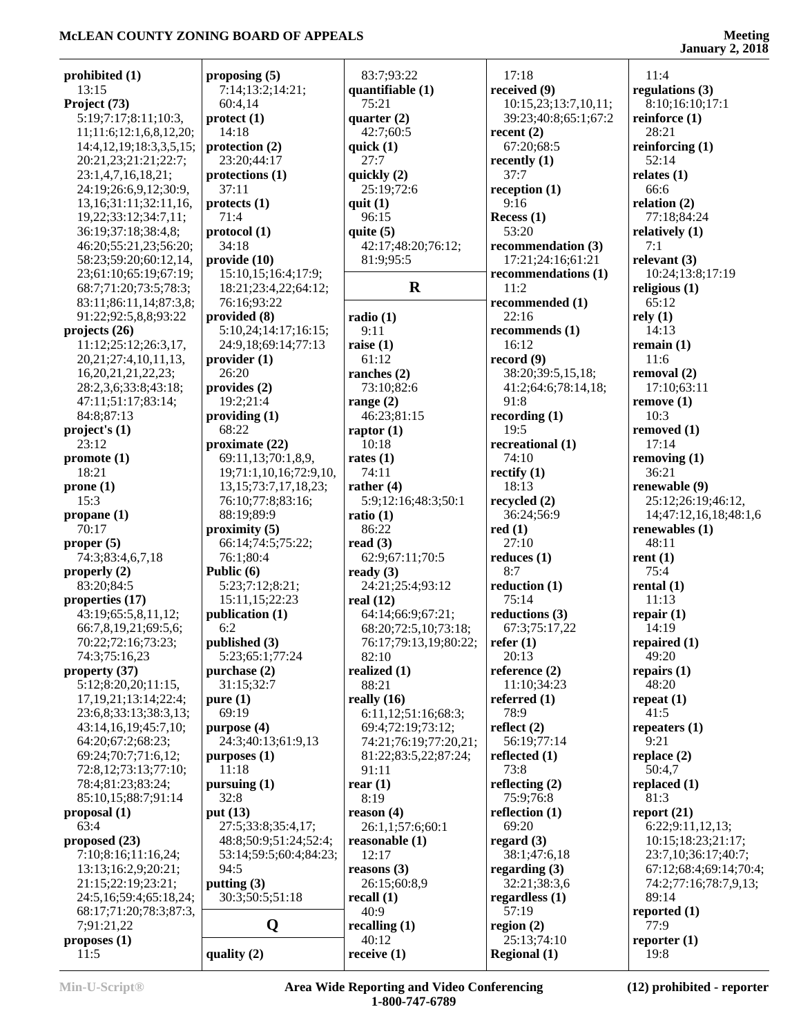**prohibited (1)**
13:15
**Project (73)**
5:19;7:17;8:11;10:3,11;11:6;12:1,6,8,12,20;14:4,12,19;18:3,3,5,15;20:21,23;21:21;22:7;23:1,4,7,16,18,21;24:19;26:6,9,12;30:9,13,16;31:11;32:11,16,19,22;33:12;34:7,11;36:19;37:18;38:4,8;46:20;55:21,23;56:20;58:23;59:20;60:12,14,23;61:10;65:19;67:19;68:7;71:20;73:5;78:3;83:11;86:11,14;87:3,8;91:22;92:5,8,8;93:22
**projects (26)**
11:12;25:12;26:3,17,20,21;27:4,10,11,13,16,20,21,21,22,23;28:2,3,6;33:8;43:18;47:11;51:17;83:14;84:8;87:13
**project's (1)**
23:12
**promote (1)**
18:21
**prone (1)**
15:3
**propane (1)**
70:17
**proper (5)**
74:3;83:4,6,7,18
**properly (2)**
83:20;84:5
**properties (17)**
43:19;65:5,8,11,12;66:7,8,19,21;69:5,6;70:22;72:16;73:23;74:3;75:16,23
**property (37)**
5:12;8:20,20;11:15,17,19,21;13:14;22:4;23:6,8;33:13;38:3,13;43:14,16,19;45:7,10;64:20;67:2;68:23;69:24;70:7;71:6,12;72:8,12;73:13;77:10;78:4;81:23;83:24;85:10,15;88:7;91:14
**proposal (1)**
63:4
**proposed (23)**
7:10;8:16;11:16,24;13:13;16:2,9;20:21;21:15;22:19;23:21;24:5,16;59:4;65:18,24;68:17;71:20;78:3;87:3,7;91:21,22
**proposes (1)**
11:5
**proposing (5)**
7:14;13:2;14:21;60:4,14
**protect (1)**
14:18
**protection (2)**
23:20;44:17
**protections (1)**
37:11
**protects (1)**
71:4
**protocol (1)**
34:18
**provide (10)**
15:10,15;16:4;17:9;18:21;23:4,22;64:12;76:16;93:22
**provided (8)**
5:10,24;14:17;16:15;24:9,18;69:14;77:13
**provider (1)**
26:20
**provides (2)**
19:2;21:4
**providing (1)**
68:22
**proximate (22)**
69:11,13;70:1,8,9,19;71:1,10,16;72:9,10,13,15;73:7,17,18,23;76:10;77:8;83:16;88:19;89:9
**proximity (5)**
66:14;74:5;75:22;76:1;80:4
**Public (6)**
5:23;7:12;8:21;15:11,15;22:23
**publication (1)**
6:2
**published (3)**
5:23;65:1;77:24
**purchase (2)**
31:15;32:7
**pure (1)**
69:19
**purpose (4)**
24:3;40:13;61:9,13
**purposes (1)**
11:18
**pursuing (1)**
32:8
**put (13)**
27:5;33:8;35:4,17;48:8;50:9;51:24;52:4;53:14;59:5;60:4;84:23;94:5
**putting (3)**
30:3;50:5;51:18

## Q

**quality (2)**
83:7;93:22
**quantifiable (1)**
75:21
**quarter (2)**
42:7;60:5
**quick (1)**
27:7
**quickly (2)**
25:19;72:6
**quit (1)**
96:15
**quite (5)**
42:17;48:20;76:12;81:9;95:5

## R

**radio (1)**
9:11
**raise (1)**
61:12
**ranches (2)**
73:10;82:6
**range (2)**
46:23;81:15
**raptor (1)**
10:18
**rates (1)**
74:11
**rather (4)**
5:9;12:16;48:3;50:1
**ratio (1)**
86:22
**read (3)**
62:9;67:11;70:5
**ready (3)**
24:21;25:4;93:12
**real (12)**
64:14;66:9;67:21;68:20;72:5,10;73:18;76:17;79:13,19;80:22;82:10
**realized (1)**
88:21
**really (16)**
6:11,12;51:16;68:3;69:4;72:19;73:12;74:21;76:19;77:20,21;81:22;83:5,22;87:24;91:11
**rear (1)**
8:19
**reason (4)**
26:1,1;57:6;60:1
**reasonable (1)**
12:17
**reasons (3)**
26:15;60:8,9
**recall (1)**
40:9
**recalling (1)**
40:12
**receive (1)**
17:18
**received (9)**
10:15,23;13:7,10,11;39:23;40:8;65:1;67:2
**recent (2)**
67:20;68:5
**recently (1)**
37:7
**reception (1)**
9:16
**Recess (1)**
53:20
**recommendation (3)**
17:21;24:16;61:21
**recommendations (1)**
11:2
**recommended (1)**
22:16
**recommends (1)**
16:12
**record (9)**
38:20;39:5,15,18;41:2;64:6;78:14,18;91:8
**recording (1)**
19:5
**recreational (1)**
74:10
**rectify (1)**
18:13
**recycled (2)**
36:24;56:9
**red (1)**
27:10
**reduces (1)**
8:7
**reduction (1)**
75:14
**reductions (3)**
67:3;75:17,22
**refer (1)**
20:13
**reference (2)**
11:10;34:23
**referred (1)**
78:9
**reflect (2)**
56:19;77:14
**reflected (1)**
73:8
**reflecting (2)**
75:9;76:8
**reflection (1)**
69:20
**regard (3)**
38:1;47:6,18
**regarding (3)**
32:21;38:3,6
**regardless (1)**
57:19
**region (2)**
25:13;74:10
**Regional (1)**
11:4
**regulations (3)**
8:10;16:10;17:1
**reinforce (1)**
28:21
**reinforcing (1)**
52:14
**relates (1)**
66:6
**relation (2)**
77:18;84:24
**relatively (1)**
7:1
**relevant (3)**
10:24;13:8;17:19
**religious (1)**
65:12
**rely (1)**
14:13
**remain (1)**
11:6
**removal (2)**
17:10;63:11
**remove (1)**
10:3
**removed (1)**
17:14
**removing (1)**
36:21
**renewable (9)**
25:12;26:19;46:12,14;47:12,16,18;48:1,6
**renewables (1)**
48:11
**rent (1)**
75:4
**rental (1)**
11:13
**repair (1)**
14:19
**repaired (1)**
49:20
**repairs (1)**
48:20
**repeat (1)**
41:5
**repeaters (1)**
9:21
**replace (2)**
50:4,7
**replaced (1)**
81:3
**report (21)**
6:22;9:11,12,13;10:15;18:23;21:17;23:7,10;36:17;40:7;67:12;68:4;69:14;70:4;74:2;77:16;78:7,9,13;89:14
**reported (1)**
77:9
**reporter (1)**
19:8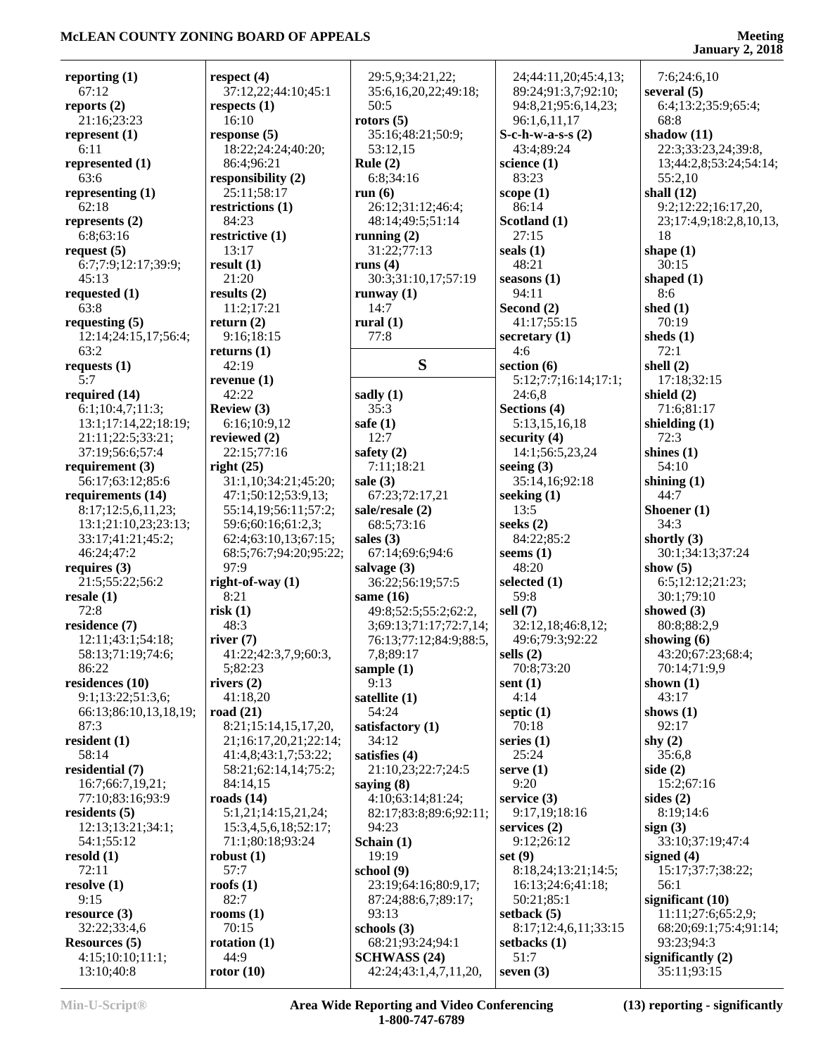**reporting (1)**
67:12
**reports (2)**
21:16;23:23
**represent (1)**
6:11
**represented (1)**
63:6
**representing (1)**
62:18
**represents (2)**
6:8;63:16
**request (5)**
6:7;7:9;12:17;39:9;
45:13
**requested (1)**
63:8
**requesting (5)**
12:14;24:15,17;56:4;
63:2
**requests (1)**
5:7
**required (14)**
6:1;10:4,7;11:3;
13:1;17:14,22;18:19;
21:11;22:5;33:21;
37:19;56:6;57:4
**requirement (3)**
56:17;63:12;85:6
**requirements (14)**
8:17;12:5,6,11,23;
13:1;21:10,23;23:13;
33:17;41:21;45:2;
46:24;47:2
**requires (3)**
21:5;55:22;56:2
**resale (1)**
72:8
**residence (7)**
12:11;43:1;54:18;
58:13;71:19;74:6;
86:22
**residences (10)**
9:1;13:22;51:3,6;
66:13;86:10,13,18,19;
87:3
**resident (1)**
58:14
**residential (7)**
16:7;66:7,19,21;
77:10;83:16;93:9
**residents (5)**
12:13;13:21;34:1;
54:1;55:12
**resold (1)**
72:11
**resolve (1)**
9:15
**resource (3)**
32:22;33:4,6
**Resources (5)**
4:15;10:10;11:1;
13:10;40:8
**respect (4)**
37:12,22;44:10;45:1
**respects (1)**
16:10
**response (5)**
18:22;24:24;40:20;
86:4;96:21
**responsibility (2)**
25:11;58:17
**restrictions (1)**
84:23
**restrictive (1)**
13:17
**result (1)**
21:20
**results (2)**
11:2;17:21
**return (2)**
9:16;18:15
**returns (1)**
42:19
**revenue (1)**
42:22
**Review (3)**
6:16;10:9,12
**reviewed (2)**
22:15;77:16
**right (25)**
31:1,10;34:21;45:20;
47:1;50:12;53:9,13;
55:14,19;56:11;57:2;
59:6;60:16;61:2,3;
62:4;63:10,13;67:15;
68:5;76:7;94:20;95:22;
97:9
**right-of-way (1)**
8:21
**risk (1)**
48:3
**river (7)**
41:22;42:3,7,9;60:3,
5;82:23
**rivers (2)**
41:18,20
**road (21)**
8:21;15:14,15,17,20,
21;16:17,20,21;22:14;
41:4,8;43:1,7;53:22;
58:21;62:14,14;75:2;
84:14,15
**roads (14)**
5:1,21;14:15,21,24;
15:3,4,5,6,18;52:17;
71:1;80:18;93:24
**robust (1)**
57:7
**roofs (1)**
82:7
**rooms (1)**
70:15
**rotation (1)**
44:9
**rotor (10)**
29:5,9;34:21,22;
35:6,16,20,22;49:18;
50:5
**rotors (5)**
35:16;48:21;50:9;
53:12,15
**Rule (2)**
6:8;34:16
**run (6)**
26:12;31:12;46:4;
48:14;49:5;51:14
**running (2)**
31:22;77:13
**runs (4)**
30:3;31:10,17;57:19
**runway (1)**
14:7
**rural (1)**
77:8

## S

**sadly (1)**
35:3
**safe (1)**
12:7
**safety (2)**
7:11;18:21
**sale (3)**
67:23;72:17,21
**sale/resale (2)**
68:5;73:16
**sales (3)**
67:14;69:6;94:6
**salvage (3)**
36:22;56:19;57:5
**same (16)**
49:8;52:5;55:2;62:2,
3;69:13;71:17;72:7,14;
76:13;77:12;84:9;88:5,
7,8;89:17
**sample (1)**
9:13
**satellite (1)**
54:24
**satisfactory (1)**
34:12
**satisfies (4)**
21:10,23;22:7;24:5
**saying (8)**
4:10;63:14;81:24;
82:17;83:8;89:6;92:11;
94:23
**Schain (1)**
19:19
**school (9)**
23:19;64:16;80:9,17;
87:24;88:6,7;89:17;
93:13
**schools (3)**
68:21;93:24;94:1
**SCHWASS (24)**
42:24;43:1,4,7,11,20,
24;44:11,20;45:4,13;
89:24;91:3,7;92:10;
94:8,21;95:6,14,23;
96:1,6,11,17
**S-c-h-w-a-s-s (2)**
43:4;89:24
**science (1)**
83:23
**scope (1)**
86:14
**Scotland (1)**
27:15
**seals (1)**
48:21
**seasons (1)**
94:11
**Second (2)**
41:17;55:15
**secretary (1)**
4:6
**section (6)**
5:12;7:7;16:14;17:1;
24:6,8
**Sections (4)**
5:13,15,16,18
**security (4)**
14:1;56:5,23,24
**seeing (3)**
35:14,16;92:18
**seeking (1)**
13:5
**seeks (2)**
84:22;85:2
**seems (1)**
48:20
**selected (1)**
59:8
**sell (7)**
32:12,18;46:8,12;
49:6;79:3;92:22
**sells (2)**
70:8;73:20
**sent (1)**
4:14
**septic (1)**
70:18
**series (1)**
25:24
**serve (1)**
9:20
**service (3)**
9:17,19;18:16
**services (2)**
9:12;26:12
**set (9)**
8:18,24;13:21;14:5;
16:13;24:6;41:18;
50:21;85:1
**setback (5)**
8:17;12:4,6,11;33:15
**setbacks (1)**
51:7
**seven (3)**
7:6;24:6,10
**several (5)**
6:4;13:2;35:9;65:4;
68:8
**shadow (11)**
22:3;33:23,24;39:8,
13;44:2,8;53:24;54:14;
55:2,10
**shall (12)**
9:2;12:22;16:17,20,
23;17:4,9;18:2,8,10,13,
18
**shape (1)**
30:15
**shaped (1)**
8:6
**shed (1)**
70:19
**sheds (1)**
72:1
**shell (2)**
17:18;32:15
**shield (2)**
71:6;81:17
**shielding (1)**
72:3
**shines (1)**
54:10
**shining (1)**
44:7
**Shoener (1)**
34:3
**shortly (3)**
30:1;34:13;37:24
**show (5)**
6:5;12:12;21:23;
30:1;79:10
**showed (3)**
80:8;88:2,9
**showing (6)**
43:20;67:23;68:4;
70:14;71:9,9
**shown (1)**
43:17
**shows (1)**
92:17
**shy (2)**
35:6,8
**side (2)**
15:2;67:16
**sides (2)**
8:19;14:6
**sign (3)**
33:10;37:19;47:4
**signed (4)**
15:17;37:7;38:22;
56:1
**significant (10)**
11:11;27:6;65:2,9;
68:20;69:1;75:4;91:14;
93:23;94:3
**significantly (2)**
35:11;93:15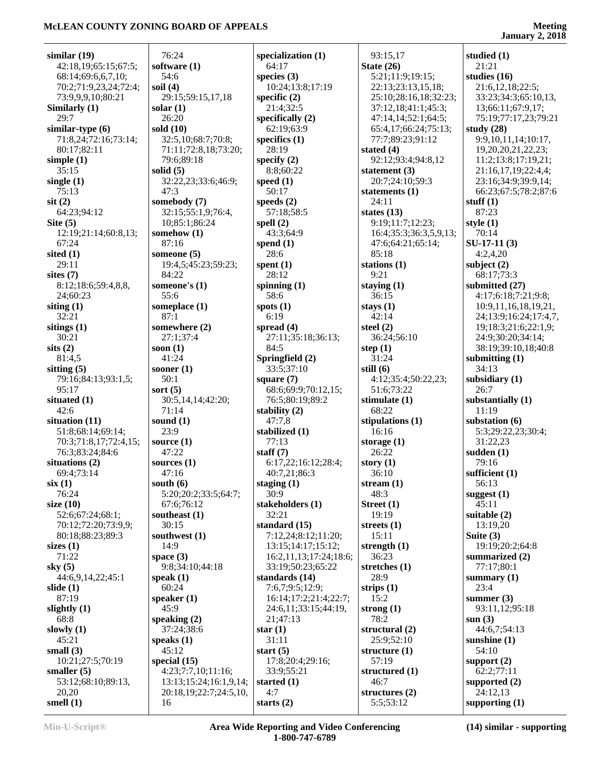**similar (19)**
42:18,19;65:15;67:5;
68:14;69:6,6,7,10;
70:2;71:9,23,24;72:4;
73:9,9,9,10;80:21
**Similarly (1)**
29:7
**similar-type (6)**
71:8,24;72:16;73:14;
80:17;82:11
**simple (1)**
35:15
**single (1)**
75:13
**sit (2)**
64:23;94:12
**Site (5)**
12:19;21:14;60:8,13;
67:24
**sited (1)**
29:11
**sites (7)**
8:12;18:6;59:4,8,8,
24;60:23
**siting (1)**
32:21
**sitings (1)**
30:21
**sits (2)**
81:4,5
**sitting (5)**
79:16;84:13;93:1,5;
95:17
**situated (1)**
42:6
**situation (11)**
51:8;68:14;69:14;
70:3;71:8,17;72:4,15;
76:3;83:24;84:6
**situations (2)**
69:4;73:14
**six (1)**
76:24
**size (10)**
52:6;67:24;68:1;
70:12;72:20;73:9,9;
80:18;88:23;89:3
**sizes (1)**
71:22
**sky (5)**
44:6,9,14,22;45:1
**slide (1)**
87:19
**slightly (1)**
68:8
**slowly (1)**
45:21
**small (3)**
10:21;27:5;70:19
**smaller (5)**
53:12;68:10;89:13,
20,20
**smell (1)**
76:24
**software (1)**
54:6
**soil (4)**
29:15;59:15,17,18
**solar (1)**
26:20
**sold (10)**
32:5,10;68:7;70:8;
71:11;72:8,18;73:20;
79:6;89:18
**solid (5)**
32:22,23;33:6;46:9;
47:3
**somebody (7)**
32:15;55:1,9;76:4,
10;85:1;86:24
**somehow (1)**
87:16
**someone (5)**
19:4,5;45:23;59:23;
84:22
**someone's (1)**
55:6
**someplace (1)**
87:1
**somewhere (2)**
27:1;37:4
**soon (1)**
41:24
**sooner (1)**
50:1
**sort (5)**
30:5,14,14;42:20;
71:14
**sound (1)**
23:9
**source (1)**
47:22
**sources (1)**
47:16
**south (6)**
5:20;20:2;33:5;64:7;
67:6;76:12
**southeast (1)**
30:15
**southwest (1)**
14:9
**space (3)**
9:8;34:10;44:18
**speak (1)**
60:24
**speaker (1)**
45:9
**speaking (2)**
37:24;38:6
**speaks (1)**
45:12
**special (15)**
4:23;7:7,10;11:16;
13:13;15:24;16:1,9,14;
20:18,19;22:7;24:5,10,
16
**specialization (1)**
64:17
**species (3)**
10:24;13:8;17:19
**specific (2)**
21:4;32:5
**specifically (2)**
62:19;63:9
**specifics (1)**
28:19
**specify (2)**
8:8;60:22
**speed (1)**
50:17
**speeds (2)**
57:18;58:5
**spell (2)**
43:3;64:9
**spend (1)**
28:6
**spent (1)**
28:12
**spinning (1)**
58:6
**spots (1)**
6:19
**spread (4)**
27:11;35:18;36:13;
84:5
**Springfield (2)**
33:5;37:10
**square (7)**
68:6;69:9;70:12,15;
76:5;80:19;89:2
**stability (2)**
47:7,8
**stabilized (1)**
77:13
**staff (7)**
6:17,22;16:12;28:4;
40:7,21;86:3
**staging (1)**
30:9
**stakeholders (1)**
32:21
**standard (15)**
7:12,24;8:12;11:20;
13:15;14:17;15:12;
16:2,11,13;17:24;18:6;
33:19;50:23;65:22
**standards (14)**
7:6,7;9:5;12:9;
16:14;17:2;21:4;22:7;
24:6,11;33:15;44:19,
21;47:13
**star (1)**
31:11
**start (5)**
17:8;20:4;29:16;
33:9;55:21
**started (1)**
4:7
**starts (2)**
93:15,17
**State (26)**
5:21;11:9;19:15;
22:13;23:13,15,18;
25:10;28:16,18;32:23;
37:12,18;41:1;45:3;
47:14,14;52:1;64:5;
65:4,17;66:24;75:13;
77:7;89:23;91:12
**stated (4)**
92:12;93:4;94:8,12
**statement (3)**
20:7;24:10;59:3
**statements (1)**
24:11
**states (13)**
9:19;11:7;12:23;
16:4;35:3;36:3,5,9,13;
47:6;64:21;65:14;
85:18
**stations (1)**
9:21
**staying (1)**
36:15
**stays (1)**
42:14
**steel (2)**
36:24;56:10
**step (1)**
31:24
**still (6)**
4:12;35:4;50:22,23;
51:6;73:22
**stimulate (1)**
68:22
**stipulations (1)**
16:16
**storage (1)**
26:22
**story (1)**
36:10
**stream (1)**
48:3
**Street (1)**
19:19
**streets (1)**
15:11
**strength (1)**
36:23
**stretches (1)**
28:9
**strips (1)**
15:2
**strong (1)**
78:2
**structural (2)**
25:9;52:10
**structure (1)**
57:19
**structured (1)**
46:7
**structures (2)**
5:5;53:12
**studied (1)**
21:21
**studies (16)**
21:6,12,18;22:5;
33:23;34:3;65:10,13,
13;66:11;67:9,17;
75:19;77:17,23;79:21
**study (28)**
9:9,10,11,14;10:17,
19,20,20,21,22,23;
11:2;13:8;17:19,21;
21:16,17,19;22:4,4;
23:16;34:9;39:9,14;
66:23;67:5;78:2;87:6
**stuff (1)**
87:23
**style (1)**
70:14
**SU-17-11 (3)**
4:2,4,20
**subject (2)**
68:17;73:3
**submitted (27)**
4:17;6:18;7:21;9:8;
10:9,11,16,18,19,21,
24;13:9;16:24;17:4,7,
19;18:3;21:6;22:1,9;
24:9;30:20;34:14;
38:19;39:10,18;40:8
**submitting (1)**
34:13
**subsidiary (1)**
26:7
**substantially (1)**
11:19
**substation (6)**
5:3;29:22,23;30:4;
31:22,23
**sudden (1)**
79:16
**sufficient (1)**
56:13
**suggest (1)**
45:11
**suitable (2)**
13:19,20
**Suite (3)**
19:19;20:2;64:8
**summarized (2)**
77:17;80:1
**summary (1)**
23:4
**summer (3)**
93:11,12;95:18
**sun (3)**
44:6,7;54:13
**sunshine (1)**
54:10
**support (2)**
62:2;77:11
**supported (2)**
24:12,13
**supporting (1)**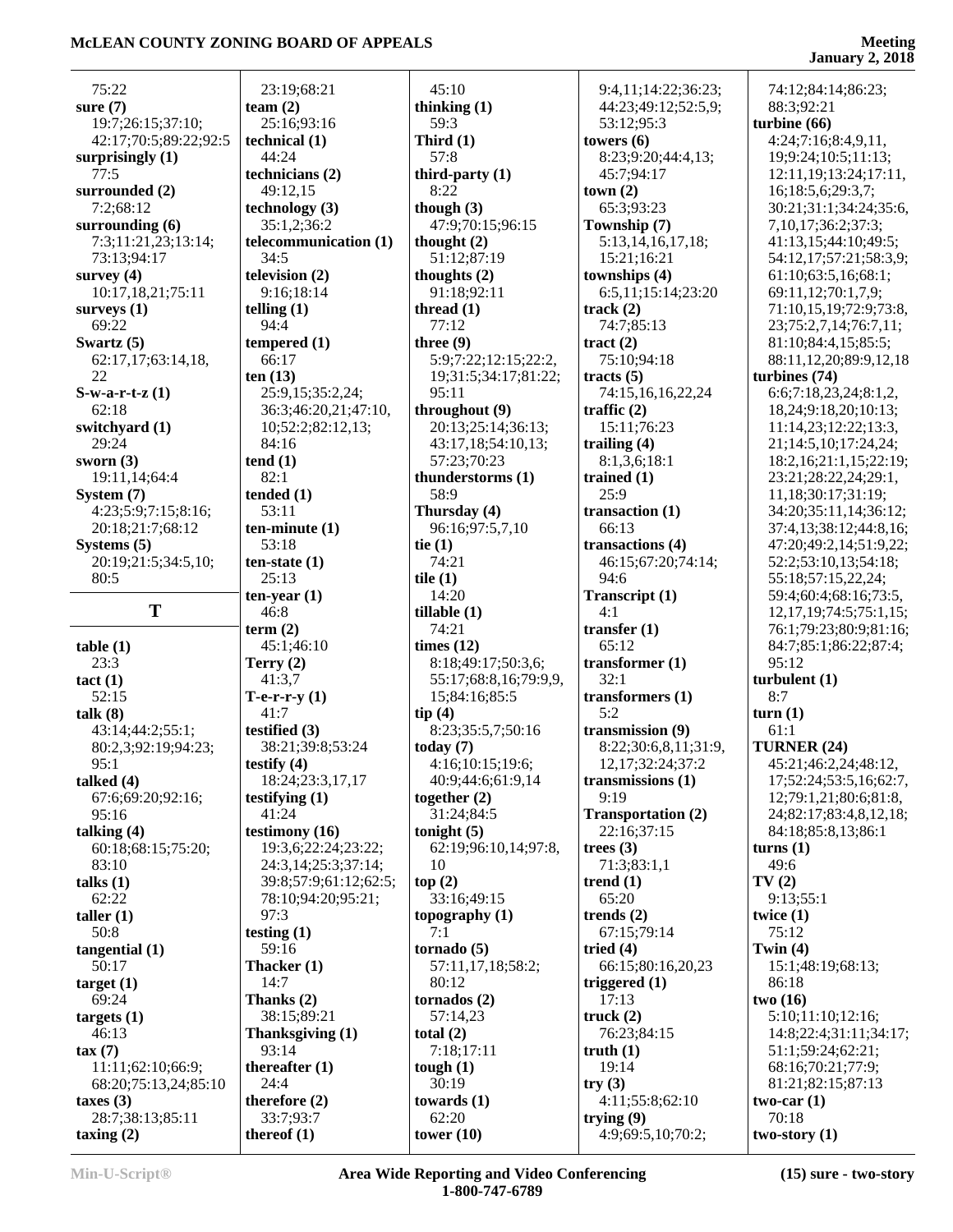75:22
**sure (7)**
19:7;26:15;37:10;
42:17;70:5;89:22;92:5
**surprisingly (1)**
77:5
**surrounded (2)**
7:2;68:12
**surrounding (6)**
7:3;11:21,23;13:14;
73:13;94:17
**survey (4)**
10:17,18,21;75:11
**surveys (1)**
69:22
**Swartz (5)**
62:17,17;63:14,18,
22
**S-w-a-r-t-z (1)**
62:18
**switchyard (1)**
29:24
**sworn (3)**
19:11,14;64:4
**System (7)**
4:23;5:9;7:15;8:16;
20:18;21:7;68:12
**Systems (5)**
20:19;21:5;34:5,10;
80:5

## T

**table (1)**
23:3
**tact (1)**
52:15
**talk (8)**
43:14;44:2;55:1;
80:2,3;92:19;94:23;
95:1
**talked (4)**
67:6;69:20;92:16;
95:16
**talking (4)**
60:18;68:15;75:20;
83:10
**talks (1)**
62:22
**taller (1)**
50:8
**tangential (1)**
50:17
**target (1)**
69:24
**targets (1)**
46:13
**tax (7)**
11:11;62:10;66:9;
68:20;75:13,24;85:10
**taxes (3)**
28:7;38:13;85:11
**taxing (2)**
23:19;68:21
**team (2)**
25:16;93:16
**technical (1)**
44:24
**technicians (2)**
49:12,15
**technology (3)**
35:1,2;36:2
**telecommunication (1)**
34:5
**television (2)**
9:16;18:14
**telling (1)**
94:4
**tempered (1)**
66:17
**ten (13)**
25:9,15;35:2,24;
36:3;46:20,21;47:10,
10;52:2;82:12,13;
84:16
**tend (1)**
82:1
**tended (1)**
53:11
**ten-minute (1)**
53:18
**ten-state (1)**
25:13
**ten-year (1)**
46:8
**term (2)**
45:1;46:10
**Terry (2)**
41:3,7
**T-e-r-r-y (1)**
41:7
**testified (3)**
38:21;39:8;53:24
**testify (4)**
18:24;23:3,17,17
**testifying (1)**
41:24
**testimony (16)**
19:3,6;22:24;23:22;
24:3,14;25:3;37:14;
39:8;57:9;61:12;62:5;
78:10;94:20;95:21;
97:3
**testing (1)**
59:16
**Thacker (1)**
14:7
**Thanks (2)**
38:15;89:21
**Thanksgiving (1)**
93:14
**thereafter (1)**
24:4
**therefore (2)**
33:7;93:7
**thereof (1)**
45:10
**thinking (1)**
59:3
**Third (1)**
57:8
**third-party (1)**
8:22
**though (3)**
47:9;70:15;96:15
**thought (2)**
51:12;87:19
**thoughts (2)**
91:18;92:11
**thread (1)**
77:12
**three (9)**
5:9;7:22;12:15;22:2,
19;31:5;34:17;81:22;
95:11
**throughout (9)**
20:13;25:14;36:13;
43:17,18;54:10,13;
57:23;70:23
**thunderstorms (1)**
58:9
**Thursday (4)**
96:16;97:5,7,10
**tie (1)**
74:21
**tile (1)**
14:20
**tillable (1)**
74:21
**times (12)**
8:18;49:17;50:3,6;
55:17;68:8,16;79:9,9,
15;84:16;85:5
**tip (4)**
8:23;35:5,7;50:16
**today (7)**
4:16;10:15;19:6;
40:9;44:6;61:9,14
**together (2)**
31:24;84:5
**tonight (5)**
62:19;96:10,14;97:8,
10
**top (2)**
33:16;49:15
**topography (1)**
7:1
**tornado (5)**
57:11,17,18;58:2;
80:12
**tornados (2)**
57:14,23
**total (2)**
7:18;17:11
**tough (1)**
30:19
**towards (1)**
62:20
**tower (10)**
9:4,11;14:22;36:23;
44:23;49:12;52:5,9;
53:12;95:3
**towers (6)**
8:23;9:20;44:4,13;
45:7;94:17
**town (2)**
65:3;93:23
**Township (7)**
5:13,14,16,17,18;
15:21;16:21
**townships (4)**
6:5,11;15:14;23:20
**track (2)**
74:7;85:13
**tract (2)**
75:10;94:18
**tracts (5)**
74:15,16,16,22,24
**traffic (2)**
15:11;76:23
**trailing (4)**
8:1,3,6;18:1
**trained (1)**
25:9
**transaction (1)**
66:13
**transactions (4)**
46:15;67:20;74:14;
94:6
**Transcript (1)**
4:1
**transfer (1)**
65:12
**transformer (1)**
32:1
**transformers (1)**
5:2
**transmission (9)**
8:22;30:6,8,11;31:9,
12,17;32:24;37:2
**transmissions (1)**
9:19
**Transportation (2)**
22:16;37:15
**trees (3)**
71:3;83:1,1
**trend (1)**
65:20
**trends (2)**
67:15;79:14
**tried (4)**
66:15;80:16,20,23
**triggered (1)**
17:13
**truck (2)**
76:23;84:15
**truth (1)**
19:14
**try (3)**
4:11;55:8;62:10
**trying (9)**
4:9;69:5,10;70:2;
74:12;84:14;86:23;
88:3;92:21
**turbine (66)**
4:24;7:16;8:4,9,11,
19;9:24;10:5;11:13;
12:11,19;13:24;17:11,
16;18:5,6;29:3,7;
30:21;31:1;34:24;35:6,
7,10,17;36:2;37:3;
41:13,15;44:10;49:5;
54:12,17;57:21;58:3,9;
61:10;63:5,16;68:1;
69:11,12;70:1,7,9;
71:10,15,19;72:9;73:8,
23;75:2,7,14;76:7,11;
81:10;84:4,15;85:5;
88:11,12,20;89:9,12,18
**turbines (74)**
6:6;7:18,23,24;8:1,2,
18,24;9:18,20;10:13;
11:14,23;12:22;13:3,
21;14:5,10;17:24,24;
18:2,16;21:1,15;22:19;
23:21;28:22,24;29:1,
11,18;30:17;31:19;
34:20;35:11,14;36:12;
37:4,13;38:12;44:8,16;
47:20;49:2,14;51:9,22;
52:2;53:10,13;54:18;
55:18;57:15,22,24;
59:4;60:4;68:16;73:5,
12,17,19;74:5;75:1,15;
76:1;79:23;80:9;81:16;
84:7;85:1;86:22;87:4;
95:12
**turbulent (1)**
8:7
**turn (1)**
61:1
**TURNER (24)**
45:21;46:2,24;48:12,
17;52:24;53:5,16;62:7,
12;79:1,21;80:6;81:8,
24;82:17;83:4,8,12,18;
84:18;85:8,13;86:1
**turns (1)**
49:6
**TV (2)**
9:13;55:1
**twice (1)**
75:12
**Twin (4)**
15:1;48:19;68:13;
86:18
**two (16)**
5:10;11:10;12:16;
14:8;22:4;31:11;34:17;
51:1;59:24;62:21;
68:16;70:21;77:9;
81:21;82:15;87:13
**two-car (1)**
70:18
**two-story (1)**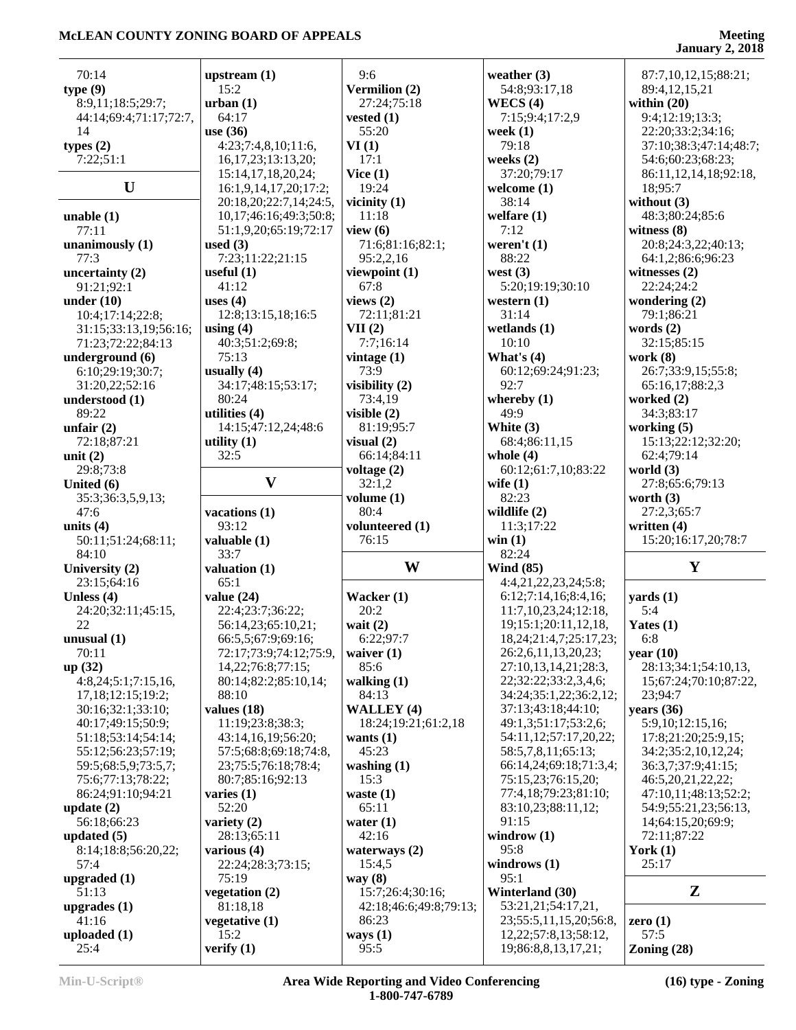70:14
**type (9)**
8:9,11;18:5;29:7;44:14;69:4;71:17;72:7,14
**types (2)**
7:22;51:1

## U

**unable (1)**
77:11
**unanimously (1)**
77:3
**uncertainty (2)**
91:21;92:1
**under (10)**
10:4;17:14;22:8;31:15;33:13,19;56:16;71:23;72:22;84:13
**underground (6)**
6:10;29:19;30:7;31:20,22;52:16
**understood (1)**
89:22
**unfair (2)**
72:18;87:21
**unit (2)**
29:8;73:8
**United (6)**
35:3;36:3,5,9,13;47:6
**units (4)**
50:11;51:24;68:11;84:10
**University (2)**
23:15;64:16
**Unless (4)**
24:20;32:11;45:15,22
**unusual (1)**
70:11
**up (32)**
4:8,24;5:1;7:15,16,17,18;12:15;19:2;30:16;32:1;33:10;40:17;49:15;50:9;51:18;53:14;54:14;55:12;56:23;57:19;59:5;68:5,9;73:5,7;75:6;77:13;78:22;86:24;91:10;94:21
**update (2)**
56:18;66:23
**updated (5)**
8:14;18:8;56:20,22;57:4
**upgraded (1)**
51:13
**upgrades (1)**
41:16
**uploaded (1)**
25:4
**upstream (1)**
15:2
**urban (1)**
64:17
**use (36)**
4:23;7:4,8,10;11:6,16,17,23;13:13,20;15:14,17,18,20,24;16:1,9,14,17,20;17:2;20:18,20;22:7,14;24:5,10,17;46:16;49:3;50:8;51:1,9,20;65:19;72:17
**used (3)**
7:23;11:22;21:15
**useful (1)**
41:12
**uses (4)**
12:8;13:15,18;16:5
**using (4)**
40:3;51:2;69:8;75:13
**usually (4)**
34:17;48:15;53:17;80:24
**utilities (4)**
14:15;47:12,24;48:6
**utility (1)**
32:5

## V

**vacations (1)**
93:12
**valuable (1)**
33:7
**valuation (1)**
65:1
**value (24)**
22:4;23:7;36:22;56:14,23;65:10,21;66:5,5;67:9;69:16;72:17;73:9;74:12;75:9,14,22;76:8;77:15;80:14;82:2;85:10,14;88:10
**values (18)**
11:19;23:8;38:3;43:14,16,19;56:20;57:5;68:8;69:18;74:8,23;75:5;76:18;78:4;80:7;85:16;92:13
**varies (1)**
52:20
**variety (2)**
28:13;65:11
**various (4)**
22:24;28:3;73:15;75:19
**vegetation (2)**
81:18,18
**vegetative (1)**
15:2
**verify (1)**
9:6
**Vermilion (2)**
27:24;75:18
**vested (1)**
55:20
**VI (1)**
17:1
**Vice (1)**
19:24
**vicinity (1)**
11:18
**view (6)**
71:6;81:16;82:1;95:2,2,16
**viewpoint (1)**
67:8
**views (2)**
72:11;81:21
**VII (2)**
7:7;16:14
**vintage (1)**
73:9
**visibility (2)**
73:4,19
**visible (2)**
81:19;95:7
**visual (2)**
66:14;84:11
**voltage (2)**
32:1,2
**volume (1)**
80:4
**volunteered (1)**
76:15

## W

**Wacker (1)**
20:2
**wait (2)**
6:22;97:7
**waiver (1)**
85:6
**walking (1)**
84:13
**WALLEY (4)**
18:24;19:21;61:2,18
**wants (1)**
45:23
**washing (1)**
15:3
**waste (1)**
65:11
**water (1)**
42:16
**waterways (2)**
15:4,5
**way (8)**
15:7;26:4;30:16;42:18;46:6;49:8;79:13;86:23
**ways (1)**
95:5
**weather (3)**
54:8;93:17,18
**WECS (4)**
7:15;9:4;17:2,9
**week (1)**
79:18
**weeks (2)**
37:20;79:17
**welcome (1)**
38:14
**welfare (1)**
7:12
**weren't (1)**
88:22
**west (3)**
5:20;19:19;30:10
**western (1)**
31:14
**wetlands (1)**
10:10
**What's (4)**
60:12;69:24;91:23;92:7
**whereby (1)**
49:9
**White (3)**
68:4;86:11,15
**whole (4)**
60:12;61:7,10;83:22
**wife (1)**
82:23
**wildlife (2)**
11:3;17:22
**win (1)**
82:24
**Wind (85)**
4:4,21,22,23,24;5:8;6:12;7:14,16;8:4,16;11:7,10,23,24;12:18,19;15:1;20:11,12,18,24;21:4,7;25:17,23;26:2,6,11,13,20,23;27:10,13,14,21;28:3,22;32:22;33:2,3,4,6;34:24;35:1,22;36:2,12;37:13;43:18;44:10;49:1,3;51:17;53:2,6;54:11,12;57:17,20,22;58:5,7,8,11;65:13;66:14,24;69:18;71:3,4;75:15,23;76:15,20;77:4,18;79:23;81:10;83:10,23;88:11,12;91:15
**windrow (1)**
95:8
**windrows (1)**
95:1
**Winterland (30)**
53:21,21;54:17,21,23;55:5,11,15,20;56:8,12,22;57:8,13;58:12,19;86:8,8,13,17,21;87:7,10,12,15;88:21;89:4,12,15,21
**within (20)**
9:4;12:19;13:3;22:20;33:2;34:16;37:10;38:3;47:14;48:7;54:6;60:23;68:23;86:11,12,14,18;92:18,18;95:7
**without (3)**
48:3;80:24;85:6
**witness (8)**
20:8;24:3,22;40:13;64:1,2;86:6;96:23
**witnesses (2)**
22:24;24:2
**wondering (2)**
79:1;86:21
**words (2)**
32:15;85:15
**work (8)**
26:7;33:9,15;55:8;65:16,17;88:2,3
**worked (2)**
34:3;83:17
**working (5)**
15:13;22:12;32:20;62:4;79:14
**world (3)**
27:8;65:6;79:13
**worth (3)**
27:2,3;65:7
**written (4)**
15:20;16:17,20;78:7

## Y

**yards (1)**
5:4
**Yates (1)**
6:8
**year (10)**
28:13;34:1;54:10,13,15;67:24;70:10;87:22,23;94:7
**years (36)**
5:9,10;12:15,16;17:8;21:20;25:9,15;34:2;35:2,10,12,24;36:3,7;37:9;41:15;46:5,20,21,22,22;47:10,11;48:13;52:2;54:9;55:21,23;56:13,14;64:15,20;69:9;72:11;87:22
**York (1)**
25:17

## Z

**zero (1)**
57:5
**Zoning (28)**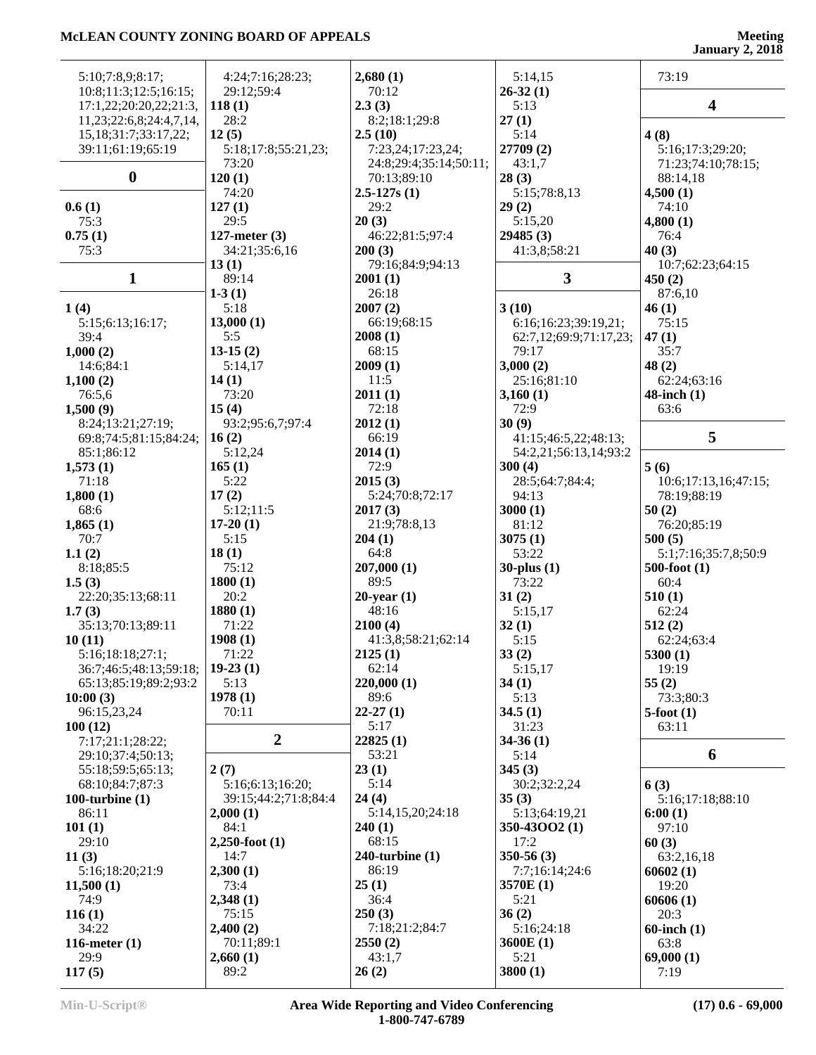5:10;7:8,9;8:17;
10:8;11:3;12:5;16:15;
17:1,22;20:20,22;21:3,
11,23;22:6,8;24:4,7,14,
15,18;31:7;33:17,22;
39:11;61:19;65:19

## 0

**0.6 (1)**
75:3
**0.75 (1)**
75:3

## 1

**1 (4)**
5:15;6:13;16:17;
39:4
**1,000 (2)**
14:6;84:1
**1,100 (2)**
76:5,6
**1,500 (9)**
8:24;13:21;27:19;
69:8;74:5;81:15;84:24;
85:1;86:12
**1,573 (1)**
71:18
**1,800 (1)**
68:6
**1,865 (1)**
70:7
**1.1 (2)**
8:18;85:5
**1.5 (3)**
22:20;35:13;68:11
**1.7 (3)**
35:13;70:13;89:11
**10 (11)**
5:16;18:18;27:1;
36:7;46:5;48:13;59:18;
65:13;85:19;89:2;93:2
**10:00 (3)**
96:15,23,24
**100 (12)**
7:17;21:1;28:22;
29:10;37:4;50:13;
55:18;59:5;65:13;
68:10;84:7;87:3
**100-turbine (1)**
86:11
**101 (1)**
29:10
**11 (3)**
5:16;18:20;21:9
**11,500 (1)**
74:9
**116 (1)**
34:22
**116-meter (1)**
29:9
**117 (5)**
4:24;7:16;28:23;
29:12;59:4
**118 (1)**
28:2
**12 (5)**
5:18;17:8;55:21,23;
73:20
**120 (1)**
74:20
**127 (1)**
29:5
**127-meter (3)**
34:21;35:6,16
**13 (1)**
89:14
**1-3 (1)**
5:18
**13,000 (1)**
5:5
**13-15 (2)**
5:14,17
**14 (1)**
73:20
**15 (4)**
93:2;95:6,7;97:4
**16 (2)**
5:12,24
**165 (1)**
5:22
**17 (2)**
5:12;11:5
**17-20 (1)**
5:15
**18 (1)**
75:12
**1800 (1)**
20:2
**1880 (1)**
71:22
**1908 (1)**
71:22
**19-23 (1)**
5:13
**1978 (1)**
70:11

## 2

**2 (7)**
5:16;6:13;16:20;
39:15;44:2;71:8;84:4
**2,000 (1)**
84:1
**2,250-foot (1)**
14:7
**2,300 (1)**
73:4
**2,348 (1)**
75:15
**2,400 (2)**
70:11;89:1
**2,660 (1)**
89:2
**2,680 (1)**
70:12
**2.3 (3)**
8:2;18:1;29:8
**2.5 (10)**
7:23,24;17:23,24;
24:8;29:4;35:14;50:11;
70:13;89:10
**2.5-127s (1)**
29:2
**20 (3)**
46:22;81:5;97:4
**200 (3)**
79:16;84:9;94:13
**2001 (1)**
26:18
**2007 (2)**
66:19;68:15
**2008 (1)**
68:15
**2009 (1)**
11:5
**2011 (1)**
72:18
**2012 (1)**
66:19
**2014 (1)**
72:9
**2015 (3)**
5:24;70:8;72:17
**2017 (3)**
21:9;78:8,13
**204 (1)**
64:8
**207,000 (1)**
89:5
**20-year (1)**
48:16
**2100 (4)**
41:3,8;58:21;62:14
**2125 (1)**
62:14
**220,000 (1)**
89:6
**22-27 (1)**
5:17
**22825 (1)**
53:21
**23 (1)**
5:14
**24 (4)**
5:14,15,20;24:18
**240 (1)**
68:15
**240-turbine (1)**
86:19
**25 (1)**
36:4
**250 (3)**
7:18;21:2;84:7
**2550 (2)**
43:1,7
**26 (2)**
5:14,15
**26-32 (1)**
5:13
**27 (1)**
5:14
**27709 (2)**
43:1,7
**28 (3)**
5:15;78:8,13
**29 (2)**
5:15,20
**29485 (3)**
41:3,8;58:21

## 3

**3 (10)**
6:16;16:23;39:19,21;
62:7,12;69:9;71:17,23;
79:17
**3,000 (2)**
25:16;81:10
**3,160 (1)**
72:9
**30 (9)**
41:15;46:5,22;48:13;
54:2,21;56:13,14;93:2
**300 (4)**
28:5;64:7;84:4;
94:13
**3000 (1)**
81:12
**3075 (1)**
53:22
**30-plus (1)**
73:22
**31 (2)**
5:15,17
**32 (1)**
5:15
**33 (2)**
5:15,17
**34 (1)**
5:13
**34.5 (1)**
31:23
**34-36 (1)**
5:14
**345 (3)**
30:2;32:2,24
**35 (3)**
5:13;64:19,21
**350-43OO2 (1)**
17:2
**350-56 (3)**
7:7;16:14;24:6
**3570E (1)**
5:21
**36 (2)**
5:16;24:18
**3600E (1)**
5:21
**3800 (1)**
73:19

## 4

**4 (8)**
5:16;17:3;29:20;
71:23;74:10;78:15;
88:14,18
**4,500 (1)**
74:10
**4,800 (1)**
76:4
**40 (3)**
10:7;62:23;64:15
**450 (2)**
87:6,10
**46 (1)**
75:15
**47 (1)**
35:7
**48 (2)**
62:24;63:16
**48-inch (1)**
63:6

## 5

**5 (6)**
10:6;17:13,16;47:15;
78:19;88:19
**50 (2)**
76:20;85:19
**500 (5)**
5:1;7:16;35:7,8;50:9
**500-foot (1)**
60:4
**510 (1)**
62:24
**512 (2)**
62:24;63:4
**5300 (1)**
19:19
**55 (2)**
73:3;80:3
**5-foot (1)**
63:11

## 6

**6 (3)**
5:16;17:18;88:10
**6:00 (1)**
97:10
**60 (3)**
63:2,16,18
**60602 (1)**
19:20
**60606 (1)**
20:3
**60-inch (1)**
63:8
**69,000 (1)**
7:19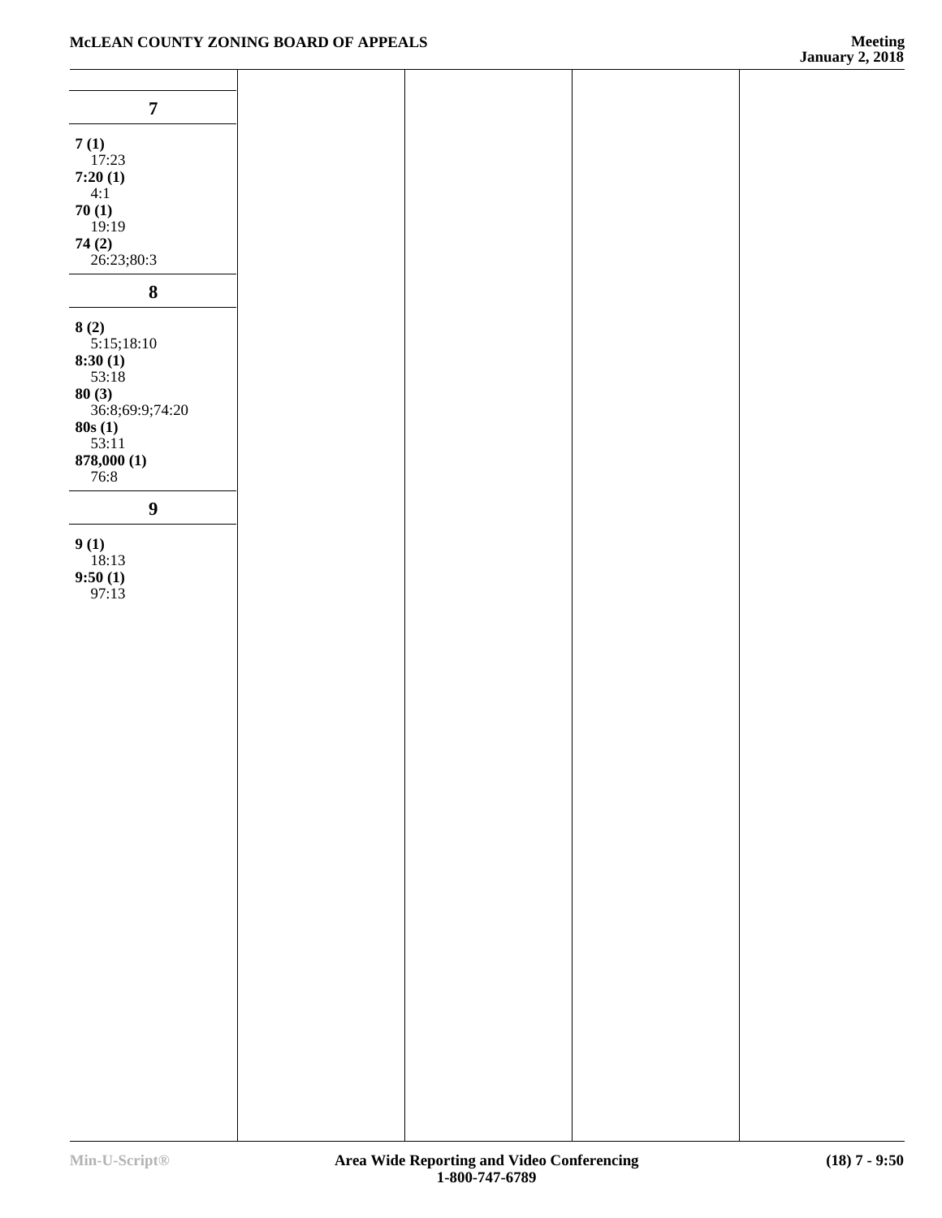## 7

**7 (1)**
17:23
**7:20 (1)**
4:1
**70 (1)**
19:19
**74 (2)**
26:23;80:3

## 8

**8 (2)**
5:15;18:10
**8:30 (1)**
53:18
**80 (3)**
36:8;69:9;74:20
**80s (1)**
53:11
**878,000 (1)**
76:8

## 9

**9 (1)**
18:13
**9:50 (1)**
97:13